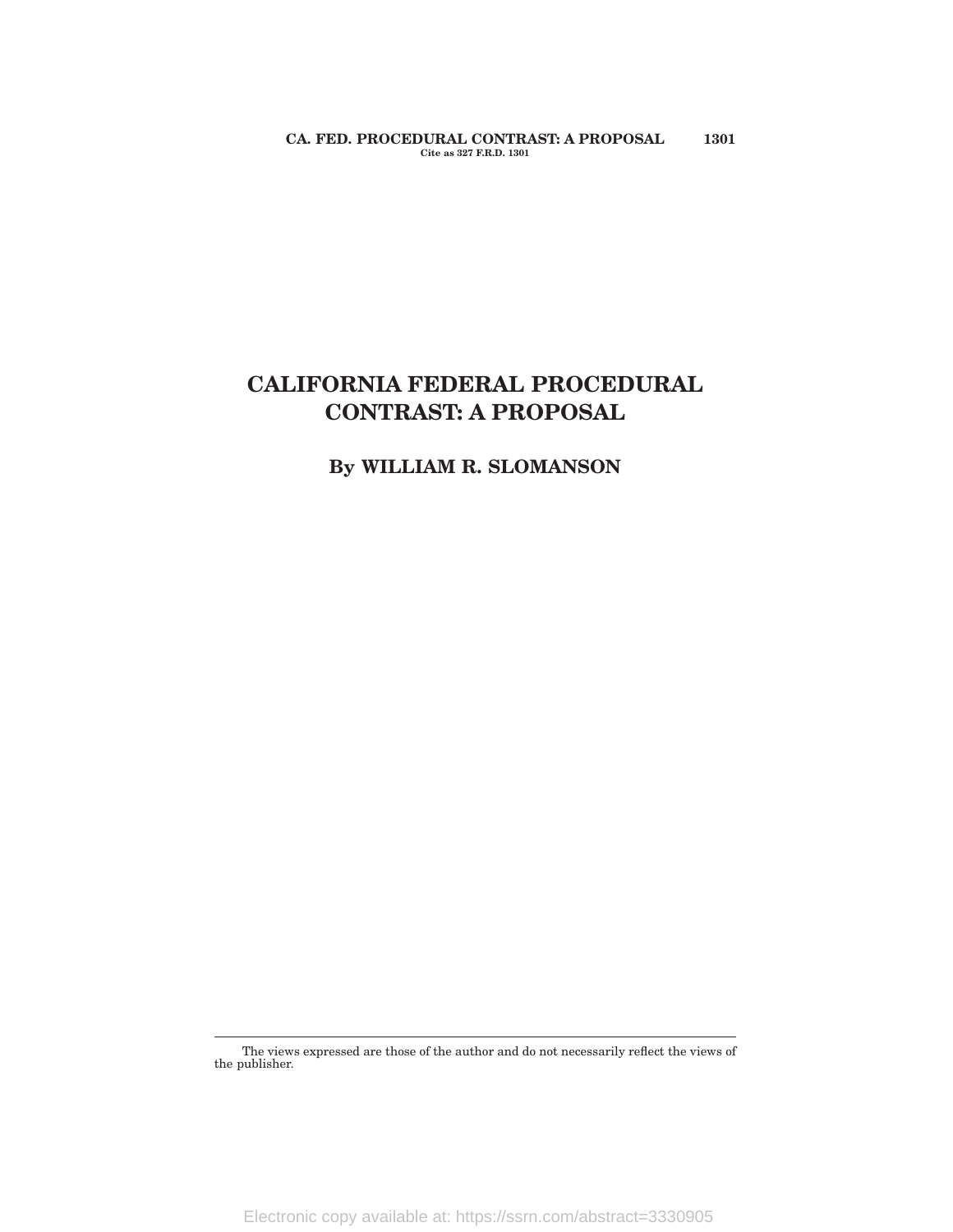# CALIFORNIA FEDERAL PROCEDURAL CONTRAST: A PROPOSAL

**By WILLIAM R. SLOMANSON**

The views expressed are those of the author and do not necessarily reflect the views of the publisher.

Electronic copy available at: https://ssrn.com/abstract=3330905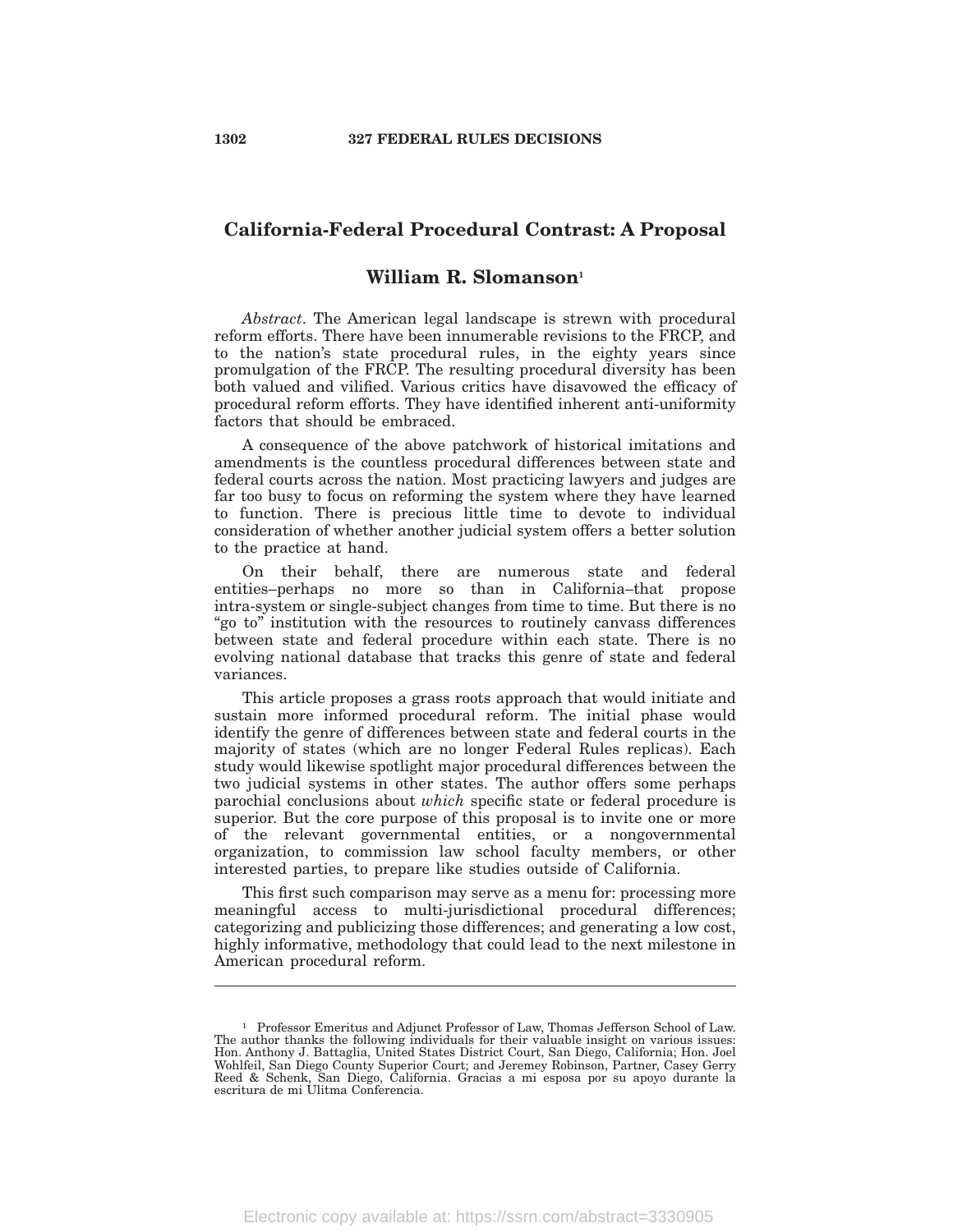# California-Federal Procedural Contrast: A Proposal

## William R. Slomanson[1]

*Abstract*. The American legal landscape is strewn with procedural reform efforts. There have been innumerable revisions to the FRCP, and to the nation's state procedural rules, in the eighty years since promulgation of the FRCP. The resulting procedural diversity has been both valued and vilified. Various critics have disavowed the efficacy of procedural reform efforts. They have identified inherent anti-uniformity factors that should be embraced.

A consequence of the above patchwork of historical imitations and amendments is the countless procedural differences between state and federal courts across the nation. Most practicing lawyers and judges are far too busy to focus on reforming the system where they have learned to function. There is precious little time to devote to individual consideration of whether another judicial system offers a better solution to the practice at hand.

On their behalf, there are numerous state and federal entities–perhaps no more so than in California–that propose intra-system or single-subject changes from time to time. But there is no "go to" institution with the resources to routinely canvass differences between state and federal procedure within each state. There is no evolving national database that tracks this genre of state and federal variances.

This article proposes a grass roots approach that would initiate and sustain more informed procedural reform. The initial phase would identify the genre of differences between state and federal courts in the majority of states (which are no longer Federal Rules replicas). Each study would likewise spotlight major procedural differences between the two judicial systems in other states. The author offers some perhaps parochial conclusions about *which* specific state or federal procedure is superior. But the core purpose of this proposal is to invite one or more of the relevant governmental entities, or a nongovernmental organization, to commission law school faculty members, or other interested parties, to prepare like studies outside of California.

This first such comparison may serve as a menu for: processing more meaningful access to multi-jurisdictional procedural differences; categorizing and publicizing those differences; and generating a low cost, highly informative, methodology that could lead to the next milestone in American procedural reform.

---

[1] Professor Emeritus and Adjunct Professor of Law, Thomas Jefferson School of Law. The author thanks the following individuals for their valuable insight on various issues: Hon. Anthony J. Battaglia, United States District Court, San Diego, California; Hon. Joel Wohlfeil, San Diego County Superior Court; and Jeremey Robinson, Partner, Casey Gerry Reed & Schenk, San Diego, California. Gracias a mi esposa por su apoyo durante la escritura de mi Ulitma Conferencia.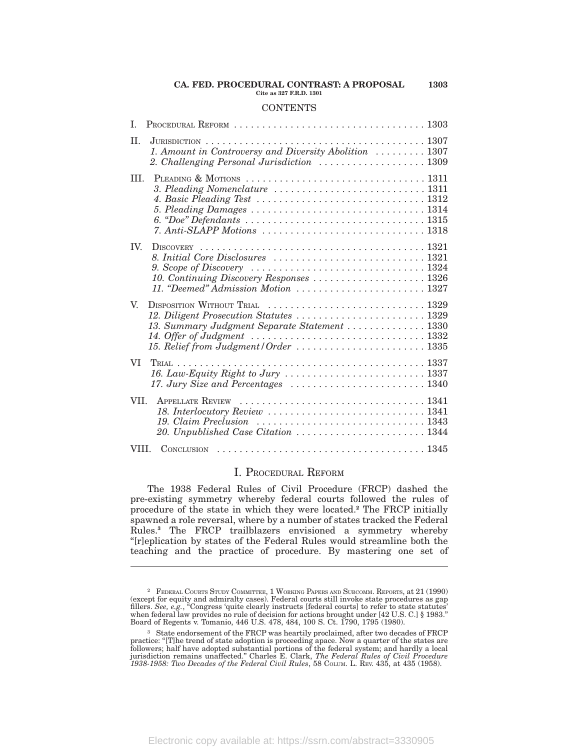CONTENTS

| | |
|---|---|
| I. PROCEDURAL REFORM | 1303 |
| II. JURISDICTION | 1307 |
| *1. Amount in Controversy and Diversity Abolition* | 1307 |
| *2. Challenging Personal Jurisdiction* | 1309 |
| III. PLEADING & MOTIONS | 1311 |
| *3. Pleading Nomenclature* | 1311 |
| *4. Basic Pleading Test* | 1312 |
| *5. Pleading Damages* | 1314 |
| *6. "Doe" Defendants* | 1315 |
| *7. Anti-SLAPP Motions* | 1318 |
| IV. DISCOVERY | 1321 |
| *8. Initial Core Disclosures* | 1321 |
| *9. Scope of Discovery* | 1324 |
| *10. Continuing Discovery Responses* | 1326 |
| *11. "Deemed" Admission Motion* | 1327 |
| V. DISPOSITION WITHOUT TRIAL | 1329 |
| *12. Diligent Prosecution Statutes* | 1329 |
| *13. Summary Judgment Separate Statement* | 1330 |
| *14. Offer of Judgment* | 1332 |
| *15. Relief from Judgment/Order* | 1335 |
| VI TRIAL | 1337 |
| *16. Law-Equity Right to Jury* | 1337 |
| *17. Jury Size and Percentages* | 1340 |
| VII. APPELLATE REVIEW | 1341 |
| *18. Interlocutory Review* | 1341 |
| *19. Claim Preclusion* | 1343 |
| *20. Unpublished Case Citation* | 1344 |
| VIII. CONCLUSION | 1345 |

## I. PROCEDURAL REFORM

The 1938 Federal Rules of Civil Procedure (FRCP) dashed the pre-existing symmetry whereby federal courts followed the rules of procedure of the state in which they were located.[2] The FRCP initially spawned a role reversal, where by a number of states tracked the Federal Rules.[3] The FRCP trailblazers envisioned a symmetry whereby "[r]eplication by states of the Federal Rules would streamline both the teaching and the practice of procedure. By mastering one set of

---

[2] FEDERAL COURTS STUDY COMMITTEE, 1 WORKING PAPERS AND SUBCOMM. REPORTS, at 21 (1990) (except for equity and admiralty cases). Federal courts still invoke state procedures as gap fillers. *See, e.g.*, "Congress 'quite clearly instructs [federal courts] to refer to state statutes' when federal law provides no rule of decision for actions brought under [42 U.S. C.] § 1983." Board of Regents v. Tomanio, 446 U.S. 478, 484, 100 S. Ct. 1790, 1795 (1980).

[3] State endorsement of the FRCP was heartily proclaimed, after two decades of FRCP practice: "[T]he trend of state adoption is proceeding apace. Now a quarter of the states are followers; half have adopted substantial portions of the federal system; and hardly a local jurisdiction remains unaffected." Charles E. Clark, *The Federal Rules of Civil Procedure 1938-1958: Two Decades of the Federal Civil Rules*, 58 COLUM. L. REV. 435, at 435 (1958).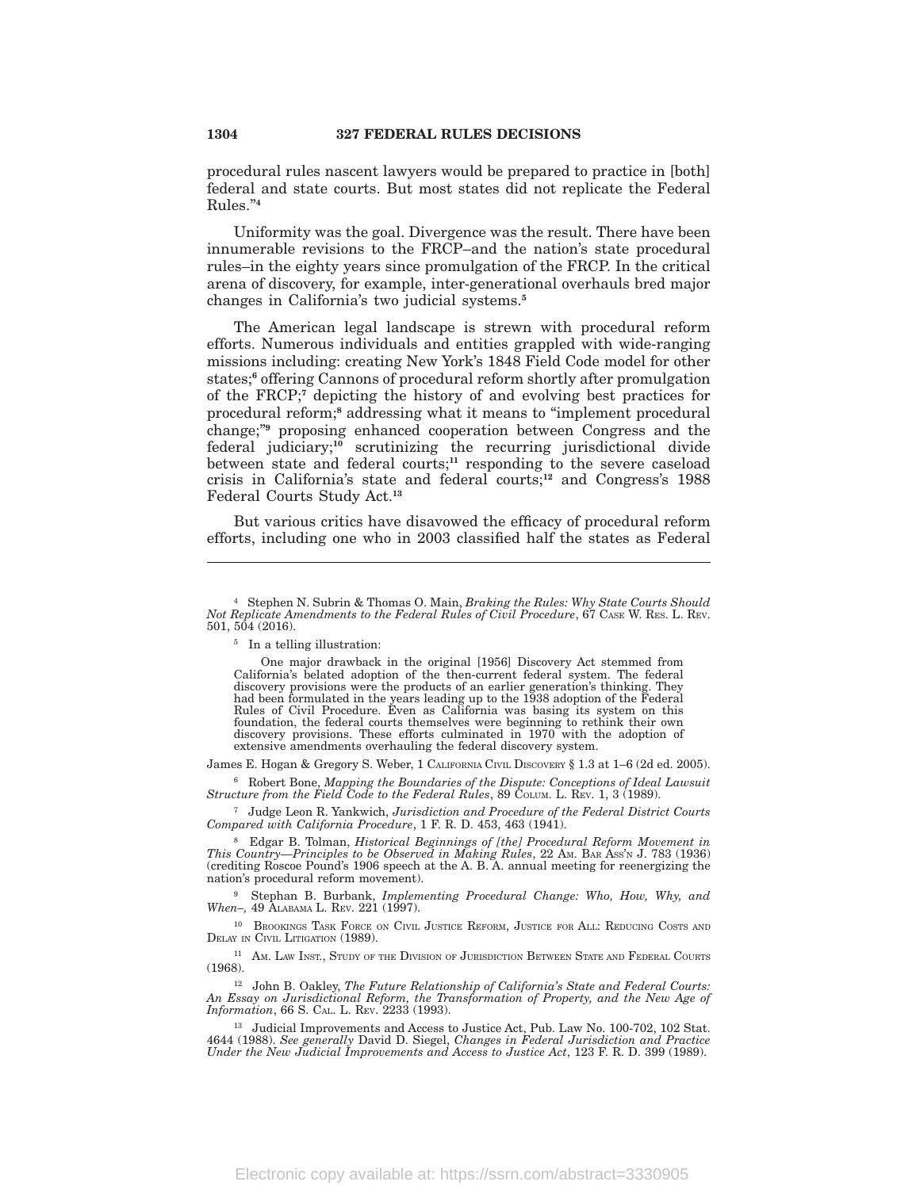procedural rules nascent lawyers would be prepared to practice in [both] federal and state courts. But most states did not replicate the Federal Rules."[4]

Uniformity was the goal. Divergence was the result. There have been innumerable revisions to the FRCP–and the nation's state procedural rules–in the eighty years since promulgation of the FRCP. In the critical arena of discovery, for example, inter-generational overhauls bred major changes in California's two judicial systems.[5]

The American legal landscape is strewn with procedural reform efforts. Numerous individuals and entities grappled with wide-ranging missions including: creating New York's 1848 Field Code model for other states;[6] offering Cannons of procedural reform shortly after promulgation of the FRCP;[7] depicting the history of and evolving best practices for procedural reform;[8] addressing what it means to "implement procedural change;"[9] proposing enhanced cooperation between Congress and the federal judiciary;[10] scrutinizing the recurring jurisdictional divide between state and federal courts;[11] responding to the severe caseload crisis in California's state and federal courts;[12] and Congress's 1988 Federal Courts Study Act.[13]

But various critics have disavowed the efficacy of procedural reform efforts, including one who in 2003 classified half the states as Federal

---

[4] Stephen N. Subrin & Thomas O. Main, *Braking the Rules: Why State Courts Should Not Replicate Amendments to the Federal Rules of Civil Procedure*, 67 CASE W. RES. L. REV. 501, 504 (2016).

[5] In a telling illustration:

> One major drawback in the original [1956] Discovery Act stemmed from California's belated adoption of the then-current federal system. The federal discovery provisions were the products of an earlier generation's thinking. They had been formulated in the years leading up to the 1938 adoption of the Federal Rules of Civil Procedure. Even as California was basing its system on this foundation, the federal courts themselves were beginning to rethink their own discovery provisions. These efforts culminated in 1970 with the adoption of extensive amendments overhauling the federal discovery system.

James E. Hogan & Gregory S. Weber, 1 CALIFORNIA CIVIL DISCOVERY § 1.3 at 1–6 (2d ed. 2005).

[6] Robert Bone, *Mapping the Boundaries of the Dispute: Conceptions of Ideal Lawsuit Structure from the Field Code to the Federal Rules*, 89 COLUM. L. REV. 1, 3 (1989).

[7] Judge Leon R. Yankwich, *Jurisdiction and Procedure of the Federal District Courts Compared with California Procedure*, 1 F. R. D. 453, 463 (1941).

[8] Edgar B. Tolman, *Historical Beginnings of [the] Procedural Reform Movement in This Country—Principles to be Observed in Making Rules*, 22 AM. BAR ASS'N J. 783 (1936) (crediting Roscoe Pound's 1906 speech at the A. B. A. annual meeting for reenergizing the nation's procedural reform movement).

[9] Stephan B. Burbank, *Implementing Procedural Change: Who, How, Why, and When–,* 49 ALABAMA L. REV. 221 (1997).

[10] BROOKINGS TASK FORCE ON CIVIL JUSTICE REFORM, JUSTICE FOR ALL: REDUCING COSTS AND DELAY IN CIVIL LITIGATION (1989).

[11] AM. LAW INST., STUDY OF THE DIVISION OF JURISDICTION BETWEEN STATE AND FEDERAL COURTS (1968).

[12] John B. Oakley, *The Future Relationship of California's State and Federal Courts: An Essay on Jurisdictional Reform, the Transformation of Property, and the New Age of Information*, 66 S. CAL. L. REV. 2233 (1993).

[13] Judicial Improvements and Access to Justice Act, Pub. Law No. 100-702, 102 Stat. 4644 (1988). *See generally* David D. Siegel, *Changes in Federal Jurisdiction and Practice Under the New Judicial Improvements and Access to Justice Act*, 123 F. R. D. 399 (1989).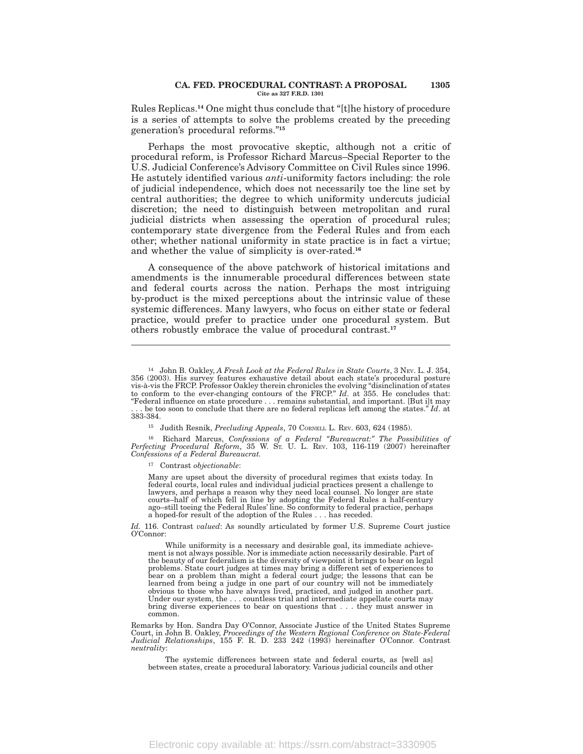Rules Replicas.[14] One might thus conclude that "[t]he history of procedure is a series of attempts to solve the problems created by the preceding generation's procedural reforms."[15]

Perhaps the most provocative skeptic, although not a critic of procedural reform, is Professor Richard Marcus–Special Reporter to the U.S. Judicial Conference's Advisory Committee on Civil Rules since 1996. He astutely identified various *anti*-uniformity factors including: the role of judicial independence, which does not necessarily toe the line set by central authorities; the degree to which uniformity undercuts judicial discretion; the need to distinguish between metropolitan and rural judicial districts when assessing the operation of procedural rules; contemporary state divergence from the Federal Rules and from each other; whether national uniformity in state practice is in fact a virtue; and whether the value of simplicity is over-rated.[16]

A consequence of the above patchwork of historical imitations and amendments is the innumerable procedural differences between state and federal courts across the nation. Perhaps the most intriguing by-product is the mixed perceptions about the intrinsic value of these systemic differences. Many lawyers, who focus on either state or federal practice, would prefer to practice under one procedural system. But others robustly embrace the value of procedural contrast.[17]

---

[14] John B. Oakley, *A Fresh Look at the Federal Rules in State Courts*, 3 NEV. L. J. 354, 356 (2003). His survey features exhaustive detail about each state's procedural posture vis-à-vis the FRCP. Professor Oakley therein chronicles the evolving "disinclination of states to conform to the ever-changing contours of the FRCP." *Id*. at 355. He concludes that: "Federal influence on state procedure . . . remains substantial, and important. [But i]t may . . . be too soon to conclude that there are no federal replicas left among the states." *Id*. at 383-384.

[15] Judith Resnik, *Precluding Appeals*, 70 CORNELL L. REV. 603, 624 (1985).

[16] Richard Marcus, *Confessions of a Federal "Bureaucrat:" The Possibilities of Perfecting Procedural Reform*, 35 W. ST. U. L. REV. 103, 116-119 (2007) hereinafter *Confessions of a Federal Bureaucrat.*

[17] Contrast *objectionable*:

> Many are upset about the diversity of procedural regimes that exists today. In federal courts, local rules and individual judicial practices present a challenge to lawyers, and perhaps a reason why they need local counsel. No longer are state courts–half of which fell in line by adopting the Federal Rules a half-century ago–still toeing the Federal Rules' line. So conformity to federal practice, perhaps a hoped-for result of the adoption of the Rules . . . has receded.

*Id.* 116. Contrast *valued*: As soundly articulated by former U.S. Supreme Court justice O'Connor:

> While uniformity is a necessary and desirable goal, its immediate achievement is not always possible. Nor is immediate action necessarily desirable. Part of the beauty of our federalism is the diversity of viewpoint it brings to bear on legal problems. State court judges at times may bring a different set of experiences to bear on a problem than might a federal court judge; the lessons that can be learned from being a judge in one part of our country will not be immediately obvious to those who have always lived, practiced, and judged in another part. Under our system, the . . . countless trial and intermediate appellate courts may bring diverse experiences to bear on questions that . . . they must answer in common.

Remarks by Hon. Sandra Day O'Connor, Associate Justice of the United States Supreme Court, in John B. Oakley, *Proceedings of the Western Regional Conference on State-Federal Judicial Relationships*, 155 F. R. D. 233 242 (1993) hereinafter O'Connor. Contrast *neutrality*:

> The systemic differences between state and federal courts, as [well as] between states, create a procedural laboratory. Various judicial councils and other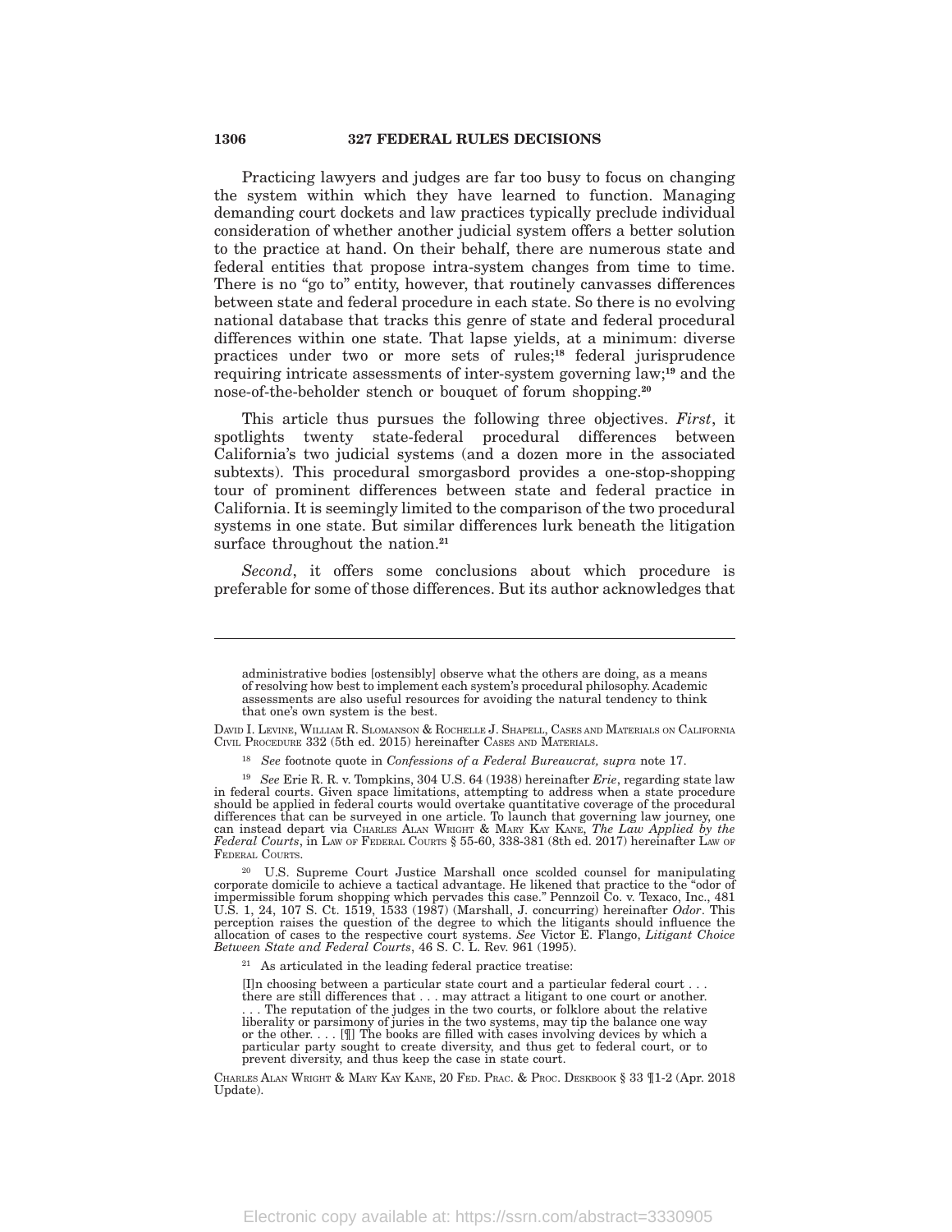Practicing lawyers and judges are far too busy to focus on changing the system within which they have learned to function. Managing demanding court dockets and law practices typically preclude individual consideration of whether another judicial system offers a better solution to the practice at hand. On their behalf, there are numerous state and federal entities that propose intra-system changes from time to time. There is no "go to" entity, however, that routinely canvasses differences between state and federal procedure in each state. So there is no evolving national database that tracks this genre of state and federal procedural differences within one state. That lapse yields, at a minimum: diverse practices under two or more sets of rules;[18] federal jurisprudence requiring intricate assessments of inter-system governing law;[19] and the nose-of-the-beholder stench or bouquet of forum shopping.[20]

This article thus pursues the following three objectives. *First*, it spotlights twenty state-federal procedural differences between California's two judicial systems (and a dozen more in the associated subtexts). This procedural smorgasbord provides a one-stop-shopping tour of prominent differences between state and federal practice in California. It is seemingly limited to the comparison of the two procedural systems in one state. But similar differences lurk beneath the litigation surface throughout the nation.[21]

*Second*, it offers some conclusions about which procedure is preferable for some of those differences. But its author acknowledges that

---

administrative bodies [ostensibly] observe what the others are doing, as a means of resolving how best to implement each system's procedural philosophy. Academic assessments are also useful resources for avoiding the natural tendency to think that one's own system is the best.

David I. Levine, William R. Slomanson & Rochelle J. Shapell, Cases and Materials on California Civil Procedure 332 (5th ed. 2015) hereinafter Cases and Materials.

[18] *See* footnote quote in *Confessions of a Federal Bureaucrat, supra* note 17.

[19] *See* Erie R. R. v. Tompkins, 304 U.S. 64 (1938) hereinafter *Erie*, regarding state law in federal courts. Given space limitations, attempting to address when a state procedure should be applied in federal courts would overtake quantitative coverage of the procedural differences that can be surveyed in one article. To launch that governing law journey, one can instead depart via Charles Alan Wright & Mary Kay Kane, *The Law Applied by the Federal Courts*, in Law of Federal Courts § 55-60, 338-381 (8th ed. 2017) hereinafter Law of Federal Courts.

[20] U.S. Supreme Court Justice Marshall once scolded counsel for manipulating corporate domicile to achieve a tactical advantage. He likened that practice to the "odor of impermissible forum shopping which pervades this case." Pennzoil Co. v. Texaco, Inc., 481 U.S. 1, 24, 107 S. Ct. 1519, 1533 (1987) (Marshall, J. concurring) hereinafter *Odor*. This perception raises the question of the degree to which the litigants should influence the allocation of cases to the respective court systems. *See* Victor E. Flango, *Litigant Choice Between State and Federal Courts*, 46 S. C. L. Rev. 961 (1995).

[21] As articulated in the leading federal practice treatise:

> [I]n choosing between a particular state court and a particular federal court . . . there are still differences that . . . may attract a litigant to one court or another. . . . The reputation of the judges in the two courts, or folklore about the relative liberality or parsimony of juries in the two systems, may tip the balance one way or the other. . . . [¶] The books are filled with cases involving devices by which a particular party sought to create diversity, and thus get to federal court, or to prevent diversity, and thus keep the case in state court.

Charles Alan Wright & Mary Kay Kane, 20 Fed. Prac. & Proc. Deskbook § 33 ¶1-2 (Apr. 2018 Update).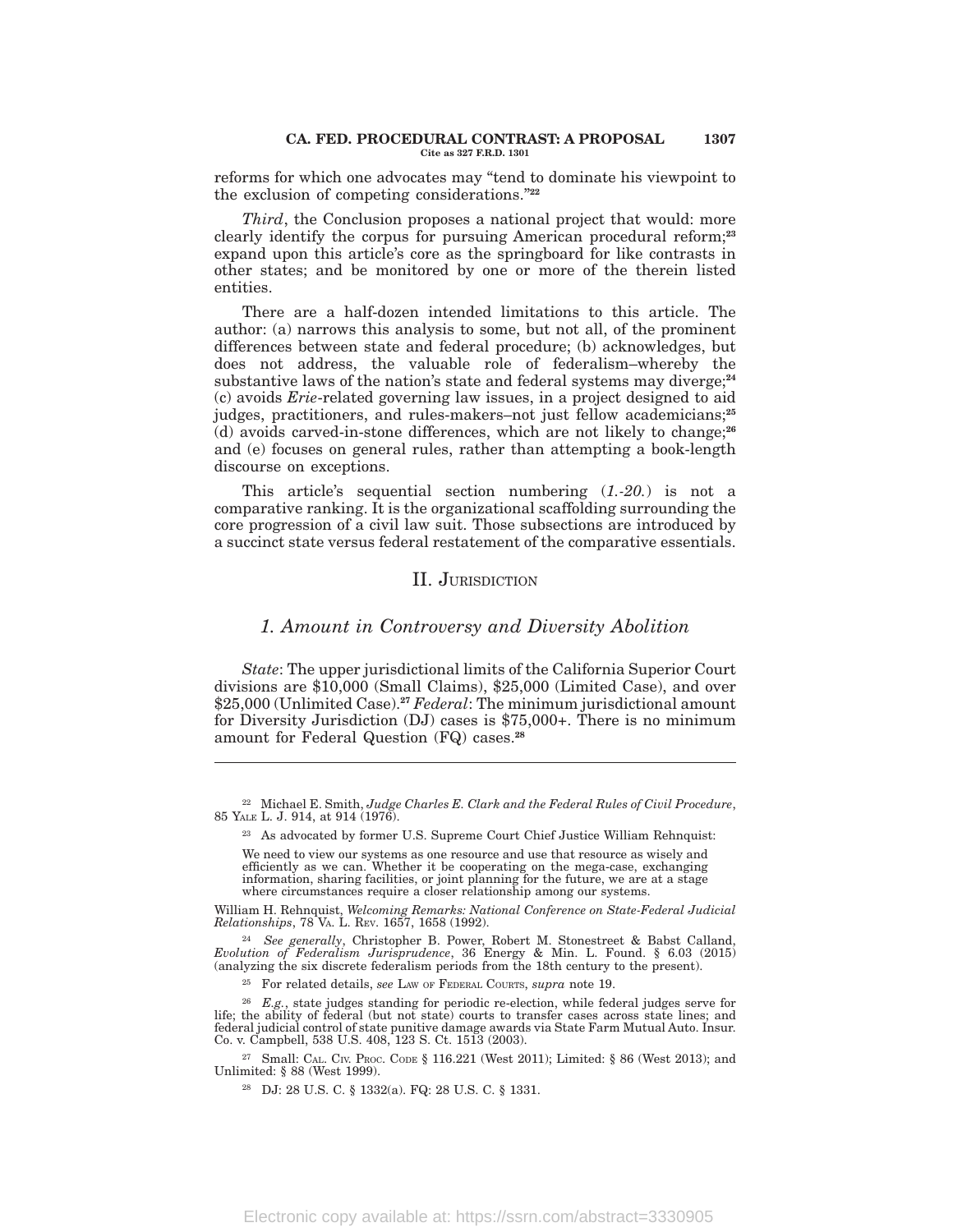reforms for which one advocates may "tend to dominate his viewpoint to the exclusion of competing considerations."[22]

*Third*, the Conclusion proposes a national project that would: more clearly identify the corpus for pursuing American procedural reform;[23] expand upon this article's core as the springboard for like contrasts in other states; and be monitored by one or more of the therein listed entities.

There are a half-dozen intended limitations to this article. The author: (a) narrows this analysis to some, but not all, of the prominent differences between state and federal procedure; (b) acknowledges, but does not address, the valuable role of federalism–whereby the substantive laws of the nation's state and federal systems may diverge;[24] (c) avoids *Erie*-related governing law issues, in a project designed to aid judges, practitioners, and rules-makers–not just fellow academicians;[25] (d) avoids carved-in-stone differences, which are not likely to change;[26] and (e) focuses on general rules, rather than attempting a book-length discourse on exceptions.

This article's sequential section numbering (*1.-20.*) is not a comparative ranking. It is the organizational scaffolding surrounding the core progression of a civil law suit. Those subsections are introduced by a succinct state versus federal restatement of the comparative essentials.

## II. Jurisdiction

### *1. Amount in Controversy and Diversity Abolition*

*State*: The upper jurisdictional limits of the California Superior Court divisions are $10,000 (Small Claims), $25,000 (Limited Case), and over $25,000 (Unlimited Case).[27] *Federal*: The minimum jurisdictional amount for Diversity Jurisdiction (DJ) cases is $75,000+. There is no minimum amount for Federal Question (FQ) cases.[28]

---

[22] Michael E. Smith, *Judge Charles E. Clark and the Federal Rules of Civil Procedure*, 85 Yale L. J. 914, at 914 (1976).

[23] As advocated by former U.S. Supreme Court Chief Justice William Rehnquist:

> We need to view our systems as one resource and use that resource as wisely and efficiently as we can. Whether it be cooperating on the mega-case, exchanging information, sharing facilities, or joint planning for the future, we are at a stage where circumstances require a closer relationship among our systems.

William H. Rehnquist, *Welcoming Remarks: National Conference on State-Federal Judicial Relationships*, 78 Va. L. Rev. 1657, 1658 (1992).

[24] *See generally*, Christopher B. Power, Robert M. Stonestreet & Babst Calland, *Evolution of Federalism Jurisprudence*, 36 Energy & Min. L. Found. § 6.03 (2015) (analyzing the six discrete federalism periods from the 18th century to the present).

[25] For related details, *see* Law of Federal Courts, *supra* note 19.

[26] *E.g.*, state judges standing for periodic re-election, while federal judges serve for life; the ability of federal (but not state) courts to transfer cases across state lines; and federal judicial control of state punitive damage awards via State Farm Mutual Auto. Insur. Co. v. Campbell, 538 U.S. 408, 123 S. Ct. 1513 (2003).

[27] Small: Cal. Civ. Proc. Code § 116.221 (West 2011); Limited: § 86 (West 2013); and Unlimited: § 88 (West 1999).

[28] DJ: 28 U.S. C. § 1332(a). FQ: 28 U.S. C. § 1331.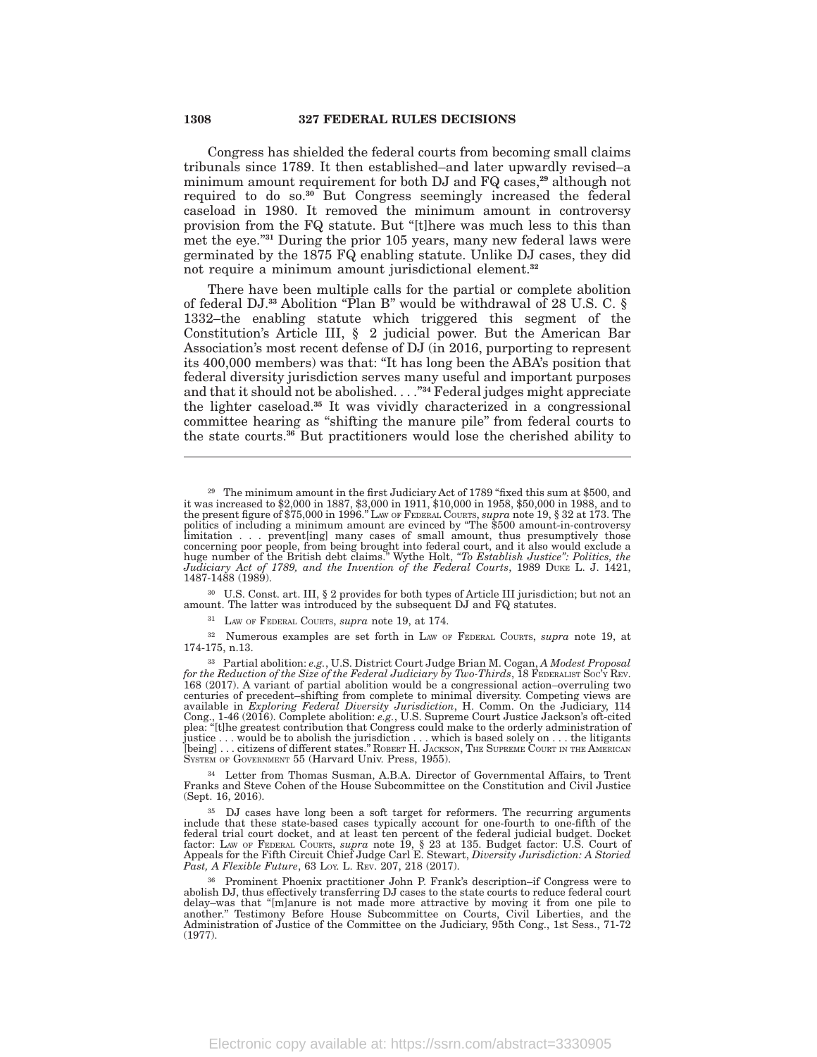Congress has shielded the federal courts from becoming small claims tribunals since 1789. It then established–and later upwardly revised–a minimum amount requirement for both DJ and FQ cases,[29] although not required to do so.[30] But Congress seemingly increased the federal caseload in 1980. It removed the minimum amount in controversy provision from the FQ statute. But "[t]here was much less to this than met the eye."[31] During the prior 105 years, many new federal laws were germinated by the 1875 FQ enabling statute. Unlike DJ cases, they did not require a minimum amount jurisdictional element.[32]

There have been multiple calls for the partial or complete abolition of federal DJ.[33] Abolition "Plan B" would be withdrawal of 28 U.S. C. § 1332–the enabling statute which triggered this segment of the Constitution's Article III, § 2 judicial power. But the American Bar Association's most recent defense of DJ (in 2016, purporting to represent its 400,000 members) was that: "It has long been the ABA's position that federal diversity jurisdiction serves many useful and important purposes and that it should not be abolished. . . ."[34] Federal judges might appreciate the lighter caseload.[35] It was vividly characterized in a congressional committee hearing as "shifting the manure pile" from federal courts to the state courts.[36] But practitioners would lose the cherished ability to

---

[29] The minimum amount in the first Judiciary Act of 1789 "fixed this sum at $500, and it was increased to $2,000 in 1887, $3,000 in 1911, $10,000 in 1958, $50,000 in 1988, and to the present figure of $75,000 in 1996." LAW OF FEDERAL COURTS, *supra* note 19, § 32 at 173. The politics of including a minimum amount are evinced by "The $500 amount-in-controversy limitation . . . prevent[ing] many cases of small amount, thus presumptively those concerning poor people, from being brought into federal court, and it also would exclude a huge number of the British debt claims." Wythe Holt, *"To Establish Justice": Politics, the Judiciary Act of 1789, and the Invention of the Federal Courts*, 1989 DUKE L. J. 1421, 1487-1488 (1989).

[30] U.S. Const. art. III, § 2 provides for both types of Article III jurisdiction; but not an amount. The latter was introduced by the subsequent DJ and FQ statutes.

[31] LAW OF FEDERAL COURTS, *supra* note 19, at 174.

[32] Numerous examples are set forth in LAW OF FEDERAL COURTS, *supra* note 19, at 174-175, n.13.

[33] Partial abolition: *e.g.*, U.S. District Court Judge Brian M. Cogan, *A Modest Proposal for the Reduction of the Size of the Federal Judiciary by Two-Thirds*, 18 FEDERALIST SOC'Y REV. 168 (2017). A variant of partial abolition would be a congressional action–overruling two centuries of precedent–shifting from complete to minimal diversity. Competing views are available in *Exploring Federal Diversity Jurisdiction*, H. Comm. On the Judiciary, 114 Cong., 1-46 (2016). Complete abolition: *e.g.*, U.S. Supreme Court Justice Jackson's oft-cited plea: "[t]he greatest contribution that Congress could make to the orderly administration of justice . . . would be to abolish the jurisdiction . . . which is based solely on . . . the litigants [being] . . . citizens of different states." ROBERT H. JACKSON, THE SUPREME COURT IN THE AMERICAN SYSTEM OF GOVERNMENT 55 (Harvard Univ. Press, 1955).

[34] Letter from Thomas Susman, A.B.A. Director of Governmental Affairs, to Trent Franks and Steve Cohen of the House Subcommittee on the Constitution and Civil Justice (Sept. 16, 2016).

[35] DJ cases have long been a soft target for reformers. The recurring arguments include that these state-based cases typically account for one-fourth to one-fifth of the federal trial court docket, and at least ten percent of the federal judicial budget. Docket factor: LAW OF FEDERAL COURTS, *supra* note 19, § 23 at 135. Budget factor: U.S. Court of Appeals for the Fifth Circuit Chief Judge Carl E. Stewart, *Diversity Jurisdiction: A Storied Past, A Flexible Future*, 63 LOY. L. REV. 207, 218 (2017).

[36] Prominent Phoenix practitioner John P. Frank's description–if Congress were to abolish DJ, thus effectively transferring DJ cases to the state courts to reduce federal court delay–was that "[m]anure is not made more attractive by moving it from one pile to another." Testimony Before House Subcommittee on Courts, Civil Liberties, and the Administration of Justice of the Committee on the Judiciary, 95th Cong., 1st Sess., 71-72 (1977).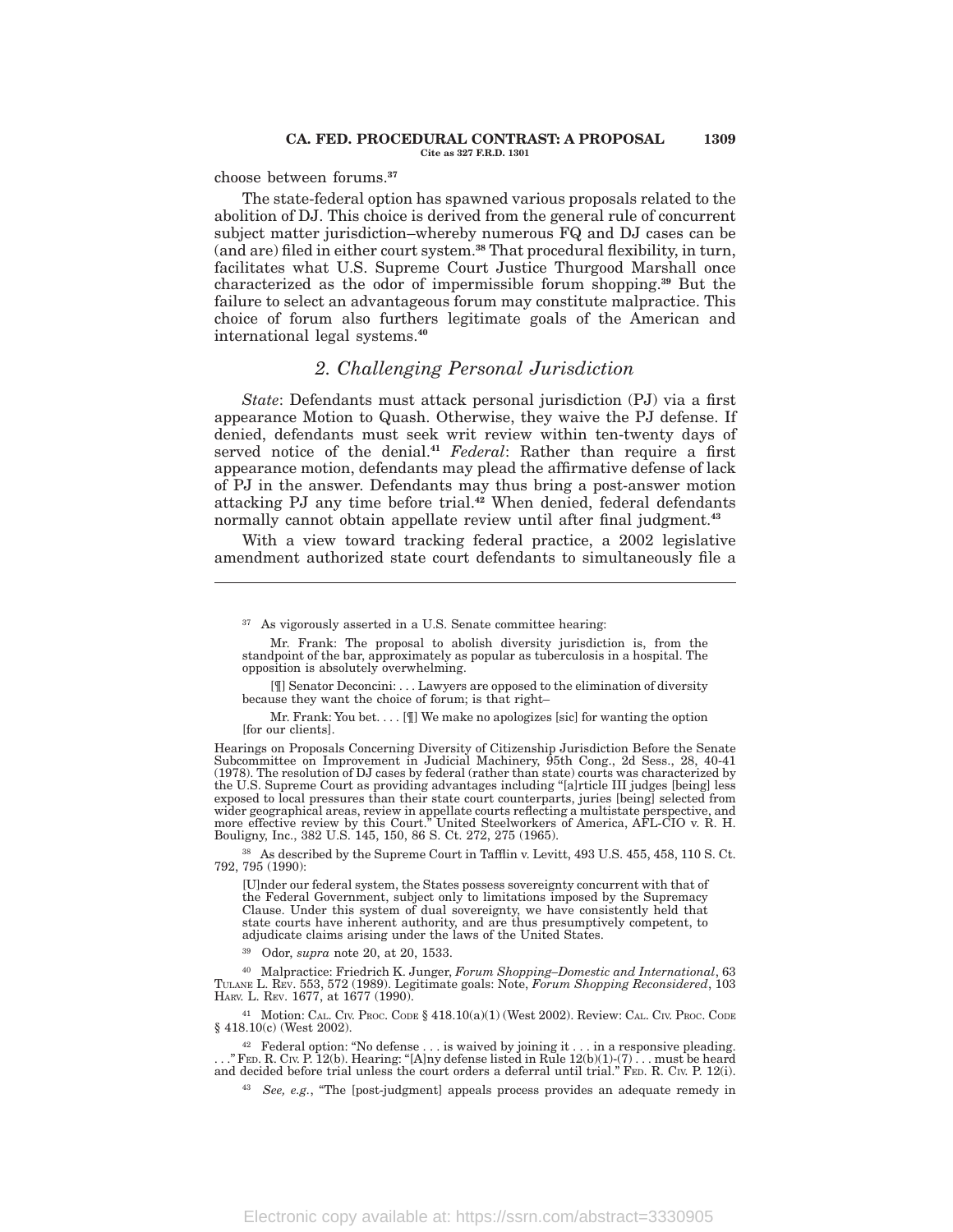choose between forums.[37]

The state-federal option has spawned various proposals related to the abolition of DJ. This choice is derived from the general rule of concurrent subject matter jurisdiction–whereby numerous FQ and DJ cases can be (and are) filed in either court system.[38] That procedural flexibility, in turn, facilitates what U.S. Supreme Court Justice Thurgood Marshall once characterized as the odor of impermissible forum shopping.[39] But the failure to select an advantageous forum may constitute malpractice. This choice of forum also furthers legitimate goals of the American and international legal systems.[40]

### *2. Challenging Personal Jurisdiction*

*State*: Defendants must attack personal jurisdiction (PJ) via a first appearance Motion to Quash. Otherwise, they waive the PJ defense. If denied, defendants must seek writ review within ten-twenty days of served notice of the denial.[41] *Federal*: Rather than require a first appearance motion, defendants may plead the affirmative defense of lack of PJ in the answer. Defendants may thus bring a post-answer motion attacking PJ any time before trial.[42] When denied, federal defendants normally cannot obtain appellate review until after final judgment.[43]

With a view toward tracking federal practice, a 2002 legislative amendment authorized state court defendants to simultaneously file a

---

[37] As vigorously asserted in a U.S. Senate committee hearing:

> Mr. Frank: The proposal to abolish diversity jurisdiction is, from the standpoint of the bar, approximately as popular as tuberculosis in a hospital. The opposition is absolutely overwhelming.
>
> [¶] Senator Deconcini: . . . Lawyers are opposed to the elimination of diversity because they want the choice of forum; is that right–
>
> Mr. Frank: You bet. . . . [¶] We make no apologizes [sic] for wanting the option [for our clients].

Hearings on Proposals Concerning Diversity of Citizenship Jurisdiction Before the Senate Subcommittee on Improvement in Judicial Machinery, 95th Cong., 2d Sess., 28, 40-41 (1978). The resolution of DJ cases by federal (rather than state) courts was characterized by the U.S. Supreme Court as providing advantages including "[a]rticle III judges [being] less exposed to local pressures than their state court counterparts, juries [being] selected from wider geographical areas, review in appellate courts reflecting a multistate perspective, and more effective review by this Court." United Steelworkers of America, AFL-CIO v. R. H. Bouligny, Inc., 382 U.S. 145, 150, 86 S. Ct. 272, 275 (1965).

[38] As described by the Supreme Court in Tafflin v. Levitt, 493 U.S. 455, 458, 110 S. Ct. 792, 795 (1990):

> [U]nder our federal system, the States possess sovereignty concurrent with that of the Federal Government, subject only to limitations imposed by the Supremacy Clause. Under this system of dual sovereignty, we have consistently held that state courts have inherent authority, and are thus presumptively competent, to adjudicate claims arising under the laws of the United States.

[39] Odor, *supra* note 20, at 20, 1533.

[40] Malpractice: Friedrich K. Junger, *Forum Shopping–Domestic and International*, 63 Tulane L. Rev. 553, 572 (1989). Legitimate goals: Note, *Forum Shopping Reconsidered*, 103 Harv. L. Rev. 1677, at 1677 (1990).

[41] Motion: Cal. Civ. Proc. Code § 418.10(a)(1) (West 2002). Review: Cal. Civ. Proc. Code § 418.10(c) (West 2002).

[42] Federal option: "No defense . . . is waived by joining it . . . in a responsive pleading. . . ." Fed. R. Civ. P. 12(b). Hearing: "[A]ny defense listed in Rule 12(b)(1)-(7) . . . must be heard and decided before trial unless the court orders a deferral until trial." Fed. R. Civ. P. 12(i).

[43] *See, e.g.*, "The [post-judgment] appeals process provides an adequate remedy in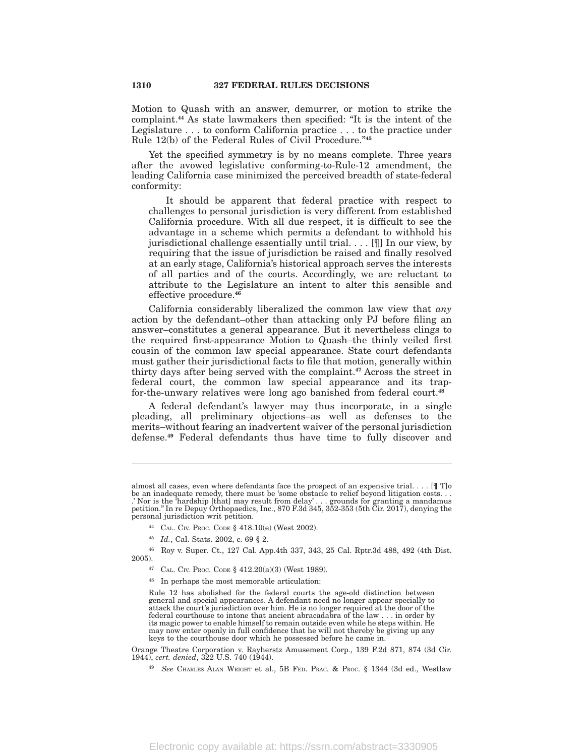Motion to Quash with an answer, demurrer, or motion to strike the complaint.[44] As state lawmakers then specified: "It is the intent of the Legislature . . . to conform California practice . . . to the practice under Rule 12(b) of the Federal Rules of Civil Procedure."[45]

Yet the specified symmetry is by no means complete. Three years after the avowed legislative conforming-to-Rule-12 amendment, the leading California case minimized the perceived breadth of state-federal conformity:

> It should be apparent that federal practice with respect to challenges to personal jurisdiction is very different from established California procedure. With all due respect, it is difficult to see the advantage in a scheme which permits a defendant to withhold his jurisdictional challenge essentially until trial. . . . [¶] In our view, by requiring that the issue of jurisdiction be raised and finally resolved at an early stage, California's historical approach serves the interests of all parties and of the courts. Accordingly, we are reluctant to attribute to the Legislature an intent to alter this sensible and effective procedure.[46]

California considerably liberalized the common law view that *any* action by the defendant–other than attacking only PJ before filing an answer–constitutes a general appearance. But it nevertheless clings to the required first-appearance Motion to Quash–the thinly veiled first cousin of the common law special appearance. State court defendants must gather their jurisdictional facts to file that motion, generally within thirty days after being served with the complaint.[47] Across the street in federal court, the common law special appearance and its trap-for-the-unwary relatives were long ago banished from federal court.[48]

A federal defendant's lawyer may thus incorporate, in a single pleading, all preliminary objections–as well as defenses to the merits–without fearing an inadvertent waiver of the personal jurisdiction defense.[49] Federal defendants thus have time to fully discover and

---

almost all cases, even where defendants face the prospect of an expensive trial. . . . [¶ T]o be an inadequate remedy, there must be 'some obstacle to relief beyond litigation costs. . . .' Nor is the 'hardship [that] may result from delay' . . . grounds for granting a mandamus petition." In re Depuy Orthopaedics, Inc., 870 F.3d 345, 352-353 (5th Cir. 2017), denying the personal jurisdiction writ petition.

[44] CAL. CIV. PROC. CODE § 418.10(e) (West 2002).

[45] *Id.*, Cal. Stats. 2002, c. 69 § 2.

[46] Roy v. Super. Ct., 127 Cal. App.4th 337, 343, 25 Cal. Rptr.3d 488, 492 (4th Dist. 2005).

[47] CAL. CIV. PROC. CODE § 412.20(a)(3) (West 1989).

[48] In perhaps the most memorable articulation:

> Rule 12 has abolished for the federal courts the age-old distinction between general and special appearances. A defendant need no longer appear specially to attack the court's jurisdiction over him. He is no longer required at the door of the federal courthouse to intone that ancient abracadabra of the law . . . in order by its magic power to enable himself to remain outside even while he steps within. He may now enter openly in full confidence that he will not thereby be giving up any keys to the courthouse door which he possessed before he came in.

Orange Theatre Corporation v. Rayherstz Amusement Corp., 139 F.2d 871, 874 (3d Cir. 1944), *cert. denied*, 322 U.S. 740 (1944).

[49] *See* CHARLES ALAN WRIGHT et al., 5B FED. PRAC. & PROC. § 1344 (3d ed., Westlaw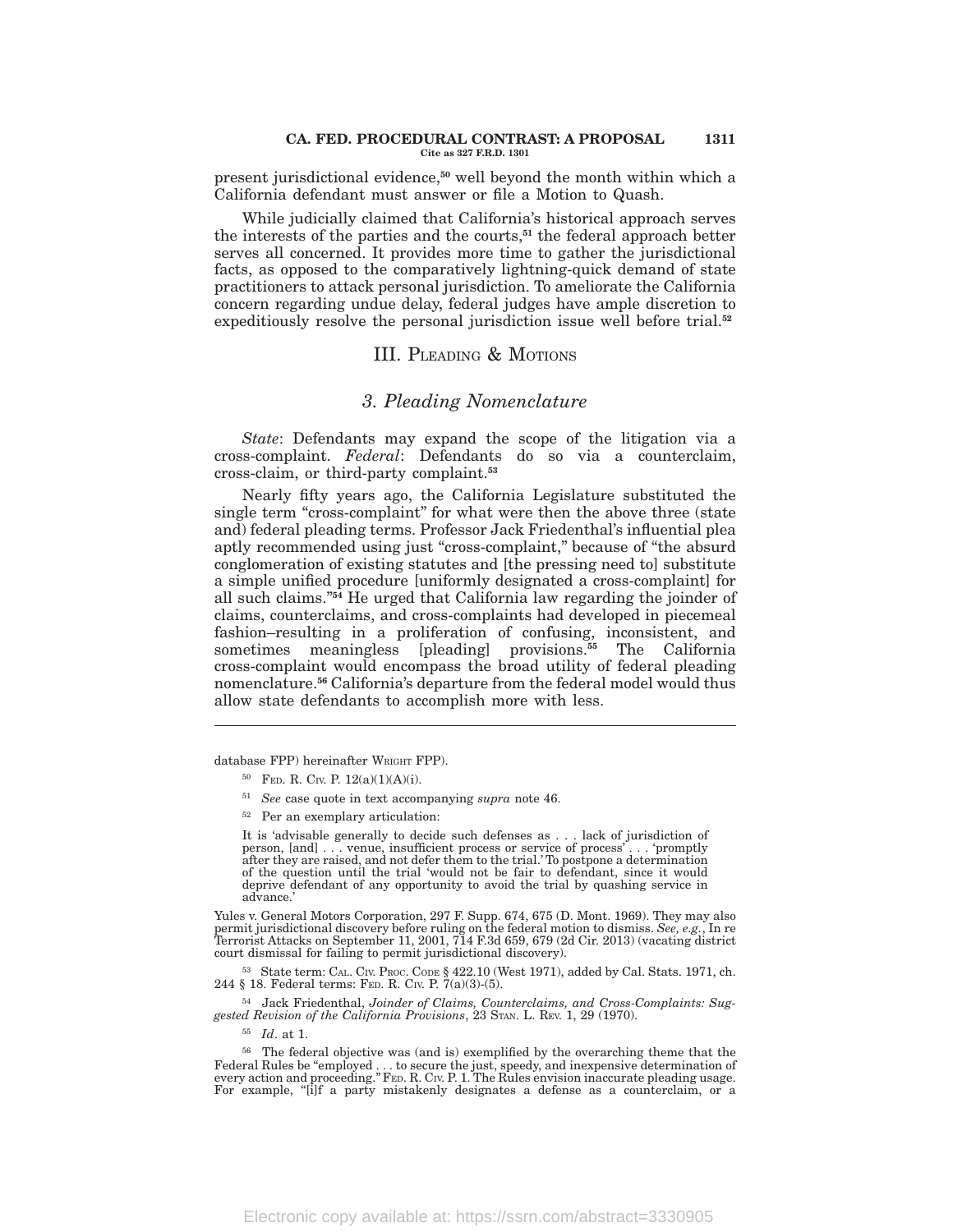present jurisdictional evidence,[50] well beyond the month within which a California defendant must answer or file a Motion to Quash.

While judicially claimed that California's historical approach serves the interests of the parties and the courts,[51] the federal approach better serves all concerned. It provides more time to gather the jurisdictional facts, as opposed to the comparatively lightning-quick demand of state practitioners to attack personal jurisdiction. To ameliorate the California concern regarding undue delay, federal judges have ample discretion to expeditiously resolve the personal jurisdiction issue well before trial.[52]

## III. Pleading & Motions

### *3. Pleading Nomenclature*

*State*: Defendants may expand the scope of the litigation via a cross-complaint. *Federal*: Defendants do so via a counterclaim, cross-claim, or third-party complaint.[53]

Nearly fifty years ago, the California Legislature substituted the single term "cross-complaint" for what were then the above three (state and) federal pleading terms. Professor Jack Friedenthal's influential plea aptly recommended using just "cross-complaint," because of "the absurd conglomeration of existing statutes and [the pressing need to] substitute a simple unified procedure [uniformly designated a cross-complaint] for all such claims."[54] He urged that California law regarding the joinder of claims, counterclaims, and cross-complaints had developed in piecemeal fashion–resulting in a proliferation of confusing, inconsistent, and sometimes meaningless [pleading] provisions.[55] The California cross-complaint would encompass the broad utility of federal pleading nomenclature.[56] California's departure from the federal model would thus allow state defendants to accomplish more with less.

---

database FPP) hereinafter Wright FPP).

[50] Fed. R. Civ. P. 12(a)(1)(A)(i).

[51] *See* case quote in text accompanying *supra* note 46.

[52] Per an exemplary articulation:

> It is 'advisable generally to decide such defenses as . . . lack of jurisdiction of person, [and] . . . venue, insufficient process or service of process' . . . 'promptly after they are raised, and not defer them to the trial.' To postpone a determination of the question until the trial 'would not be fair to defendant, since it would deprive defendant of any opportunity to avoid the trial by quashing service in advance.'

Yules v. General Motors Corporation, 297 F. Supp. 674, 675 (D. Mont. 1969). They may also permit jurisdictional discovery before ruling on the federal motion to dismiss. *See, e.g.*, In re Terrorist Attacks on September 11, 2001, 714 F.3d 659, 679 (2d Cir. 2013) (vacating district court dismissal for failing to permit jurisdictional discovery).

[53] State term: Cal. Civ. Proc. Code § 422.10 (West 1971), added by Cal. Stats. 1971, ch. 244 § 18. Federal terms: Fed. R. Civ. P. 7(a)(3)-(5).

[54] Jack Friedenthal, *Joinder of Claims, Counterclaims, and Cross-Complaints: Suggested Revision of the California Provisions*, 23 Stan. L. Rev. 1, 29 (1970).

[55] *Id*. at 1.

[56] The federal objective was (and is) exemplified by the overarching theme that the Federal Rules be "employed . . . to secure the just, speedy, and inexpensive determination of every action and proceeding." Fed. R. Civ. P. 1. The Rules envision inaccurate pleading usage. For example, "[i]f a party mistakenly designates a defense as a counterclaim, or a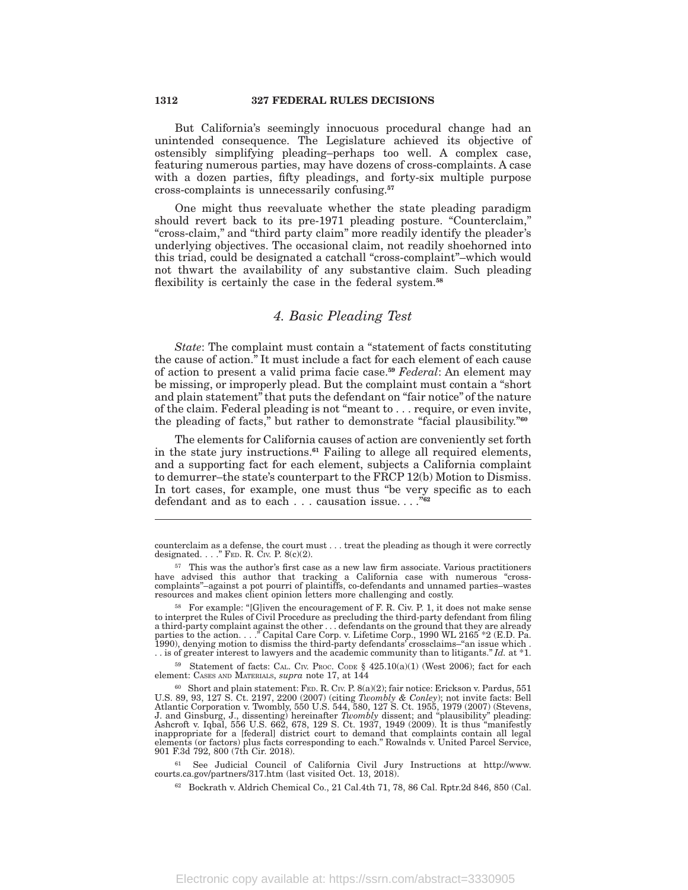But California's seemingly innocuous procedural change had an unintended consequence. The Legislature achieved its objective of ostensibly simplifying pleading–perhaps too well. A complex case, featuring numerous parties, may have dozens of cross-complaints. A case with a dozen parties, fifty pleadings, and forty-six multiple purpose cross-complaints is unnecessarily confusing.[57]

One might thus reevaluate whether the state pleading paradigm should revert back to its pre-1971 pleading posture. "Counterclaim," "cross-claim," and "third party claim" more readily identify the pleader's underlying objectives. The occasional claim, not readily shoehorned into this triad, could be designated a catchall "cross-complaint"–which would not thwart the availability of any substantive claim. Such pleading flexibility is certainly the case in the federal system.[58]

### *4. Basic Pleading Test*

*State*: The complaint must contain a "statement of facts constituting the cause of action." It must include a fact for each element of each cause of action to present a valid prima facie case.[59] *Federal*: An element may be missing, or improperly plead. But the complaint must contain a "short and plain statement" that puts the defendant on "fair notice" of the nature of the claim. Federal pleading is not "meant to . . . require, or even invite, the pleading of facts," but rather to demonstrate "facial plausibility."[60]

The elements for California causes of action are conveniently set forth in the state jury instructions.[61] Failing to allege all required elements, and a supporting fact for each element, subjects a California complaint to demurrer–the state's counterpart to the FRCP 12(b) Motion to Dismiss. In tort cases, for example, one must thus "be very specific as to each defendant and as to each . . . causation issue. . . ."[62]

---

counterclaim as a defense, the court must . . . treat the pleading as though it were correctly designated. . . ." FED. R. CIV. P. 8(c)(2).

[57] This was the author's first case as a new law firm associate. Various practitioners have advised this author that tracking a California case with numerous "cross-complaints"–against a pot pourri of plaintiffs, co-defendants and unnamed parties–wastes resources and makes client opinion letters more challenging and costly.

[58] For example: "[G]iven the encouragement of F. R. Civ. P. 1, it does not make sense to interpret the Rules of Civil Procedure as precluding the third-party defendant from filing a third-party complaint against the other . . . defendants on the ground that they are already parties to the action. . . ." Capital Care Corp. v. Lifetime Corp., 1990 WL 2165 *2 (E.D. Pa. 1990), denying motion to dismiss the third-party defendants' crossclaims–"an issue which . . . is of greater interest to lawyers and the academic community than to litigants." *Id.* at *1.

[59] Statement of facts: CAL. CIV. PROC. CODE § 425.10(a)(1) (West 2006); fact for each element: CASES AND MATERIALS, *supra* note 17, at 144

[60] Short and plain statement: FED. R. CIV. P. 8(a)(2); fair notice: Erickson v. Pardus, 551 U.S. 89, 93, 127 S. Ct. 2197, 2200 (2007) (citing *Twombly & Conley*); not invite facts: Bell Atlantic Corporation v. Twombly, 550 U.S. 544, 580, 127 S. Ct. 1955, 1979 (2007) (Stevens, J. and Ginsburg, J., dissenting) hereinafter *Twombly* dissent; and "plausibility" pleading: Ashcroft v. Iqbal, 556 U.S. 662, 678, 129 S. Ct. 1937, 1949 (2009). It is thus "manifestly inappropriate for a [federal] district court to demand that complaints contain all legal elements (or factors) plus facts corresponding to each." Rowalnds v. United Parcel Service, 901 F.3d 792, 800 (7th Cir. 2018).

[61] See Judicial Council of California Civil Jury Instructions at http://www.courts.ca.gov/partners/317.htm (last visited Oct. 13, 2018).

[62] Bockrath v. Aldrich Chemical Co., 21 Cal.4th 71, 78, 86 Cal. Rptr.2d 846, 850 (Cal.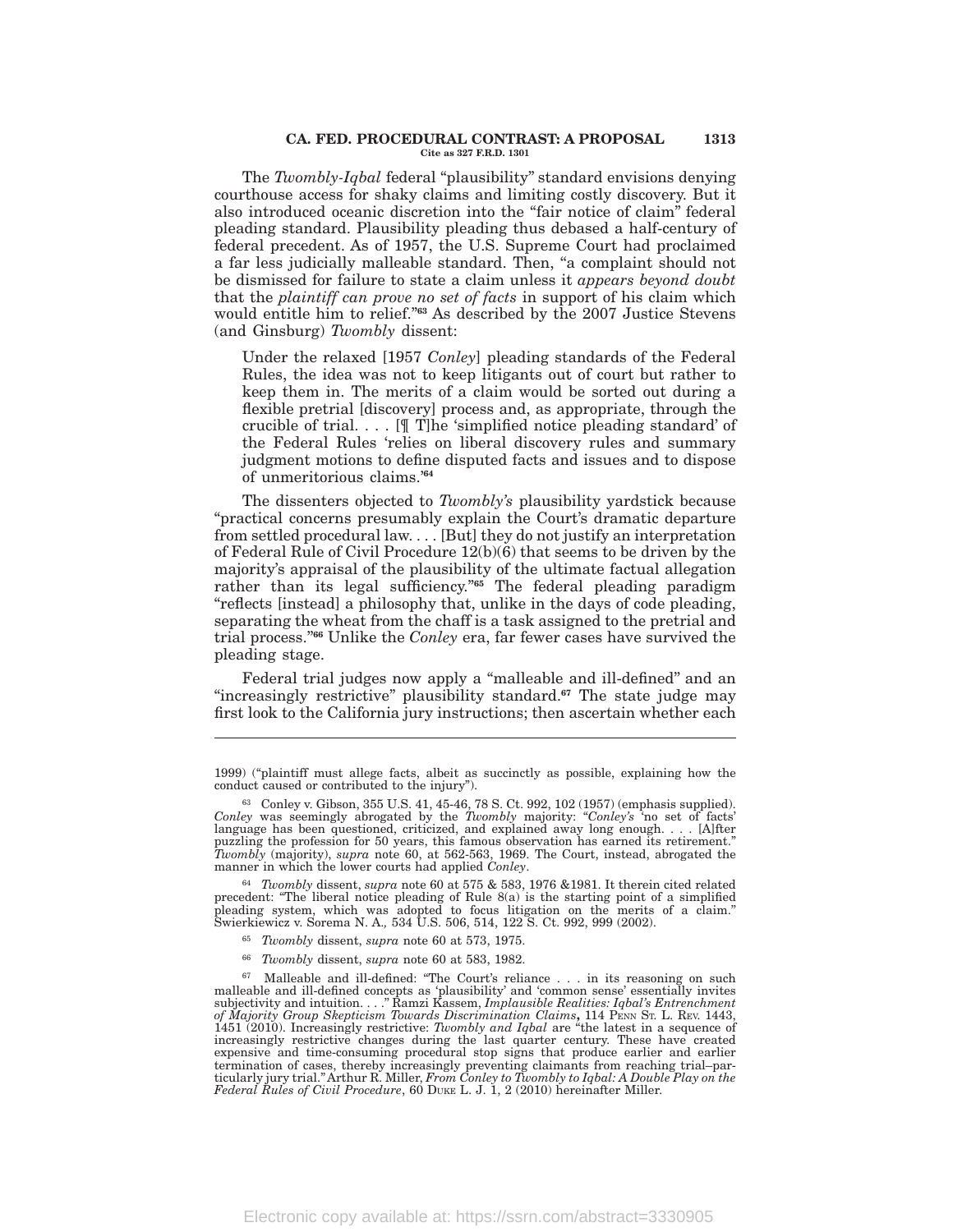The *Twombly-Iqbal* federal "plausibility" standard envisions denying courthouse access for shaky claims and limiting costly discovery. But it also introduced oceanic discretion into the "fair notice of claim" federal pleading standard. Plausibility pleading thus debased a half-century of federal precedent. As of 1957, the U.S. Supreme Court had proclaimed a far less judicially malleable standard. Then, "a complaint should not be dismissed for failure to state a claim unless it *appears beyond doubt* that the *plaintiff can prove no set of facts* in support of his claim which would entitle him to relief."[63] As described by the 2007 Justice Stevens (and Ginsburg) *Twombly* dissent:

> Under the relaxed [1957 *Conley*] pleading standards of the Federal Rules, the idea was not to keep litigants out of court but rather to keep them in. The merits of a claim would be sorted out during a flexible pretrial [discovery] process and, as appropriate, through the crucible of trial. . . . [¶ T]he 'simplified notice pleading standard' of the Federal Rules 'relies on liberal discovery rules and summary judgment motions to define disputed facts and issues and to dispose of unmeritorious claims.'[64]

The dissenters objected to *Twombly's* plausibility yardstick because "practical concerns presumably explain the Court's dramatic departure from settled procedural law. . . . [But] they do not justify an interpretation of Federal Rule of Civil Procedure 12(b)(6) that seems to be driven by the majority's appraisal of the plausibility of the ultimate factual allegation rather than its legal sufficiency."[65] The federal pleading paradigm "reflects [instead] a philosophy that, unlike in the days of code pleading, separating the wheat from the chaff is a task assigned to the pretrial and trial process."[66] Unlike the *Conley* era, far fewer cases have survived the pleading stage.

Federal trial judges now apply a "malleable and ill-defined" and an "increasingly restrictive" plausibility standard.[67] The state judge may first look to the California jury instructions; then ascertain whether each

---

1999) ("plaintiff must allege facts, albeit as succinctly as possible, explaining how the conduct caused or contributed to the injury").

[63] Conley v. Gibson, 355 U.S. 41, 45-46, 78 S. Ct. 992, 102 (1957) (emphasis supplied). *Conley* was seemingly abrogated by the *Twombly* majority: "*Conley's* 'no set of facts' language has been questioned, criticized, and explained away long enough. . . . [A]fter puzzling the profession for 50 years, this famous observation has earned its retirement." *Twombly* (majority), *supra* note 60, at 562-563, 1969. The Court, instead, abrogated the manner in which the lower courts had applied *Conley*.

[64] *Twombly* dissent, *supra* note 60 at 575 & 583, 1976 &1981. It therein cited related precedent: "The liberal notice pleading of Rule 8(a) is the starting point of a simplified pleading system, which was adopted to focus litigation on the merits of a claim." Swierkiewicz v. Sorema N. A*.,* 534 U.S. 506, 514, 122 S. Ct. 992, 999 (2002).

[65] *Twombly* dissent, *supra* note 60 at 573, 1975.

[66] *Twombly* dissent, *supra* note 60 at 583, 1982.

[67] Malleable and ill-defined: "The Court's reliance . . . in its reasoning on such malleable and ill-defined concepts as 'plausibility' and 'common sense' essentially invites subjectivity and intuition. . . ." Ramzi Kassem, *Implausible Realities: Iqbal's Entrenchment of Majority Group Skepticism Towards Discrimination Claims***,** 114 PENN ST. L. REV. 1443, 1451 (2010). Increasingly restrictive: *Twombly and Iqbal* are "the latest in a sequence of increasingly restrictive changes during the last quarter century. These have created expensive and time-consuming procedural stop signs that produce earlier and earlier termination of cases, thereby increasingly preventing claimants from reaching trial–particularly jury trial." Arthur R. Miller, *From Conley to Twombly to Iqbal: A Double Play on the Federal Rules of Civil Procedure*, 60 DUKE L. J. 1, 2 (2010) hereinafter Miller.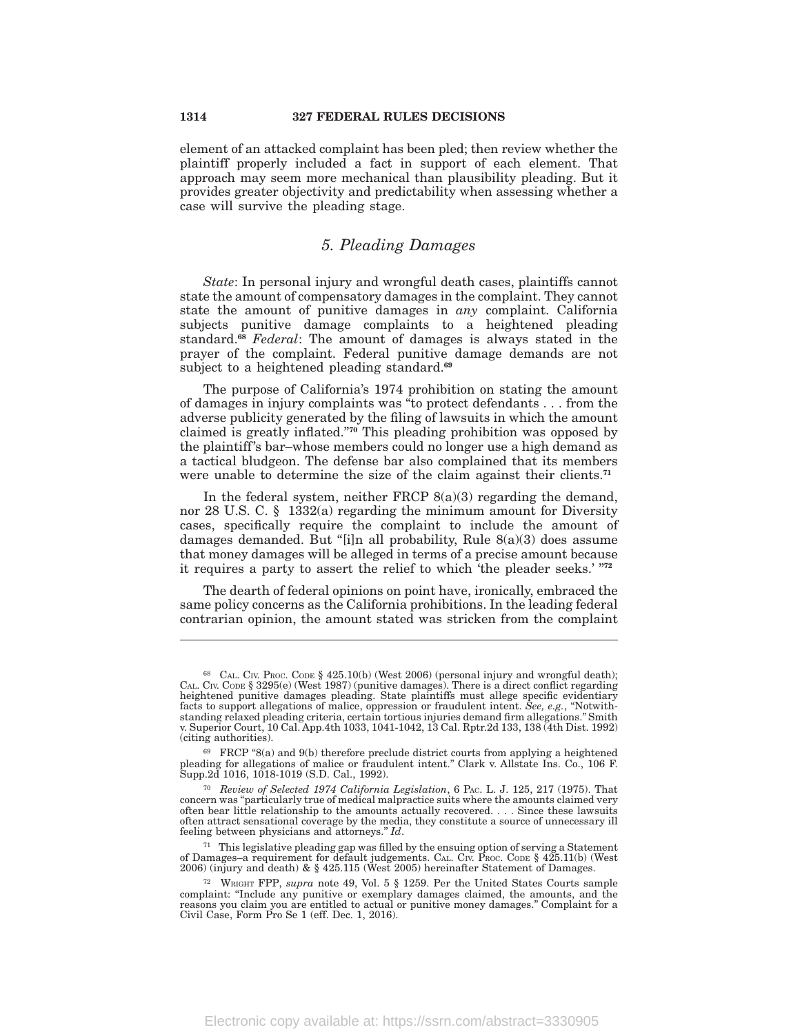element of an attacked complaint has been pled; then review whether the plaintiff properly included a fact in support of each element. That approach may seem more mechanical than plausibility pleading. But it provides greater objectivity and predictability when assessing whether a case will survive the pleading stage.

### 5. Pleading Damages

*State*: In personal injury and wrongful death cases, plaintiffs cannot state the amount of compensatory damages in the complaint. They cannot state the amount of punitive damages in *any* complaint. California subjects punitive damage complaints to a heightened pleading standard.[68] *Federal*: The amount of damages is always stated in the prayer of the complaint. Federal punitive damage demands are not subject to a heightened pleading standard.[69]

The purpose of California's 1974 prohibition on stating the amount of damages in injury complaints was "to protect defendants . . . from the adverse publicity generated by the filing of lawsuits in which the amount claimed is greatly inflated."[70] This pleading prohibition was opposed by the plaintiff's bar–whose members could no longer use a high demand as a tactical bludgeon. The defense bar also complained that its members were unable to determine the size of the claim against their clients.[71]

In the federal system, neither FRCP 8(a)(3) regarding the demand, nor 28 U.S. C. § 1332(a) regarding the minimum amount for Diversity cases, specifically require the complaint to include the amount of damages demanded. But "[i]n all probability, Rule 8(a)(3) does assume that money damages will be alleged in terms of a precise amount because it requires a party to assert the relief to which 'the pleader seeks.' "[72]

The dearth of federal opinions on point have, ironically, embraced the same policy concerns as the California prohibitions. In the leading federal contrarian opinion, the amount stated was stricken from the complaint

---

[68] CAL. CIV. PROC. CODE § 425.10(b) (West 2006) (personal injury and wrongful death); CAL. CIV. CODE § 3295(e) (West 1987) (punitive damages). There is a direct conflict regarding heightened punitive damages pleading. State plaintiffs must allege specific evidentiary facts to support allegations of malice, oppression or fraudulent intent. *See, e.g.*, "Notwithstanding relaxed pleading criteria, certain tortious injuries demand firm allegations." Smith v. Superior Court, 10 Cal.App.4th 1033, 1041-1042, 13 Cal. Rptr.2d 133, 138 (4th Dist. 1992) (citing authorities).

[69] FRCP "8(a) and 9(b) therefore preclude district courts from applying a heightened pleading for allegations of malice or fraudulent intent." Clark v. Allstate Ins. Co., 106 F. Supp.2d 1016, 1018-1019 (S.D. Cal., 1992).

[70] *Review of Selected 1974 California Legislation*, 6 PAC. L. J. 125, 217 (1975). That concern was "particularly true of medical malpractice suits where the amounts claimed very often bear little relationship to the amounts actually recovered. . . . Since these lawsuits often attract sensational coverage by the media, they constitute a source of unnecessary ill feeling between physicians and attorneys." *Id*.

[71] This legislative pleading gap was filled by the ensuing option of serving a Statement of Damages–a requirement for default judgements. CAL. CIV. PROC. CODE § 425.11(b) (West 2006) (injury and death) & § 425.115 (West 2005) hereinafter Statement of Damages.

[72] WRIGHT FPP, *supra* note 49, Vol. 5 § 1259. Per the United States Courts sample complaint: "Include any punitive or exemplary damages claimed, the amounts, and the reasons you claim you are entitled to actual or punitive money damages." Complaint for a Civil Case, Form Pro Se 1 (eff. Dec. 1, 2016).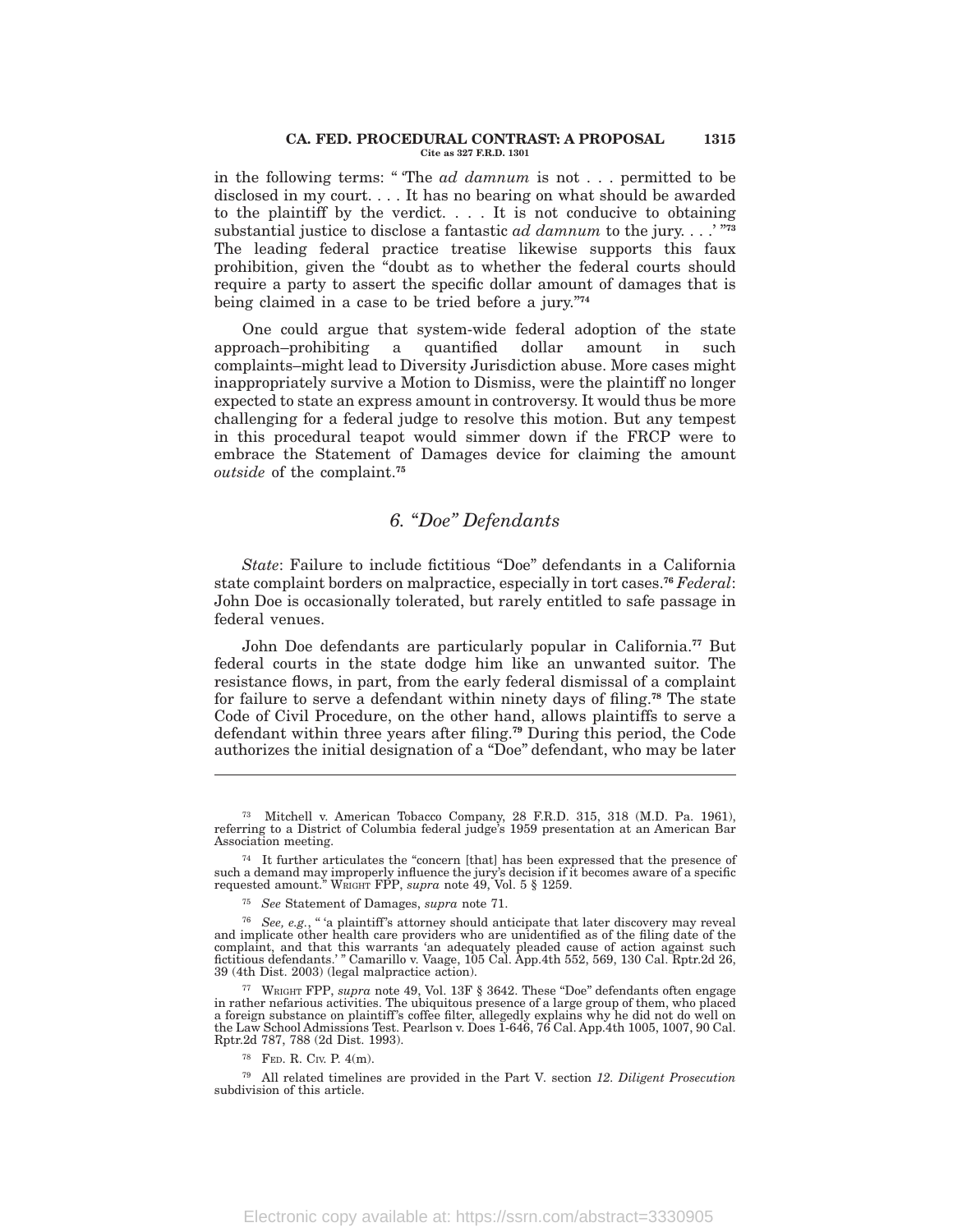in the following terms: " 'The *ad damnum* is not . . . permitted to be disclosed in my court. . . . It has no bearing on what should be awarded to the plaintiff by the verdict. . . . It is not conducive to obtaining substantial justice to disclose a fantastic *ad damnum* to the jury. . . .' "[73] The leading federal practice treatise likewise supports this faux prohibition, given the "doubt as to whether the federal courts should require a party to assert the specific dollar amount of damages that is being claimed in a case to be tried before a jury."[74]

One could argue that system-wide federal adoption of the state approach–prohibiting a quantified dollar amount in such complaints–might lead to Diversity Jurisdiction abuse. More cases might inappropriately survive a Motion to Dismiss, were the plaintiff no longer expected to state an express amount in controversy. It would thus be more challenging for a federal judge to resolve this motion. But any tempest in this procedural teapot would simmer down if the FRCP were to embrace the Statement of Damages device for claiming the amount *outside* of the complaint.[75]

### *6. "Doe" Defendants*

*State*: Failure to include fictitious "Doe" defendants in a California state complaint borders on malpractice, especially in tort cases.[76] *Federal*: John Doe is occasionally tolerated, but rarely entitled to safe passage in federal venues.

John Doe defendants are particularly popular in California.[77] But federal courts in the state dodge him like an unwanted suitor. The resistance flows, in part, from the early federal dismissal of a complaint for failure to serve a defendant within ninety days of filing.[78] The state Code of Civil Procedure, on the other hand, allows plaintiffs to serve a defendant within three years after filing.[79] During this period, the Code authorizes the initial designation of a "Doe" defendant, who may be later

---

[73] Mitchell v. American Tobacco Company, 28 F.R.D. 315, 318 (M.D. Pa. 1961), referring to a District of Columbia federal judge's 1959 presentation at an American Bar Association meeting.

[74] It further articulates the "concern [that] has been expressed that the presence of such a demand may improperly influence the jury's decision if it becomes aware of a specific requested amount." WRIGHT FPP, *supra* note 49, Vol. 5 § 1259.

[75] *See* Statement of Damages, *supra* note 71.

[76] *See, e.g.*, " 'a plaintiff's attorney should anticipate that later discovery may reveal and implicate other health care providers who are unidentified as of the filing date of the complaint, and that this warrants 'an adequately pleaded cause of action against such fictitious defendants.' " Camarillo v. Vaage, 105 Cal. App.4th 552, 569, 130 Cal. Rptr.2d 26, 39 (4th Dist. 2003) (legal malpractice action).

[77] WRIGHT FPP, *supra* note 49, Vol. 13F § 3642. These "Doe" defendants often engage in rather nefarious activities. The ubiquitous presence of a large group of them, who placed a foreign substance on plaintiff's coffee filter, allegedly explains why he did not do well on the Law School Admissions Test. Pearlson v. Does 1-646, 76 Cal. App.4th 1005, 1007, 90 Cal. Rptr.2d 787, 788 (2d Dist. 1993).

[78] FED. R. CIV. P. 4(m).

[79] All related timelines are provided in the Part V. section *12. Diligent Prosecution* subdivision of this article.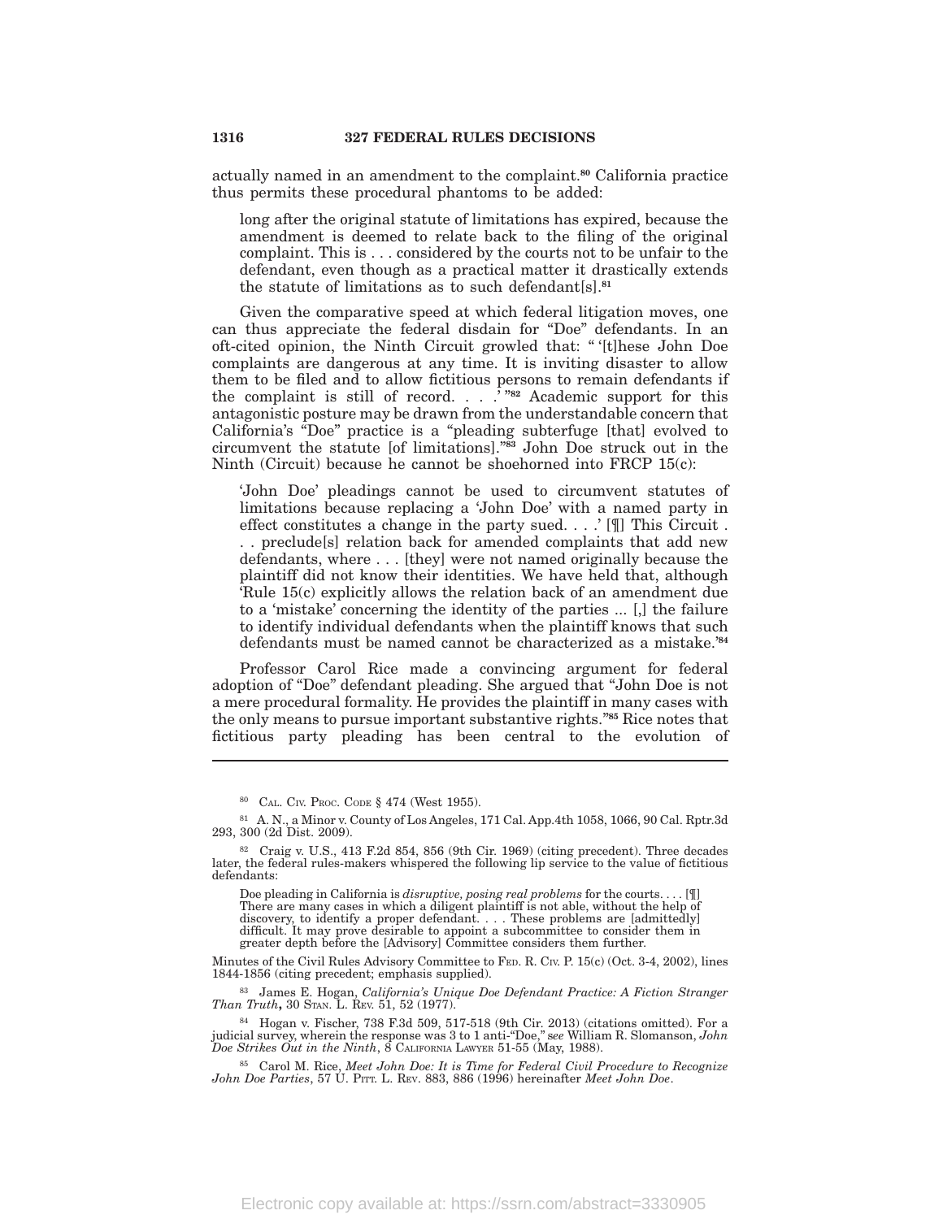actually named in an amendment to the complaint.[80] California practice thus permits these procedural phantoms to be added:

> long after the original statute of limitations has expired, because the amendment is deemed to relate back to the filing of the original complaint. This is . . . considered by the courts not to be unfair to the defendant, even though as a practical matter it drastically extends the statute of limitations as to such defendant[s].[81]

Given the comparative speed at which federal litigation moves, one can thus appreciate the federal disdain for "Doe" defendants. In an oft-cited opinion, the Ninth Circuit growled that: " '[t]hese John Doe complaints are dangerous at any time. It is inviting disaster to allow them to be filed and to allow fictitious persons to remain defendants if the complaint is still of record. . . .' "[82] Academic support for this antagonistic posture may be drawn from the understandable concern that California's "Doe" practice is a "pleading subterfuge [that] evolved to circumvent the statute [of limitations]."[83] John Doe struck out in the Ninth (Circuit) because he cannot be shoehorned into FRCP 15(c):

> 'John Doe' pleadings cannot be used to circumvent statutes of limitations because replacing a 'John Doe' with a named party in effect constitutes a change in the party sued. . . .' [¶] This Circuit . . . preclude[s] relation back for amended complaints that add new defendants, where . . . [they] were not named originally because the plaintiff did not know their identities. We have held that, although 'Rule 15(c) explicitly allows the relation back of an amendment due to a 'mistake' concerning the identity of the parties ... [,] the failure to identify individual defendants when the plaintiff knows that such defendants must be named cannot be characterized as a mistake.'[84]

Professor Carol Rice made a convincing argument for federal adoption of "Doe" defendant pleading. She argued that "John Doe is not a mere procedural formality. He provides the plaintiff in many cases with the only means to pursue important substantive rights."[85] Rice notes that fictitious party pleading has been central to the evolution of

---

[80] CAL. CIV. PROC. CODE § 474 (West 1955).

[81] A. N., a Minor v. County of Los Angeles, 171 Cal. App.4th 1058, 1066, 90 Cal. Rptr.3d 293, 300 (2d Dist. 2009).

[82] Craig v. U.S., 413 F.2d 854, 856 (9th Cir. 1969) (citing precedent). Three decades later, the federal rules-makers whispered the following lip service to the value of fictitious defendants:

> Doe pleading in California is *disruptive, posing real problems* for the courts. . . . [¶] There are many cases in which a diligent plaintiff is not able, without the help of discovery, to identify a proper defendant. . . . These problems are [admittedly] difficult. It may prove desirable to appoint a subcommittee to consider them in greater depth before the [Advisory] Committee considers them further.

Minutes of the Civil Rules Advisory Committee to FED. R. CIV. P. 15(c) (Oct. 3-4, 2002), lines 1844-1856 (citing precedent; emphasis supplied).

[83] James E. Hogan, *California's Unique Doe Defendant Practice: A Fiction Stranger Than Truth*, 30 STAN. L. REV. 51, 52 (1977).

[84] Hogan v. Fischer, 738 F.3d 509, 517-518 (9th Cir. 2013) (citations omitted). For a judicial survey, wherein the response was 3 to 1 anti-"Doe," *see* William R. Slomanson, *John Doe Strikes Out in the Ninth*, 8 CALIFORNIA LAWYER 51-55 (May, 1988).

[85] Carol M. Rice, *Meet John Doe: It is Time for Federal Civil Procedure to Recognize John Doe Parties*, 57 U. PITT. L. REV. 883, 886 (1996) hereinafter *Meet John Doe*.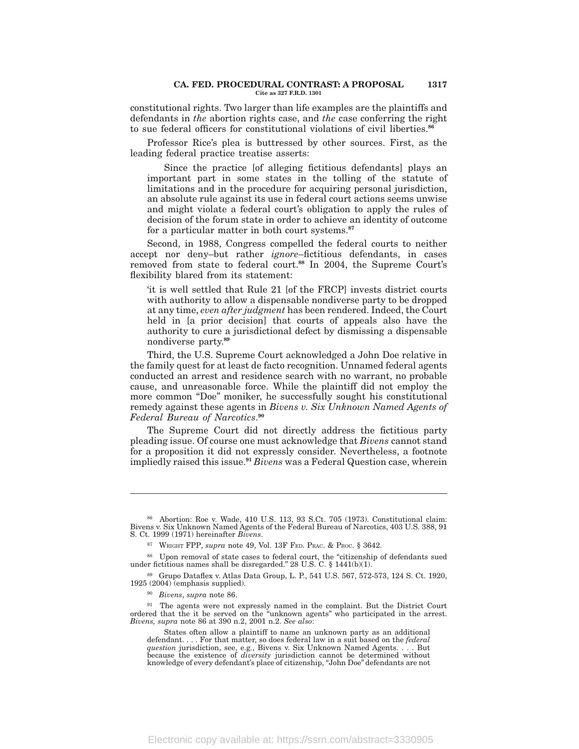constitutional rights. Two larger than life examples are the plaintiffs and defendants in *the* abortion rights case, and *the* case conferring the right to sue federal officers for constitutional violations of civil liberties.[86]

Professor Rice's plea is buttressed by other sources. First, as the leading federal practice treatise asserts:

> Since the practice [of alleging fictitious defendants] plays an important part in some states in the tolling of the statute of limitations and in the procedure for acquiring personal jurisdiction, an absolute rule against its use in federal court actions seems unwise and might violate a federal court's obligation to apply the rules of decision of the forum state in order to achieve an identity of outcome for a particular matter in both court systems.[87]

Second, in 1988, Congress compelled the federal courts to neither accept nor deny–but rather *ignore*–fictitious defendants, in cases removed from state to federal court.[88] In 2004, the Supreme Court's flexibility blared from its statement:

> 'it is well settled that Rule 21 [of the FRCP] invests district courts with authority to allow a dispensable nondiverse party to be dropped at any time, *even after judgment* has been rendered. Indeed, the Court held in [a prior decision] that courts of appeals also have the authority to cure a jurisdictional defect by dismissing a dispensable nondiverse party.[89]

Third, the U.S. Supreme Court acknowledged a John Doe relative in the family quest for at least de facto recognition. Unnamed federal agents conducted an arrest and residence search with no warrant, no probable cause, and unreasonable force. While the plaintiff did not employ the more common "Doe" moniker, he successfully sought his constitutional remedy against these agents in *Bivens v. Six Unknown Named Agents of Federal Bureau of Narcotics*.[90]

The Supreme Court did not directly address the fictitious party pleading issue. Of course one must acknowledge that *Bivens* cannot stand for a proposition it did not expressly consider. Nevertheless, a footnote impliedly raised this issue.[91] *Bivens* was a Federal Question case, wherein

---

[86] Abortion: Roe v. Wade, 410 U.S. 113, 93 S.Ct. 705 (1973). Constitutional claim: Bivens v. Six Unknown Named Agents of the Federal Bureau of Narcotics, 403 U.S. 388, 91 S. Ct. 1999 (1971) hereinafter *Bivens*.

[87] WRIGHT FPP, *supra* note 49, Vol. 13F FED. PRAC. & PROC. § 3642.

[88] Upon removal of state cases to federal court, the "citizenship of defendants sued under fictitious names shall be disregarded." 28 U.S. C. § 1441(b)(1).

[89] Grupo Dataflex v. Atlas Data Group, L. P., 541 U.S. 567, 572-573, 124 S. Ct. 1920, 1925 (2004) (emphasis supplied).

[90] *Bivens*, *supra* note 86.

[91] The agents were not expressly named in the complaint. But the District Court ordered that the it be served on the "unknown agents" who participated in the arrest. *Bivens, supra* note 86 at 390 n.2, 2001 n.2. *See also*:

> States often allow a plaintiff to name an unknown party as an additional defendant. . . . For that matter, so does federal law in a suit based on the *federal question* jurisdiction, see, e.g., Bivens v. Six Unknown Named Agents. . . . But because the existence of *diversity* jurisdiction cannot be determined without knowledge of every defendant's place of citizenship, "John Doe" defendants are not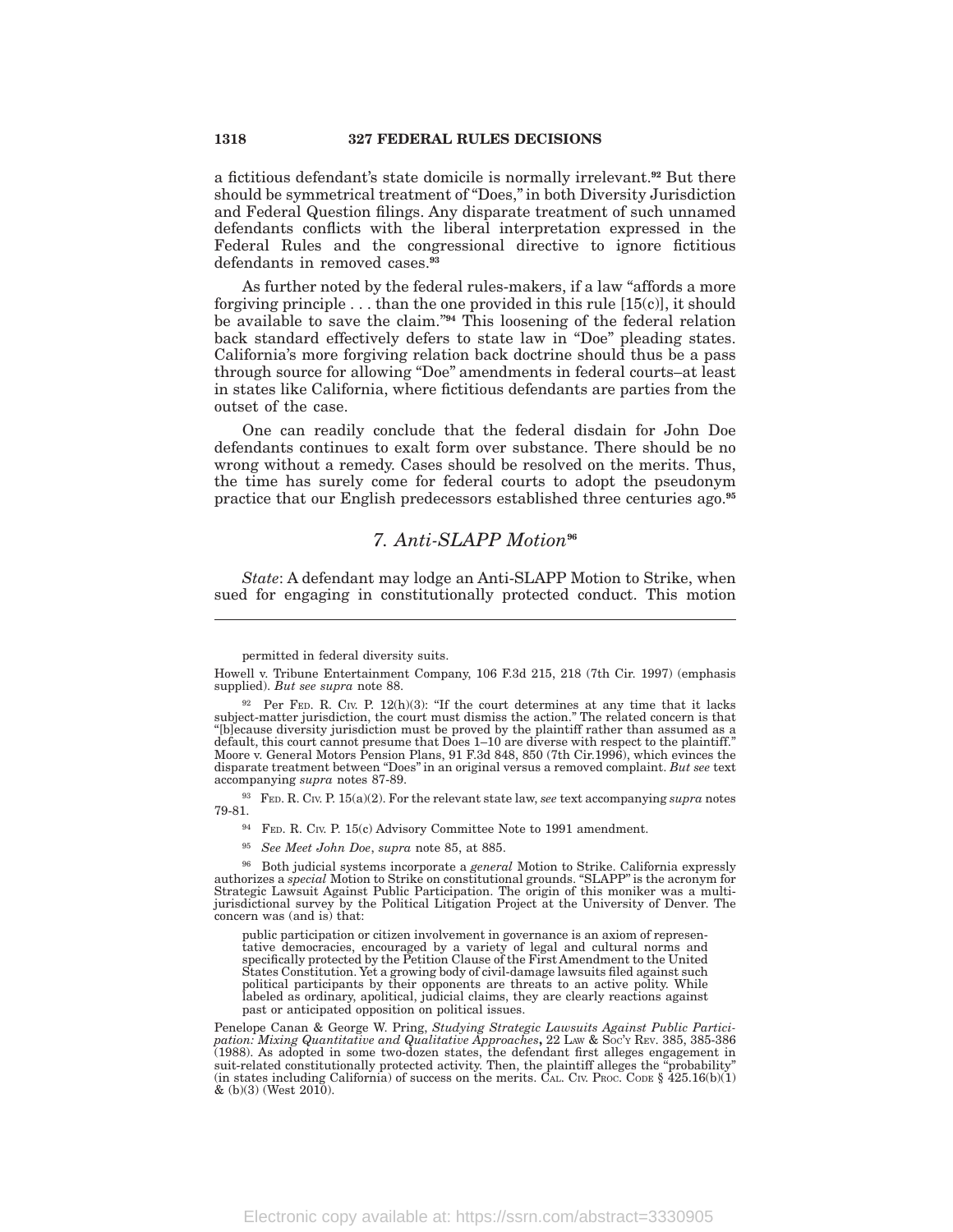a fictitious defendant's state domicile is normally irrelevant.[92] But there should be symmetrical treatment of "Does," in both Diversity Jurisdiction and Federal Question filings. Any disparate treatment of such unnamed defendants conflicts with the liberal interpretation expressed in the Federal Rules and the congressional directive to ignore fictitious defendants in removed cases.[93]

As further noted by the federal rules-makers, if a law "affords a more forgiving principle . . . than the one provided in this rule [15(c)], it should be available to save the claim."[94] This loosening of the federal relation back standard effectively defers to state law in "Doe" pleading states. California's more forgiving relation back doctrine should thus be a pass through source for allowing "Doe" amendments in federal courts–at least in states like California, where fictitious defendants are parties from the outset of the case.

One can readily conclude that the federal disdain for John Doe defendants continues to exalt form over substance. There should be no wrong without a remedy. Cases should be resolved on the merits. Thus, the time has surely come for federal courts to adopt the pseudonym practice that our English predecessors established three centuries ago.[95]

### *7. Anti-SLAPP Motion*[96]

*State*: A defendant may lodge an Anti-SLAPP Motion to Strike, when sued for engaging in constitutionally protected conduct. This motion

---

permitted in federal diversity suits.

Howell v. Tribune Entertainment Company, 106 F.3d 215, 218 (7th Cir. 1997) (emphasis supplied). *But see supra* note 88.

[92] Per FED. R. CIV. P. 12(h)(3): "If the court determines at any time that it lacks subject-matter jurisdiction, the court must dismiss the action." The related concern is that "[b]ecause diversity jurisdiction must be proved by the plaintiff rather than assumed as a default, this court cannot presume that Does 1–10 are diverse with respect to the plaintiff." Moore v. General Motors Pension Plans, 91 F.3d 848, 850 (7th Cir.1996), which evinces the disparate treatment between "Does" in an original versus a removed complaint. *But see* text accompanying *supra* notes 87-89.

[93] FED. R. CIV. P. 15(a)(2). For the relevant state law, *see* text accompanying *supra* notes 79-81.

[94] FED. R. CIV. P. 15(c) Advisory Committee Note to 1991 amendment.

[95] *See Meet John Doe*, *supra* note 85, at 885.

[96] Both judicial systems incorporate a *general* Motion to Strike. California expressly authorizes a *special* Motion to Strike on constitutional grounds. "SLAPP" is the acronym for Strategic Lawsuit Against Public Participation. The origin of this moniker was a multi-jurisdictional survey by the Political Litigation Project at the University of Denver. The concern was (and is) that:

> public participation or citizen involvement in governance is an axiom of representative democracies, encouraged by a variety of legal and cultural norms and specifically protected by the Petition Clause of the First Amendment to the United States Constitution. Yet a growing body of civil-damage lawsuits filed against such political participants by their opponents are threats to an active polity. While labeled as ordinary, apolitical, judicial claims, they are clearly reactions against past or anticipated opposition on political issues.

Penelope Canan & George W. Pring, *Studying Strategic Lawsuits Against Public Participation: Mixing Quantitative and Qualitative Approaches***,** 22 LAW & SOC'Y REV. 385, 385-386 (1988). As adopted in some two-dozen states, the defendant first alleges engagement in suit-related constitutionally protected activity. Then, the plaintiff alleges the "probability" (in states including California) of success on the merits. CAL. CIV. PROC. CODE § 425.16(b)(1) & (b)(3) (West 2010).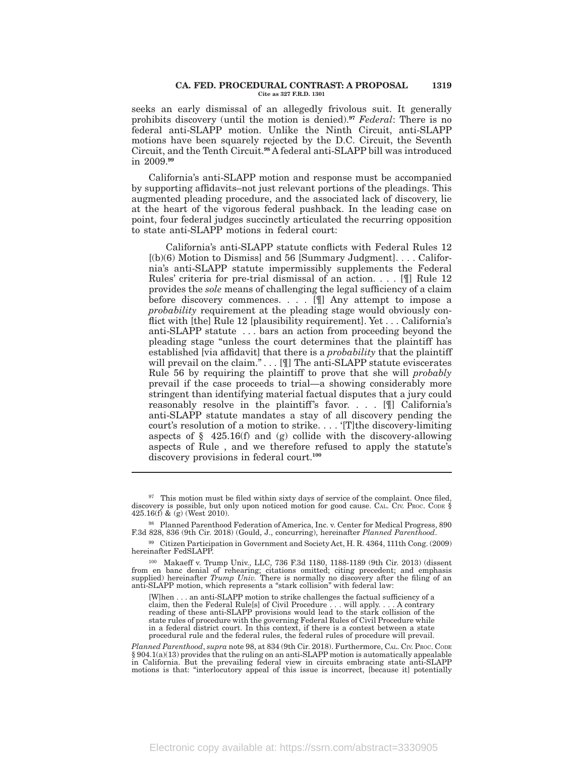seeks an early dismissal of an allegedly frivolous suit. It generally prohibits discovery (until the motion is denied).[97] *Federal*: There is no federal anti-SLAPP motion. Unlike the Ninth Circuit, anti-SLAPP motions have been squarely rejected by the D.C. Circuit, the Seventh Circuit, and the Tenth Circuit.[98] A federal anti-SLAPP bill was introduced in 2009.[99]

California's anti-SLAPP motion and response must be accompanied by supporting affidavits–not just relevant portions of the pleadings. This augmented pleading procedure, and the associated lack of discovery, lie at the heart of the vigorous federal pushback. In the leading case on point, four federal judges succinctly articulated the recurring opposition to state anti-SLAPP motions in federal court:

> California's anti-SLAPP statute conflicts with Federal Rules 12 [(b)(6) Motion to Dismiss] and 56 [Summary Judgment]. . . . California's anti-SLAPP statute impermissibly supplements the Federal Rules' criteria for pre-trial dismissal of an action. . . . [¶] Rule 12 provides the *sole* means of challenging the legal sufficiency of a claim before discovery commences. . . . [¶] Any attempt to impose a *probability* requirement at the pleading stage would obviously conflict with [the] Rule 12 [plausibility requirement]. Yet . . . California's anti-SLAPP statute . . . bars an action from proceeding beyond the pleading stage "unless the court determines that the plaintiff has established [via affidavit] that there is a *probability* that the plaintiff will prevail on the claim." . . . [¶] The anti-SLAPP statute eviscerates Rule 56 by requiring the plaintiff to prove that she will *probably* prevail if the case proceeds to trial—a showing considerably more stringent than identifying material factual disputes that a jury could reasonably resolve in the plaintiff's favor. . . . [¶] California's anti-SLAPP statute mandates a stay of all discovery pending the court's resolution of a motion to strike. . . . '[T]the discovery-limiting aspects of § 425.16(f) and (g) collide with the discovery-allowing aspects of Rule , and we therefore refused to apply the statute's discovery provisions in federal court.[100]

---

[97] This motion must be filed within sixty days of service of the complaint. Once filed, discovery is possible, but only upon noticed motion for good cause. CAL. CIV. PROC. CODE § 425.16(f) & (g) (West 2010).

[98] Planned Parenthood Federation of America, Inc. v. Center for Medical Progress, 890 F.3d 828, 836 (9th Cir. 2018) (Gould, J., concurring), hereinafter *Planned Parenthood*.

[99] Citizen Participation in Government and Society Act, H. R. 4364, 111th Cong. (2009) hereinafter FedSLAPP.

[100] Makaeff v. Trump Univ., LLC, 736 F.3d 1180, 1188-1189 (9th Cir. 2013) (dissent from en banc denial of rehearing; citations omitted; citing precedent; and emphasis supplied) hereinafter *Trump Univ.* There is normally no discovery after the filing of an anti-SLAPP motion, which represents a "stark collision" with federal law:

> [W]hen . . . an anti-SLAPP motion to strike challenges the factual sufficiency of a claim, then the Federal Rule[s] of Civil Procedure . . . will apply. . . . A contrary reading of these anti-SLAPP provisions would lead to the stark collision of the state rules of procedure with the governing Federal Rules of Civil Procedure while in a federal district court. In this context, if there is a contest between a state procedural rule and the federal rules, the federal rules of procedure will prevail.

*Planned Parenthood*, *supra* note 98, at 834 (9th Cir. 2018). Furthermore, CAL. CIV. PROC. CODE § 904.1(a)(13) provides that the ruling on an anti-SLAPP motion is automatically appealable in California. But the prevailing federal view in circuits embracing state anti-SLAPP motions is that: "interlocutory appeal of this issue is incorrect, [because it] potentially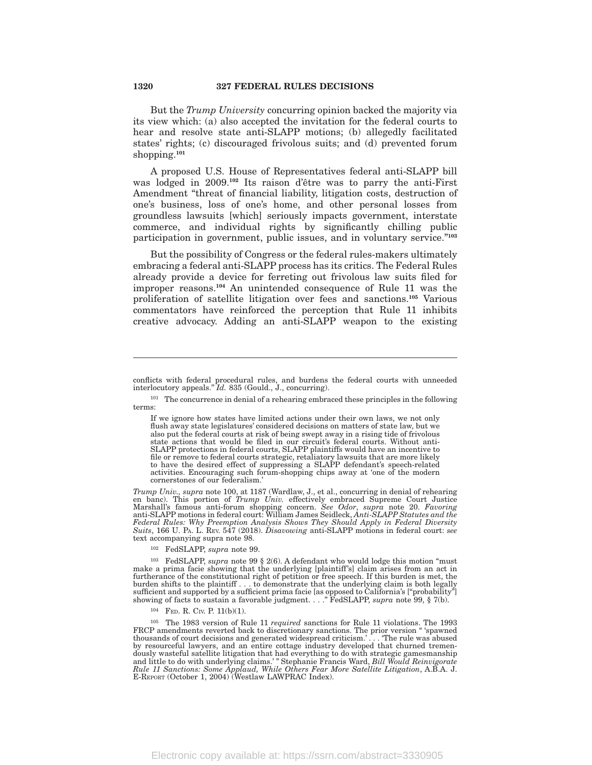But the *Trump University* concurring opinion backed the majority via its view which: (a) also accepted the invitation for the federal courts to hear and resolve state anti-SLAPP motions; (b) allegedly facilitated states' rights; (c) discouraged frivolous suits; and (d) prevented forum shopping.[101]

A proposed U.S. House of Representatives federal anti-SLAPP bill was lodged in 2009.[102] Its raison d'être was to parry the anti-First Amendment "threat of financial liability, litigation costs, destruction of one's business, loss of one's home, and other personal losses from groundless lawsuits [which] seriously impacts government, interstate commerce, and individual rights by significantly chilling public participation in government, public issues, and in voluntary service."[103]

But the possibility of Congress or the federal rules-makers ultimately embracing a federal anti-SLAPP process has its critics. The Federal Rules already provide a device for ferreting out frivolous law suits filed for improper reasons.[104] An unintended consequence of Rule 11 was the proliferation of satellite litigation over fees and sanctions.[105] Various commentators have reinforced the perception that Rule 11 inhibits creative advocacy. Adding an anti-SLAPP weapon to the existing

---

conflicts with federal procedural rules, and burdens the federal courts with unneeded interlocutory appeals." *Id.* 835 (Gould., J., concurring).

[101] The concurrence in denial of a rehearing embraced these principles in the following terms:

> If we ignore how states have limited actions under their own laws, we not only flush away state legislatures' considered decisions on matters of state law, but we also put the federal courts at risk of being swept away in a rising tide of frivolous state actions that would be filed in our circuit's federal courts. Without anti-SLAPP protections in federal courts, SLAPP plaintiffs would have an incentive to file or remove to federal courts strategic, retaliatory lawsuits that are more likely to have the desired effect of suppressing a SLAPP defendant's speech-related activities. Encouraging such forum-shopping chips away at 'one of the modern cornerstones of our federalism.'

*Trump Univ., supra* note 100, at 1187 (Wardlaw, J., et al., concurring in denial of rehearing en banc). This portion of *Trump Univ.* effectively embraced Supreme Court Justice Marshall's famous anti-forum shopping concern. *See Odor*, *supra* note 20. *Favoring* anti-SLAPP motions in federal court: William James Seidleck, *Anti-SLAPP Statutes and the Federal Rules: Why Preemption Analysis Shows They Should Apply in Federal Diversity Suits*, 166 U. PA. L. REV. 547 (2018). *Disavowing* anti-SLAPP motions in federal court: *see* text accompanying supra note 98.

[102] FedSLAPP, *supra* note 99.

[103] FedSLAPP, *supra* note 99 § 2(6). A defendant who would lodge this motion "must make a prima facie showing that the underlying [plaintiff's] claim arises from an act in furtherance of the constitutional right of petition or free speech. If this burden is met, the burden shifts to the plaintiff . . . to demonstrate that the underlying claim is both legally sufficient and supported by a sufficient prima facie [as opposed to California's ["probability"] showing of facts to sustain a favorable judgment. . . ." FedSLAPP, *supra* note 99, § 7(b).

[104] FED. R. CIV. P. 11(b)(1).

[105] The 1983 version of Rule 11 *required* sanctions for Rule 11 violations. The 1993 FRCP amendments reverted back to discretionary sanctions. The prior version " 'spawned thousands of court decisions and generated widespread criticism.' . . . 'The rule was abused by resourceful lawyers, and an entire cottage industry developed that churned tremendously wasteful satellite litigation that had everything to do with strategic gamesmanship and little to do with underlying claims.' " Stephanie Francis Ward, *Bill Would Reinvigorate Rule 11 Sanctions: Some Applaud, While Others Fear More Satellite Litigation*, A.B.A. J. E-REPORT (October 1, 2004) (Westlaw LAWPRAC Index).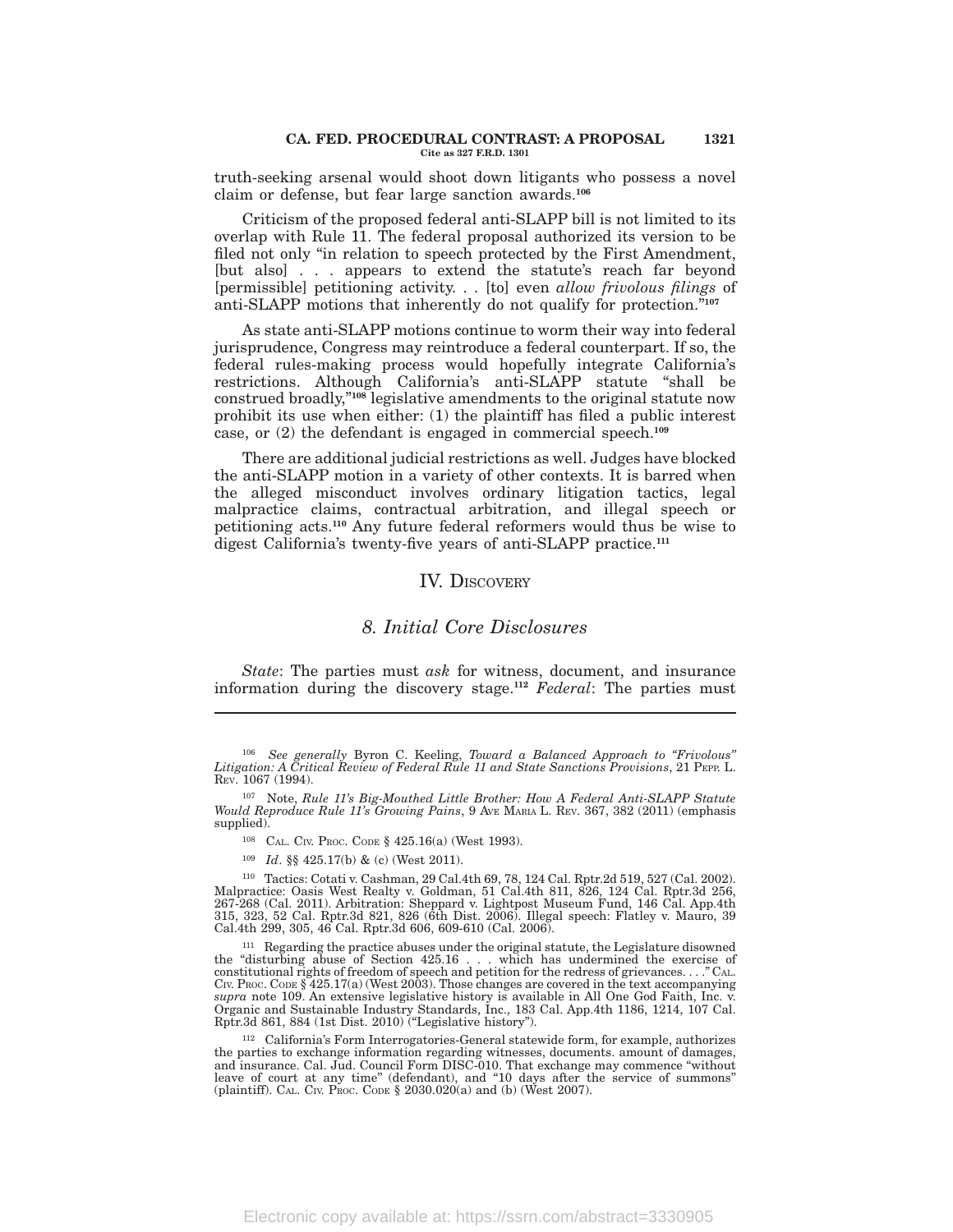truth-seeking arsenal would shoot down litigants who possess a novel claim or defense, but fear large sanction awards.[106]

Criticism of the proposed federal anti-SLAPP bill is not limited to its overlap with Rule 11. The federal proposal authorized its version to be filed not only "in relation to speech protected by the First Amendment, [but also] . . . appears to extend the statute's reach far beyond [permissible] petitioning activity. . . [to] even *allow frivolous filings* of anti-SLAPP motions that inherently do not qualify for protection."[107]

As state anti-SLAPP motions continue to worm their way into federal jurisprudence, Congress may reintroduce a federal counterpart. If so, the federal rules-making process would hopefully integrate California's restrictions. Although California's anti-SLAPP statute "shall be construed broadly,"[108] legislative amendments to the original statute now prohibit its use when either: (1) the plaintiff has filed a public interest case, or (2) the defendant is engaged in commercial speech.[109]

There are additional judicial restrictions as well. Judges have blocked the anti-SLAPP motion in a variety of other contexts. It is barred when the alleged misconduct involves ordinary litigation tactics, legal malpractice claims, contractual arbitration, and illegal speech or petitioning acts.[110] Any future federal reformers would thus be wise to digest California's twenty-five years of anti-SLAPP practice.[111]

## IV. Discovery

### *8. Initial Core Disclosures*

*State*: The parties must *ask* for witness, document, and insurance information during the discovery stage.[112] *Federal*: The parties must

---

[106] *See generally* Byron C. Keeling, *Toward a Balanced Approach to "Frivolous" Litigation: A Critical Review of Federal Rule 11 and State Sanctions Provisions*, 21 Pepp. L. Rev. 1067 (1994).

[107] Note, *Rule 11's Big-Mouthed Little Brother: How A Federal Anti-SLAPP Statute Would Reproduce Rule 11's Growing Pains*, 9 Ave Maria L. Rev. 367, 382 (2011) (emphasis supplied).

[108] Cal. Civ. Proc. Code § 425.16(a) (West 1993).

[109] *Id*. §§ 425.17(b) & (c) (West 2011).

[110] Tactics: Cotati v. Cashman, 29 Cal.4th 69, 78, 124 Cal. Rptr.2d 519, 527 (Cal. 2002). Malpractice: Oasis West Realty v. Goldman, 51 Cal.4th 811, 826, 124 Cal. Rptr.3d 256, 267-268 (Cal. 2011). Arbitration: Sheppard v. Lightpost Museum Fund, 146 Cal. App.4th 315, 323, 52 Cal. Rptr.3d 821, 826 (6th Dist. 2006). Illegal speech: Flatley v. Mauro, 39 Cal.4th 299, 305, 46 Cal. Rptr.3d 606, 609-610 (Cal. 2006).

[111] Regarding the practice abuses under the original statute, the Legislature disowned the "disturbing abuse of Section 425.16 . . . which has undermined the exercise of constitutional rights of freedom of speech and petition for the redress of grievances. . . ." Cal. Civ. Proc. Code § 425.17(a) (West 2003). Those changes are covered in the text accompanying *supra* note 109. An extensive legislative history is available in All One God Faith, Inc. v. Organic and Sustainable Industry Standards, Inc., 183 Cal. App.4th 1186, 1214, 107 Cal. Rptr.3d 861, 884 (1st Dist. 2010) ("Legislative history").

[112] California's Form Interrogatories-General statewide form, for example, authorizes the parties to exchange information regarding witnesses, documents. amount of damages, and insurance. Cal. Jud. Council Form DISC-010. That exchange may commence "without leave of court at any time" (defendant), and "10 days after the service of summons" (plaintiff). Cal. Civ. Proc. Code § 2030.020(a) and (b) (West 2007).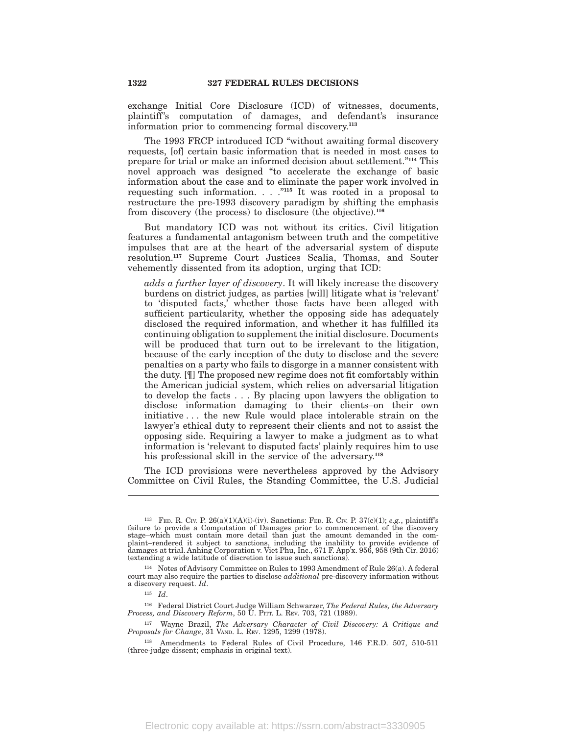exchange Initial Core Disclosure (ICD) of witnesses, documents, plaintiff's computation of damages, and defendant's insurance information prior to commencing formal discovery.[113]

The 1993 FRCP introduced ICD "without awaiting formal discovery requests, [of] certain basic information that is needed in most cases to prepare for trial or make an informed decision about settlement."[114] This novel approach was designed "to accelerate the exchange of basic information about the case and to eliminate the paper work involved in requesting such information. . . ."[115] It was rooted in a proposal to restructure the pre-1993 discovery paradigm by shifting the emphasis from discovery (the process) to disclosure (the objective).[116]

But mandatory ICD was not without its critics. Civil litigation features a fundamental antagonism between truth and the competitive impulses that are at the heart of the adversarial system of dispute resolution.[117] Supreme Court Justices Scalia, Thomas, and Souter vehemently dissented from its adoption, urging that ICD:

> *adds a further layer of discovery*. It will likely increase the discovery burdens on district judges, as parties [will] litigate what is 'relevant' to 'disputed facts,' whether those facts have been alleged with sufficient particularity, whether the opposing side has adequately disclosed the required information, and whether it has fulfilled its continuing obligation to supplement the initial disclosure. Documents will be produced that turn out to be irrelevant to the litigation, because of the early inception of the duty to disclose and the severe penalties on a party who fails to disgorge in a manner consistent with the duty. [¶] The proposed new regime does not fit comfortably within the American judicial system, which relies on adversarial litigation to develop the facts . . . By placing upon lawyers the obligation to disclose information damaging to their clients–on their own initiative . . . the new Rule would place intolerable strain on the lawyer's ethical duty to represent their clients and not to assist the opposing side. Requiring a lawyer to make a judgment as to what information is 'relevant to disputed facts' plainly requires him to use his professional skill in the service of the adversary.[118]

The ICD provisions were nevertheless approved by the Advisory Committee on Civil Rules, the Standing Committee, the U.S. Judicial

---

[113] Fed. R. Civ. P. 26(a)(1)(A)(i)-(iv). Sanctions: Fed. R. Civ. P. 37(c)(1); *e.g.*, plaintiff's failure to provide a Computation of Damages prior to commencement of the discovery stage–which must contain more detail than just the amount demanded in the complaint–rendered it subject to sanctions, including the inability to provide evidence of damages at trial. Anhing Corporation v. Viet Phu, Inc., 671 F. App'x. 956, 958 (9th Cir. 2016) (extending a wide latitude of discretion to issue such sanctions).

[114] Notes of Advisory Committee on Rules to 1993 Amendment of Rule 26(a). A federal court may also require the parties to disclose *additional* pre-discovery information without a discovery request. *Id*.

[115] *Id*.

[116] Federal District Court Judge William Schwarzer, *The Federal Rules, the Adversary Process, and Discovery Reform*, 50 U. Pitt. L. Rev. 703, 721 (1989).

[117] Wayne Brazil, *The Adversary Character of Civil Discovery: A Critique and Proposals for Change*, 31 Vand. L. Rev. 1295, 1299 (1978).

[118] Amendments to Federal Rules of Civil Procedure, 146 F.R.D. 507, 510-511 (three-judge dissent; emphasis in original text).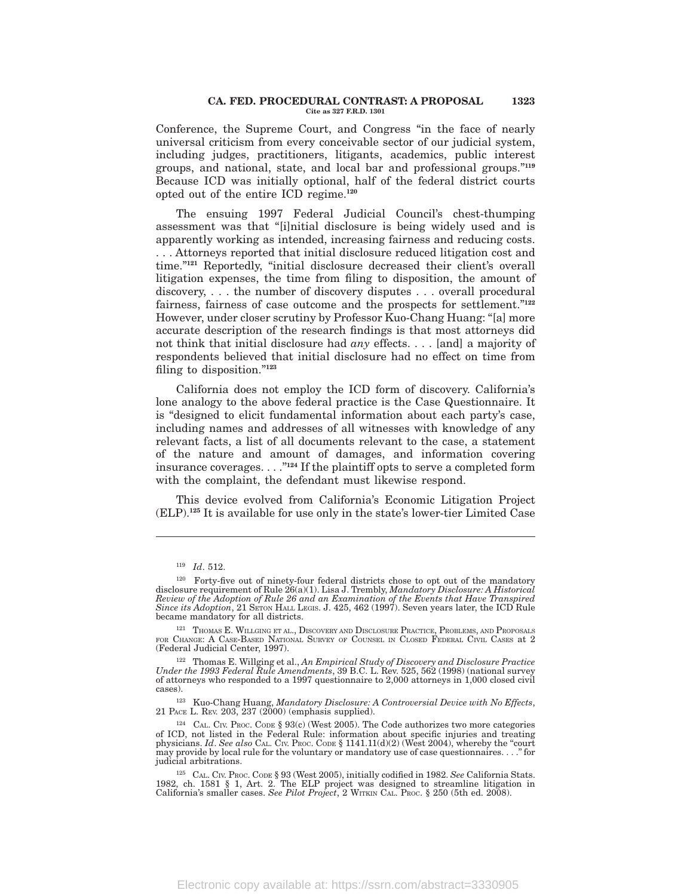Conference, the Supreme Court, and Congress "in the face of nearly universal criticism from every conceivable sector of our judicial system, including judges, practitioners, litigants, academics, public interest groups, and national, state, and local bar and professional groups."[119] Because ICD was initially optional, half of the federal district courts opted out of the entire ICD regime.[120]

The ensuing 1997 Federal Judicial Council's chest-thumping assessment was that "[i]nitial disclosure is being widely used and is apparently working as intended, increasing fairness and reducing costs. . . . Attorneys reported that initial disclosure reduced litigation cost and time."[121] Reportedly, "initial disclosure decreased their client's overall litigation expenses, the time from filing to disposition, the amount of discovery, . . . the number of discovery disputes . . . overall procedural fairness, fairness of case outcome and the prospects for settlement."[122] However, under closer scrutiny by Professor Kuo-Chang Huang: "[a] more accurate description of the research findings is that most attorneys did not think that initial disclosure had *any* effects. . . . [and] a majority of respondents believed that initial disclosure had no effect on time from filing to disposition."[123]

California does not employ the ICD form of discovery. California's lone analogy to the above federal practice is the Case Questionnaire. It is "designed to elicit fundamental information about each party's case, including names and addresses of all witnesses with knowledge of any relevant facts, a list of all documents relevant to the case, a statement of the nature and amount of damages, and information covering insurance coverages. . . ."[124] If the plaintiff opts to serve a completed form with the complaint, the defendant must likewise respond.

This device evolved from California's Economic Litigation Project (ELP).[125] It is available for use only in the state's lower-tier Limited Case

---

[119] *Id*. 512.

[120] Forty-five out of ninety-four federal districts chose to opt out of the mandatory disclosure requirement of Rule 26(a)(1). Lisa J. Trembly, *Mandatory Disclosure: A Historical Review of the Adoption of Rule 26 and an Examination of the Events that Have Transpired Since its Adoption*, 21 SETON HALL LEGIS. J. 425, 462 (1997). Seven years later, the ICD Rule became mandatory for all districts.

[121] THOMAS E. WILLGING ET AL., DISCOVERY AND DISCLOSURE PRACTICE, PROBLEMS, AND PROPOSALS FOR CHANGE: A CASE-BASED NATIONAL SURVEY OF COUNSEL IN CLOSED FEDERAL CIVIL CASES at 2 (Federal Judicial Center, 1997).

[122] Thomas E. Willging et al., *An Empirical Study of Discovery and Disclosure Practice Under the 1993 Federal Rule Amendments*, 39 B.C. L. Rev. 525, 562 (1998) (national survey of attorneys who responded to a 1997 questionnaire to 2,000 attorneys in 1,000 closed civil cases).

[123] Kuo-Chang Huang, *Mandatory Disclosure: A Controversial Device with No Effects*, 21 PACE L. REV. 203, 237 (2000) (emphasis supplied).

[124] CAL. CIV. PROC. CODE § 93(c) (West 2005). The Code authorizes two more categories of ICD, not listed in the Federal Rule: information about specific injuries and treating physicians. *Id*. *See also* CAL. CIV. PROC. CODE § 1141.11(d)(2) (West 2004), whereby the "court may provide by local rule for the voluntary or mandatory use of case questionnaires. . . ." for judicial arbitrations.

[125] CAL. CIV. PROC. CODE § 93 (West 2005), initially codified in 1982. *See* California Stats. 1982, ch. 1581 § 1, Art. 2. The ELP project was designed to streamline litigation in California's smaller cases. *See Pilot Project*, 2 WITKIN CAL. PROC. § 250 (5th ed. 2008).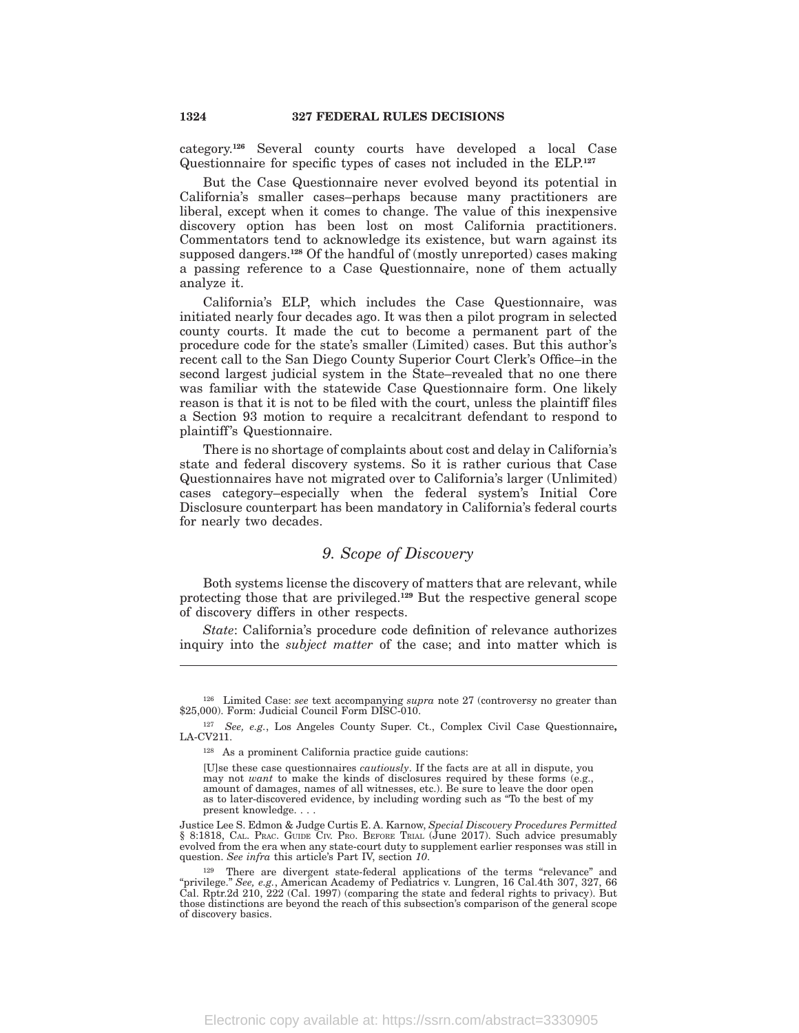category.[126] Several county courts have developed a local Case Questionnaire for specific types of cases not included in the ELP.[127]

But the Case Questionnaire never evolved beyond its potential in California's smaller cases–perhaps because many practitioners are liberal, except when it comes to change. The value of this inexpensive discovery option has been lost on most California practitioners. Commentators tend to acknowledge its existence, but warn against its supposed dangers.[128] Of the handful of (mostly unreported) cases making a passing reference to a Case Questionnaire, none of them actually analyze it.

California's ELP, which includes the Case Questionnaire, was initiated nearly four decades ago. It was then a pilot program in selected county courts. It made the cut to become a permanent part of the procedure code for the state's smaller (Limited) cases. But this author's recent call to the San Diego County Superior Court Clerk's Office–in the second largest judicial system in the State–revealed that no one there was familiar with the statewide Case Questionnaire form. One likely reason is that it is not to be filed with the court, unless the plaintiff files a Section 93 motion to require a recalcitrant defendant to respond to plaintiff's Questionnaire.

There is no shortage of complaints about cost and delay in California's state and federal discovery systems. So it is rather curious that Case Questionnaires have not migrated over to California's larger (Unlimited) cases category–especially when the federal system's Initial Core Disclosure counterpart has been mandatory in California's federal courts for nearly two decades.

### *9. Scope of Discovery*

Both systems license the discovery of matters that are relevant, while protecting those that are privileged.[129] But the respective general scope of discovery differs in other respects.

*State*: California's procedure code definition of relevance authorizes inquiry into the *subject matter* of the case; and into matter which is

---

[126] Limited Case: *see* text accompanying *supra* note 27 (controversy no greater than $25,000). Form: Judicial Council Form DISC-010.

[127] *See, e.g.*, Los Angeles County Super. Ct., Complex Civil Case Questionnaire**,** LA-CV211.

[128] As a prominent California practice guide cautions:

> [U]se these case questionnaires *cautiously*. If the facts are at all in dispute, you may not *want* to make the kinds of disclosures required by these forms (e.g., amount of damages, names of all witnesses, etc.). Be sure to leave the door open as to later-discovered evidence, by including wording such as "To the best of my present knowledge. . . .

Justice Lee S. Edmon & Judge Curtis E. A. Karnow, *Special Discovery Procedures Permitted* § 8:1818, Cal. Prac. Guide Civ. Pro. Before Trial (June 2017). Such advice presumably evolved from the era when any state-court duty to supplement earlier responses was still in question. *See infra* this article's Part IV, section *10*.

[129] There are divergent state-federal applications of the terms "relevance" and "privilege." *See, e.g.*, American Academy of Pediatrics v. Lungren, 16 Cal.4th 307, 327, 66 Cal. Rptr.2d 210, 222 (Cal. 1997) (comparing the state and federal rights to privacy). But those distinctions are beyond the reach of this subsection's comparison of the general scope of discovery basics.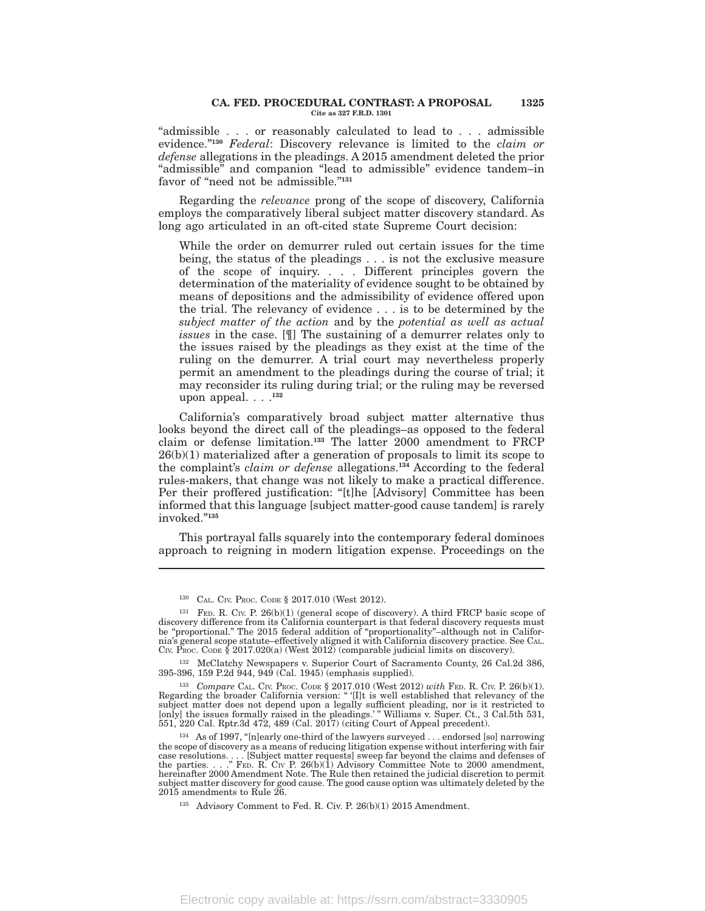"admissible . . . or reasonably calculated to lead to . . . admissible evidence."[130] *Federal*: Discovery relevance is limited to the *claim or defense* allegations in the pleadings. A 2015 amendment deleted the prior "admissible" and companion "lead to admissible" evidence tandem–in favor of "need not be admissible."[131]

Regarding the *relevance* prong of the scope of discovery, California employs the comparatively liberal subject matter discovery standard. As long ago articulated in an oft-cited state Supreme Court decision:

> While the order on demurrer ruled out certain issues for the time being, the status of the pleadings . . . is not the exclusive measure of the scope of inquiry. . . . Different principles govern the determination of the materiality of evidence sought to be obtained by means of depositions and the admissibility of evidence offered upon the trial. The relevancy of evidence . . . is to be determined by the *subject matter of the action* and by the *potential as well as actual issues* in the case. [¶] The sustaining of a demurrer relates only to the issues raised by the pleadings as they exist at the time of the ruling on the demurrer. A trial court may nevertheless properly permit an amendment to the pleadings during the course of trial; it may reconsider its ruling during trial; or the ruling may be reversed upon appeal. . . .[132]

California's comparatively broad subject matter alternative thus looks beyond the direct call of the pleadings–as opposed to the federal claim or defense limitation.[133] The latter 2000 amendment to FRCP 26(b)(1) materialized after a generation of proposals to limit its scope to the complaint's *claim or defense* allegations.[134] According to the federal rules-makers, that change was not likely to make a practical difference. Per their proffered justification: "[t]he [Advisory] Committee has been informed that this language [subject matter-good cause tandem] is rarely invoked."[135]

This portrayal falls squarely into the contemporary federal dominoes approach to reigning in modern litigation expense. Proceedings on the

---

[130] CAL. CIV. PROC. CODE § 2017.010 (West 2012).

[131] FED. R. CIV. P. 26(b)(1) (general scope of discovery). A third FRCP basic scope of discovery difference from its California counterpart is that federal discovery requests must be "proportional." The 2015 federal addition of "proportionality"–although not in California's general scope statute–effectively aligned it with California discovery practice. See CAL. CIV. PROC. CODE § 2017.020(a) (West 2012) (comparable judicial limits on discovery).

[132] McClatchy Newspapers v. Superior Court of Sacramento County, 26 Cal.2d 386, 395-396, 159 P.2d 944, 949 (Cal. 1945) (emphasis supplied).

[133] *Compare* CAL. CIV. PROC. CODE § 2017.010 (West 2012) *with* FED. R. CIV. P. 26(b)(1). Regarding the broader California version: " '[I]t is well established that relevancy of the subject matter does not depend upon a legally sufficient pleading, nor is it restricted to [only] the issues formally raised in the pleadings.' " Williams v. Super. Ct., 3 Cal.5th 531, 551, 220 Cal. Rptr.3d 472, 489 (Cal. 2017) (citing Court of Appeal precedent).

[134] As of 1997, "[n]early one-third of the lawyers surveyed . . . endorsed [so] narrowing the scope of discovery as a means of reducing litigation expense without interfering with fair case resolutions. . . . [Subject matter requests] sweep far beyond the claims and defenses of the parties. . . ." FED. R. CIV P. 26(b)(1) Advisory Committee Note to 2000 amendment, hereinafter 2000 Amendment Note. The Rule then retained the judicial discretion to permit subject matter discovery for good cause. The good cause option was ultimately deleted by the 2015 amendments to Rule 26.

[135] Advisory Comment to Fed. R. Civ. P. 26(b)(1) 2015 Amendment.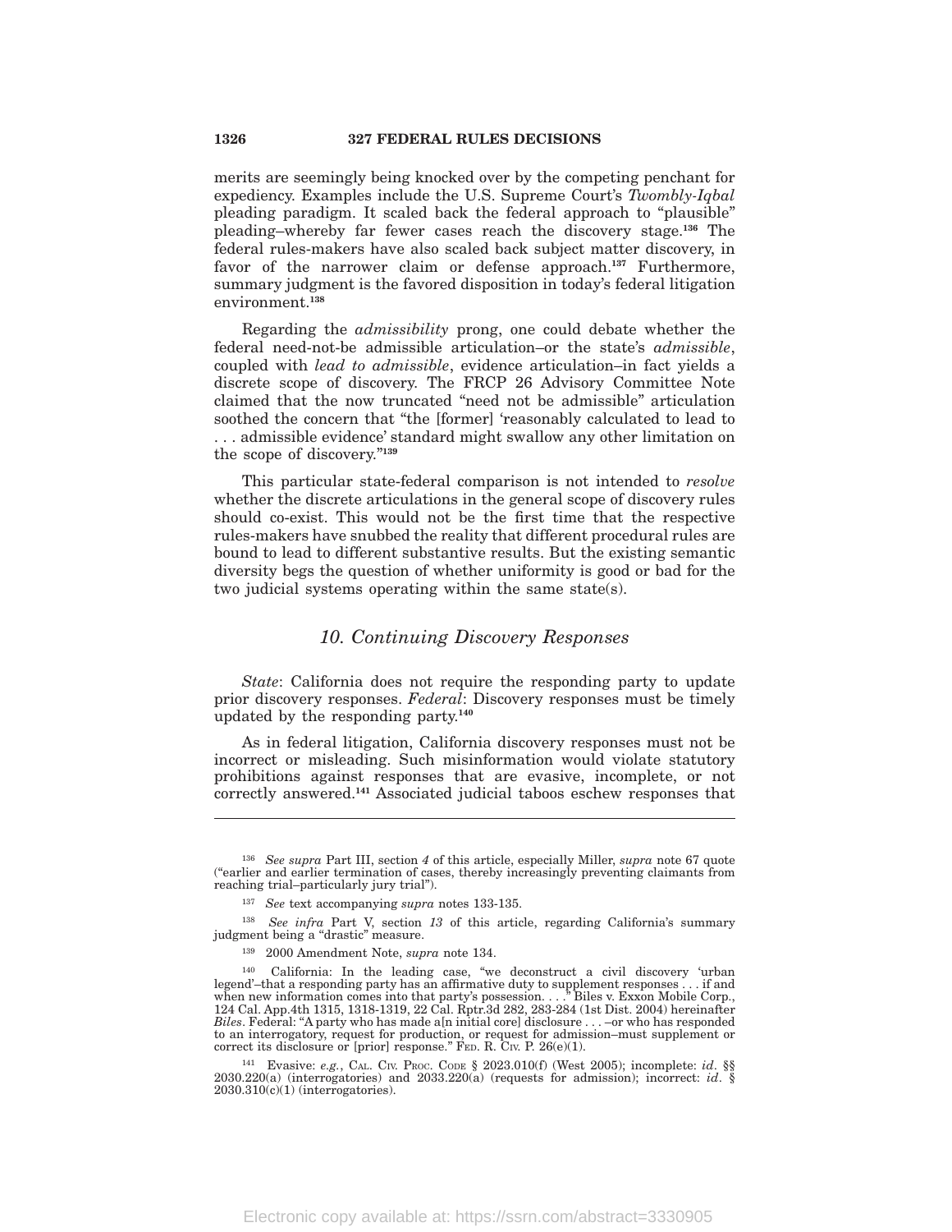merits are seemingly being knocked over by the competing penchant for expediency. Examples include the U.S. Supreme Court's *Twombly-Iqbal* pleading paradigm. It scaled back the federal approach to "plausible" pleading–whereby far fewer cases reach the discovery stage.[136] The federal rules-makers have also scaled back subject matter discovery, in favor of the narrower claim or defense approach.[137] Furthermore, summary judgment is the favored disposition in today's federal litigation environment.[138]

Regarding the *admissibility* prong, one could debate whether the federal need-not-be admissible articulation–or the state's *admissible*, coupled with *lead to admissible*, evidence articulation–in fact yields a discrete scope of discovery. The FRCP 26 Advisory Committee Note claimed that the now truncated "need not be admissible" articulation soothed the concern that "the [former] 'reasonably calculated to lead to . . . admissible evidence' standard might swallow any other limitation on the scope of discovery."[139]

This particular state-federal comparison is not intended to *resolve* whether the discrete articulations in the general scope of discovery rules should co-exist. This would not be the first time that the respective rules-makers have snubbed the reality that different procedural rules are bound to lead to different substantive results. But the existing semantic diversity begs the question of whether uniformity is good or bad for the two judicial systems operating within the same state(s).

### *10. Continuing Discovery Responses*

*State*: California does not require the responding party to update prior discovery responses. *Federal*: Discovery responses must be timely updated by the responding party.[140]

As in federal litigation, California discovery responses must not be incorrect or misleading. Such misinformation would violate statutory prohibitions against responses that are evasive, incomplete, or not correctly answered.[141] Associated judicial taboos eschew responses that

---

[136] *See supra* Part III, section *4* of this article, especially Miller, *supra* note 67 quote ("earlier and earlier termination of cases, thereby increasingly preventing claimants from reaching trial–particularly jury trial").

[137] *See* text accompanying *supra* notes 133-135.

[138] *See infra* Part V, section *13* of this article, regarding California's summary judgment being a "drastic" measure.

[139] 2000 Amendment Note, *supra* note 134.

[140] California: In the leading case, "we deconstruct a civil discovery 'urban legend'–that a responding party has an affirmative duty to supplement responses . . . if and when new information comes into that party's possession. . . ." Biles v. Exxon Mobile Corp., 124 Cal. App.4th 1315, 1318-1319, 22 Cal. Rptr.3d 282, 283-284 (1st Dist. 2004) hereinafter *Biles*. Federal: "A party who has made a[n initial core] disclosure . . . –or who has responded to an interrogatory, request for production, or request for admission–must supplement or correct its disclosure or [prior] response." FED. R. CIV. P. 26(e)(1).

[141] Evasive: *e.g.*, CAL. CIV. PROC. CODE § 2023.010(f) (West 2005); incomplete: *id*. §§ 2030.220(a) (interrogatories) and 2033.220(a) (requests for admission); incorrect: *id*. § 2030.310(c)(1) (interrogatories).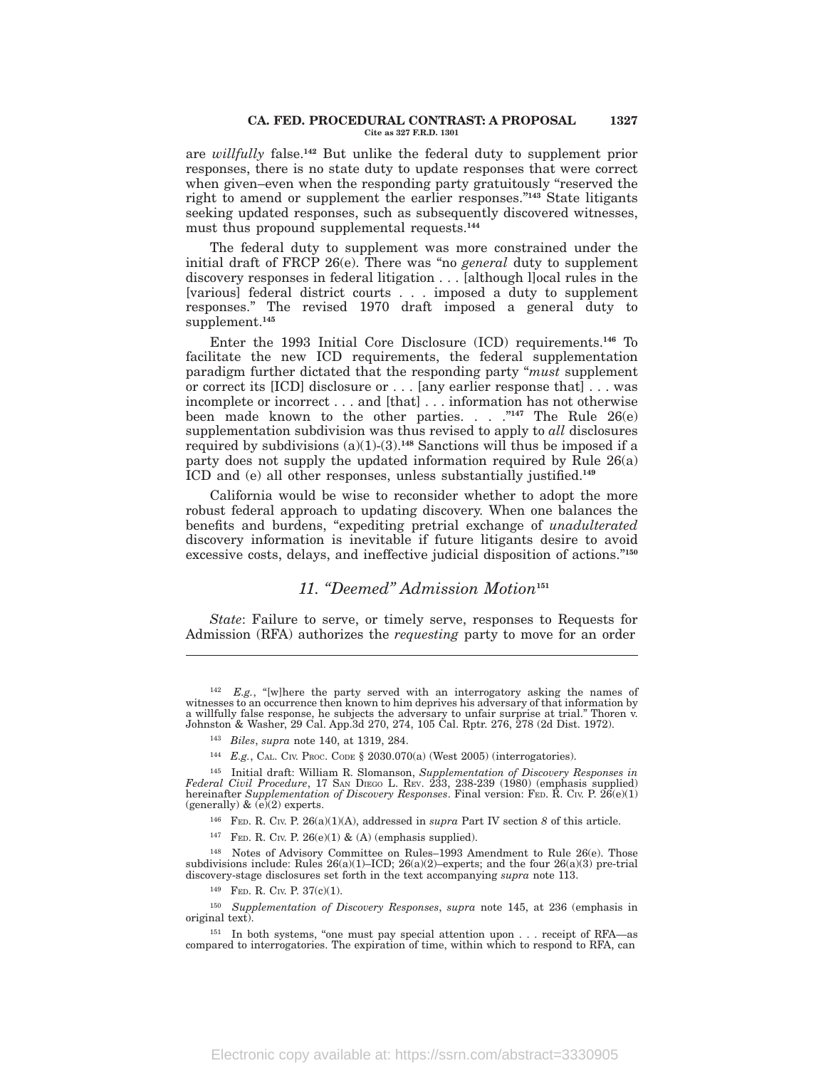are *willfully* false.[142] But unlike the federal duty to supplement prior responses, there is no state duty to update responses that were correct when given–even when the responding party gratuitously "reserved the right to amend or supplement the earlier responses."[143] State litigants seeking updated responses, such as subsequently discovered witnesses, must thus propound supplemental requests.[144]

The federal duty to supplement was more constrained under the initial draft of FRCP 26(e). There was "no *general* duty to supplement discovery responses in federal litigation . . . [although l]ocal rules in the [various] federal district courts . . . imposed a duty to supplement responses." The revised 1970 draft imposed a general duty to supplement.[145]

Enter the 1993 Initial Core Disclosure (ICD) requirements.[146] To facilitate the new ICD requirements, the federal supplementation paradigm further dictated that the responding party "*must* supplement or correct its [ICD] disclosure or . . . [any earlier response that] . . . was incomplete or incorrect . . . and [that] . . . information has not otherwise been made known to the other parties. . . ."[147] The Rule 26(e) supplementation subdivision was thus revised to apply to *all* disclosures required by subdivisions (a)(1)-(3).[148] Sanctions will thus be imposed if a party does not supply the updated information required by Rule 26(a) ICD and (e) all other responses, unless substantially justified.[149]

California would be wise to reconsider whether to adopt the more robust federal approach to updating discovery. When one balances the benefits and burdens, "expediting pretrial exchange of *unadulterated* discovery information is inevitable if future litigants desire to avoid excessive costs, delays, and ineffective judicial disposition of actions."[150]

### *11. "Deemed" Admission Motion*[151]

*State*: Failure to serve, or timely serve, responses to Requests for Admission (RFA) authorizes the *requesting* party to move for an order

---

[142] *E.g.*, "[w]here the party served with an interrogatory asking the names of witnesses to an occurrence then known to him deprives his adversary of that information by a willfully false response, he subjects the adversary to unfair surprise at trial." Thoren v. Johnston & Washer, 29 Cal. App.3d 270, 274, 105 Cal. Rptr. 276, 278 (2d Dist. 1972).

[143] *Biles*, *supra* note 140, at 1319, 284.

[144] *E.g.*, CAL. CIV. PROC. CODE § 2030.070(a) (West 2005) (interrogatories).

[145] Initial draft: William R. Slomanson, *Supplementation of Discovery Responses in Federal Civil Procedure*, 17 SAN DIEGO L. REV. 233, 238-239 (1980) (emphasis supplied) hereinafter *Supplementation of Discovery Responses*. Final version: FED. R. CIV. P. 26(e)(1) (generally) & (e)(2) experts.

[146] FED. R. CIV. P. 26(a)(1)(A), addressed in *supra* Part IV section *8* of this article.

[147] FED. R. CIV. P. 26(e)(1) & (A) (emphasis supplied).

[148] Notes of Advisory Committee on Rules–1993 Amendment to Rule 26(e). Those subdivisions include: Rules 26(a)(1)–ICD; 26(a)(2)–experts; and the four 26(a)(3) pre-trial discovery-stage disclosures set forth in the text accompanying *supra* note 113.

[149] FED. R. CIV. P. 37(c)(1).

[150] *Supplementation of Discovery Responses*, *supra* note 145, at 236 (emphasis in original text).

[151] In both systems, "one must pay special attention upon . . . receipt of RFA—as compared to interrogatories. The expiration of time, within which to respond to RFA, can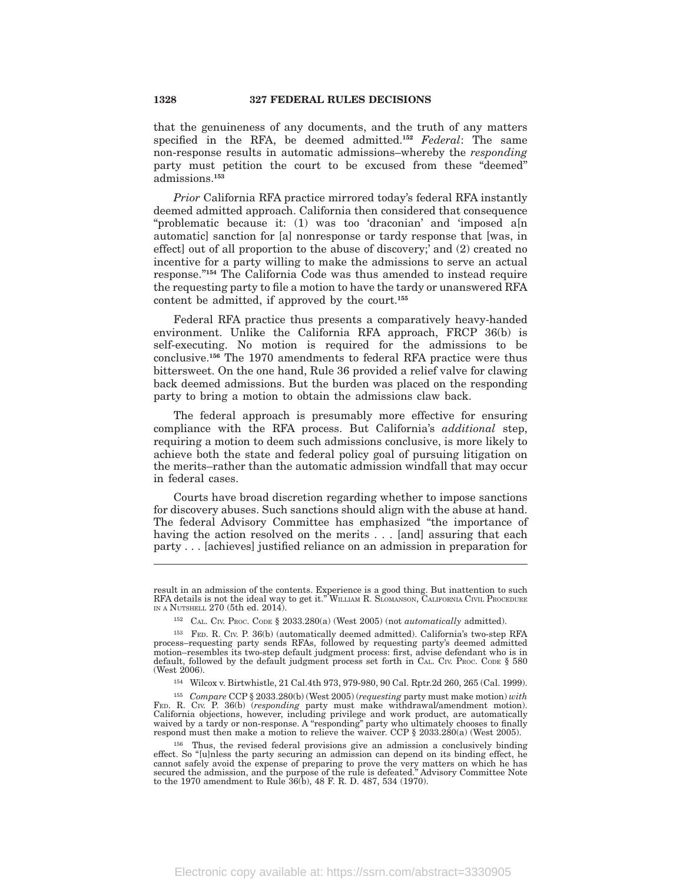that the genuineness of any documents, and the truth of any matters specified in the RFA, be deemed admitted.[152] *Federal*: The same non-response results in automatic admissions–whereby the *responding* party must petition the court to be excused from these "deemed" admissions.[153]

*Prior* California RFA practice mirrored today's federal RFA instantly deemed admitted approach. California then considered that consequence "problematic because it: (1) was too 'draconian' and 'imposed a[n automatic] sanction for [a] nonresponse or tardy response that [was, in effect] out of all proportion to the abuse of discovery;' and (2) created no incentive for a party willing to make the admissions to serve an actual response."[154] The California Code was thus amended to instead require the requesting party to file a motion to have the tardy or unanswered RFA content be admitted, if approved by the court.[155]

Federal RFA practice thus presents a comparatively heavy-handed environment. Unlike the California RFA approach, FRCP 36(b) is self-executing. No motion is required for the admissions to be conclusive.[156] The 1970 amendments to federal RFA practice were thus bittersweet. On the one hand, Rule 36 provided a relief valve for clawing back deemed admissions. But the burden was placed on the responding party to bring a motion to obtain the admissions claw back.

The federal approach is presumably more effective for ensuring compliance with the RFA process. But California's *additional* step, requiring a motion to deem such admissions conclusive, is more likely to achieve both the state and federal policy goal of pursuing litigation on the merits–rather than the automatic admission windfall that may occur in federal cases.

Courts have broad discretion regarding whether to impose sanctions for discovery abuses. Such sanctions should align with the abuse at hand. The federal Advisory Committee has emphasized "the importance of having the action resolved on the merits . . . [and] assuring that each party . . . [achieves] justified reliance on an admission in preparation for

---

result in an admission of the contents. Experience is a good thing. But inattention to such RFA details is not the ideal way to get it." WILLIAM R. SLOMANSON, CALIFORNIA CIVIL PROCEDURE IN A NUTSHELL 270 (5th ed. 2014).

[152] CAL. CIV. PROC. CODE § 2033.280(a) (West 2005) (not *automatically* admitted).

[153] FED. R. CIV. P. 36(b) (automatically deemed admitted). California's two-step RFA process–requesting party sends RFAs, followed by requesting party's deemed admitted motion–resembles its two-step default judgment process: first, advise defendant who is in default, followed by the default judgment process set forth in CAL. CIV. PROC. CODE § 580 (West 2006).

[154] Wilcox v. Birtwhistle, 21 Cal.4th 973, 979-980, 90 Cal. Rptr.2d 260, 265 (Cal. 1999).

[155] *Compare* CCP § 2033.280(b) (West 2005) (*requesting* party must make motion) *with* FED. R. CIV. P. 36(b) (*responding* party must make withdrawal/amendment motion). California objections, however, including privilege and work product, are automatically waived by a tardy or non-response. A "responding" party who ultimately chooses to finally respond must then make a motion to relieve the waiver. CCP § 2033.280(a) (West 2005).

[156] Thus, the revised federal provisions give an admission a conclusively binding effect. So "[u]nless the party securing an admission can depend on its binding effect, he cannot safely avoid the expense of preparing to prove the very matters on which he has secured the admission, and the purpose of the rule is defeated." Advisory Committee Note to the 1970 amendment to Rule 36(b), 48 F. R. D. 487, 534 (1970).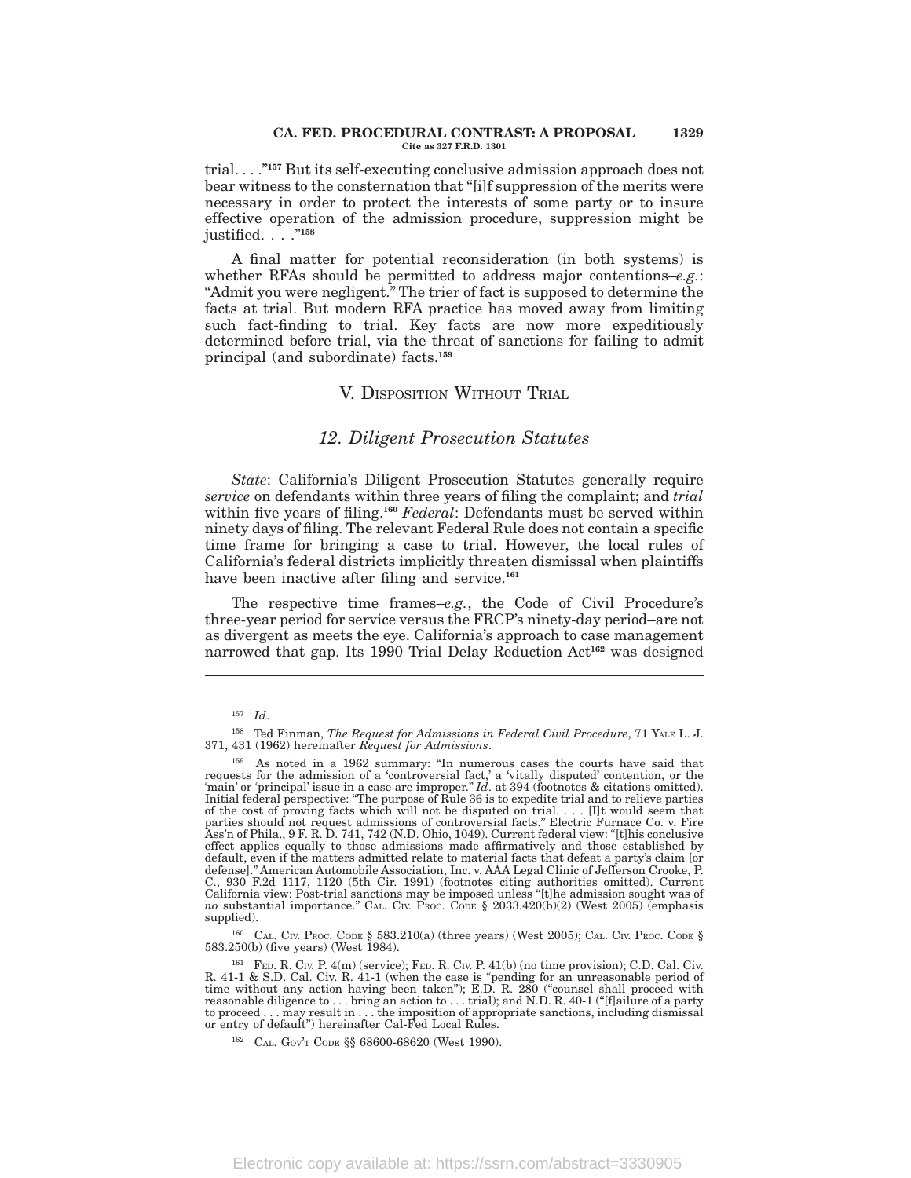trial. . . ."[157] But its self-executing conclusive admission approach does not bear witness to the consternation that "[i]f suppression of the merits were necessary in order to protect the interests of some party or to insure effective operation of the admission procedure, suppression might be justified. . . ."[158]

A final matter for potential reconsideration (in both systems) is whether RFAs should be permitted to address major contentions–*e.g.*: "Admit you were negligent." The trier of fact is supposed to determine the facts at trial. But modern RFA practice has moved away from limiting such fact-finding to trial. Key facts are now more expeditiously determined before trial, via the threat of sanctions for failing to admit principal (and subordinate) facts.[159]

## V. Disposition Without Trial

### *12. Diligent Prosecution Statutes*

*State*: California's Diligent Prosecution Statutes generally require *service* on defendants within three years of filing the complaint; and *trial* within five years of filing.[160] *Federal*: Defendants must be served within ninety days of filing. The relevant Federal Rule does not contain a specific time frame for bringing a case to trial. However, the local rules of California's federal districts implicitly threaten dismissal when plaintiffs have been inactive after filing and service.[161]

The respective time frames–*e.g.*, the Code of Civil Procedure's three-year period for service versus the FRCP's ninety-day period–are not as divergent as meets the eye. California's approach to case management narrowed that gap. Its 1990 Trial Delay Reduction Act[162] was designed

---

[157] *Id*.

[158] Ted Finman, *The Request for Admissions in Federal Civil Procedure*, 71 Yale L. J. 371, 431 (1962) hereinafter *Request for Admissions*.

[159] As noted in a 1962 summary: "In numerous cases the courts have said that requests for the admission of a 'controversial fact,' a 'vitally disputed' contention, or the 'main' or 'principal' issue in a case are improper." *Id*. at 394 (footnotes & citations omitted). Initial federal perspective: "The purpose of Rule 36 is to expedite trial and to relieve parties of the cost of proving facts which will not be disputed on trial. . . . [I]t would seem that parties should not request admissions of controversial facts." Electric Furnace Co. v. Fire Ass'n of Phila., 9 F. R. D. 741, 742 (N.D. Ohio, 1049). Current federal view: "[t]his conclusive effect applies equally to those admissions made affirmatively and those established by default, even if the matters admitted relate to material facts that defeat a party's claim [or defense]." American Automobile Association, Inc. v. AAA Legal Clinic of Jefferson Crooke, P. C., 930 F.2d 1117, 1120 (5th Cir. 1991) (footnotes citing authorities omitted). Current California view: Post-trial sanctions may be imposed unless "[t]he admission sought was of *no* substantial importance." Cal. Civ. Proc. Code § 2033.420(b)(2) (West 2005) (emphasis supplied).

[160] Cal. Civ. Proc. Code § 583.210(a) (three years) (West 2005); Cal. Civ. Proc. Code § 583.250(b) (five years) (West 1984).

[161] Fed. R. Civ. P. 4(m) (service); Fed. R. Civ. P. 41(b) (no time provision); C.D. Cal. Civ. R. 41-1 & S.D. Cal. Civ. R. 41-1 (when the case is "pending for an unreasonable period of time without any action having been taken"); E.D. R. 280 ("counsel shall proceed with reasonable diligence to . . . bring an action to . . . trial); and N.D. R. 40-1 ("[f]ailure of a party to proceed . . . may result in . . . the imposition of appropriate sanctions, including dismissal or entry of default") hereinafter Cal-Fed Local Rules.

[162] Cal. Gov't Code §§ 68600-68620 (West 1990).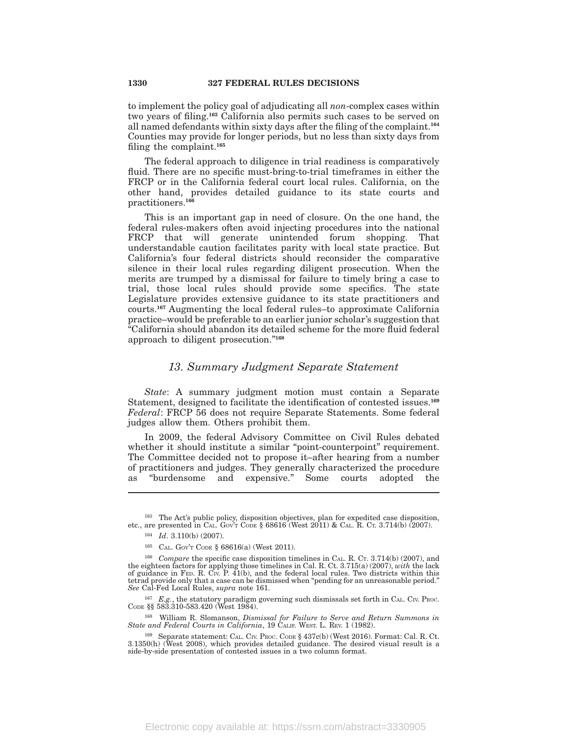to implement the policy goal of adjudicating all *non*-complex cases within two years of filing.[163] California also permits such cases to be served on all named defendants within sixty days after the filing of the complaint.[164] Counties may provide for longer periods, but no less than sixty days from filing the complaint.[165]

The federal approach to diligence in trial readiness is comparatively fluid. There are no specific must-bring-to-trial timeframes in either the FRCP or in the California federal court local rules. California, on the other hand, provides detailed guidance to its state courts and practitioners.[166]

This is an important gap in need of closure. On the one hand, the federal rules-makers often avoid injecting procedures into the national FRCP that will generate unintended forum shopping. That understandable caution facilitates parity with local state practice. But California's four federal districts should reconsider the comparative silence in their local rules regarding diligent prosecution. When the merits are trumped by a dismissal for failure to timely bring a case to trial, those local rules should provide some specifics. The state Legislature provides extensive guidance to its state practitioners and courts.[167] Augmenting the local federal rules–to approximate California practice–would be preferable to an earlier junior scholar's suggestion that "California should abandon its detailed scheme for the more fluid federal approach to diligent prosecution."[168]

### *13. Summary Judgment Separate Statement*

*State*: A summary judgment motion must contain a Separate Statement, designed to facilitate the identification of contested issues.[169] *Federal*: FRCP 56 does not require Separate Statements. Some federal judges allow them. Others prohibit them.

In 2009, the federal Advisory Committee on Civil Rules debated whether it should institute a similar "point-counterpoint" requirement. The Committee decided not to propose it–after hearing from a number of practitioners and judges. They generally characterized the procedure as "burdensome and expensive." Some courts adopted the

---

[163] The Act's public policy, disposition objectives, plan for expedited case disposition, etc., are presented in CAL. GOV'T CODE § 68616 (West 2011) & CAL. R. CT. 3.714(b) (2007).

[164] *Id*. 3.110(b) (2007).

[165] CAL. GOV'T CODE § 68616(a) (West 2011).

[166] *Compare* the specific case disposition timelines in CAL. R. CT. 3.714(b) (2007), and the eighteen factors for applying those timelines in Cal. R. Ct. 3.715(a) (2007), *with* the lack of guidance in FED. R. CIV. P. 41(b), and the federal local rules. Two districts within this tetrad provide only that a case can be dismissed when "pending for an unreasonable period." *See* Cal-Fed Local Rules, *supra* note 161.

[167] *E.g.*, the statutory paradigm governing such dismissals set forth in CAL. CIV. PROC. CODE §§ 583.310-583.420 (West 1984).

[168] William R. Slomanson, *Dismissal for Failure to Serve and Return Summons in State and Federal Courts in California*, 19 CALIF. WEST. L. REV. 1 (1982).

[169] Separate statement: CAL. CIV. PROC. CODE § 437c(b) (West 2016). Format: Cal. R. Ct. 3.1350(h) (West 2008), which provides detailed guidance. The desired visual result is a side-by-side presentation of contested issues in a two column format.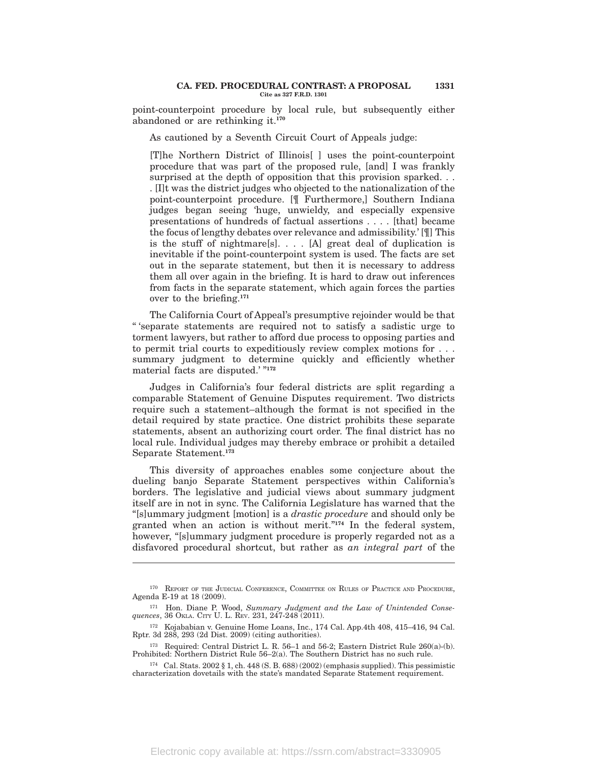point-counterpoint procedure by local rule, but subsequently either abandoned or are rethinking it.[170]

As cautioned by a Seventh Circuit Court of Appeals judge:

> [T]he Northern District of Illinois[ ] uses the point-counterpoint procedure that was part of the proposed rule, [and] I was frankly surprised at the depth of opposition that this provision sparked. . . . [I]t was the district judges who objected to the nationalization of the point-counterpoint procedure. [¶ Furthermore,] Southern Indiana judges began seeing 'huge, unwieldy, and especially expensive presentations of hundreds of factual assertions . . . . [that] became the focus of lengthy debates over relevance and admissibility.' [¶] This is the stuff of nightmare[s]. . . . [A] great deal of duplication is inevitable if the point-counterpoint system is used. The facts are set out in the separate statement, but then it is necessary to address them all over again in the briefing. It is hard to draw out inferences from facts in the separate statement, which again forces the parties over to the briefing.[171]

The California Court of Appeal's presumptive rejoinder would be that " 'separate statements are required not to satisfy a sadistic urge to torment lawyers, but rather to afford due process to opposing parties and to permit trial courts to expeditiously review complex motions for . . . summary judgment to determine quickly and efficiently whether material facts are disputed.' "[172]

Judges in California's four federal districts are split regarding a comparable Statement of Genuine Disputes requirement. Two districts require such a statement–although the format is not specified in the detail required by state practice. One district prohibits these separate statements, absent an authorizing court order. The final district has no local rule. Individual judges may thereby embrace or prohibit a detailed Separate Statement.[173]

This diversity of approaches enables some conjecture about the dueling banjo Separate Statement perspectives within California's borders. The legislative and judicial views about summary judgment itself are in not in sync. The California Legislature has warned that the "[s]ummary judgment [motion] is a *drastic procedure* and should only be granted when an action is without merit."[174] In the federal system, however, "[s]ummary judgment procedure is properly regarded not as a disfavored procedural shortcut, but rather as *an integral part* of the

---

[170] Report of the Judicial Conference, Committee on Rules of Practice and Procedure, Agenda E-19 at 18 (2009).

[171] Hon. Diane P. Wood, *Summary Judgment and the Law of Unintended Consequences*, 36 Okla. City U. L. Rev. 231, 247-248 (2011).

[172] Kojababian v. Genuine Home Loans, Inc., 174 Cal. App.4th 408, 415–416, 94 Cal. Rptr. 3d 288, 293 (2d Dist. 2009) (citing authorities).

[173] Required: Central District L. R. 56–1 and 56-2; Eastern District Rule 260(a)-(b). Prohibited: Northern District Rule 56–2(a). The Southern District has no such rule.

[174] Cal. Stats. 2002 § 1, ch. 448 (S. B. 688) (2002) (emphasis supplied). This pessimistic characterization dovetails with the state's mandated Separate Statement requirement.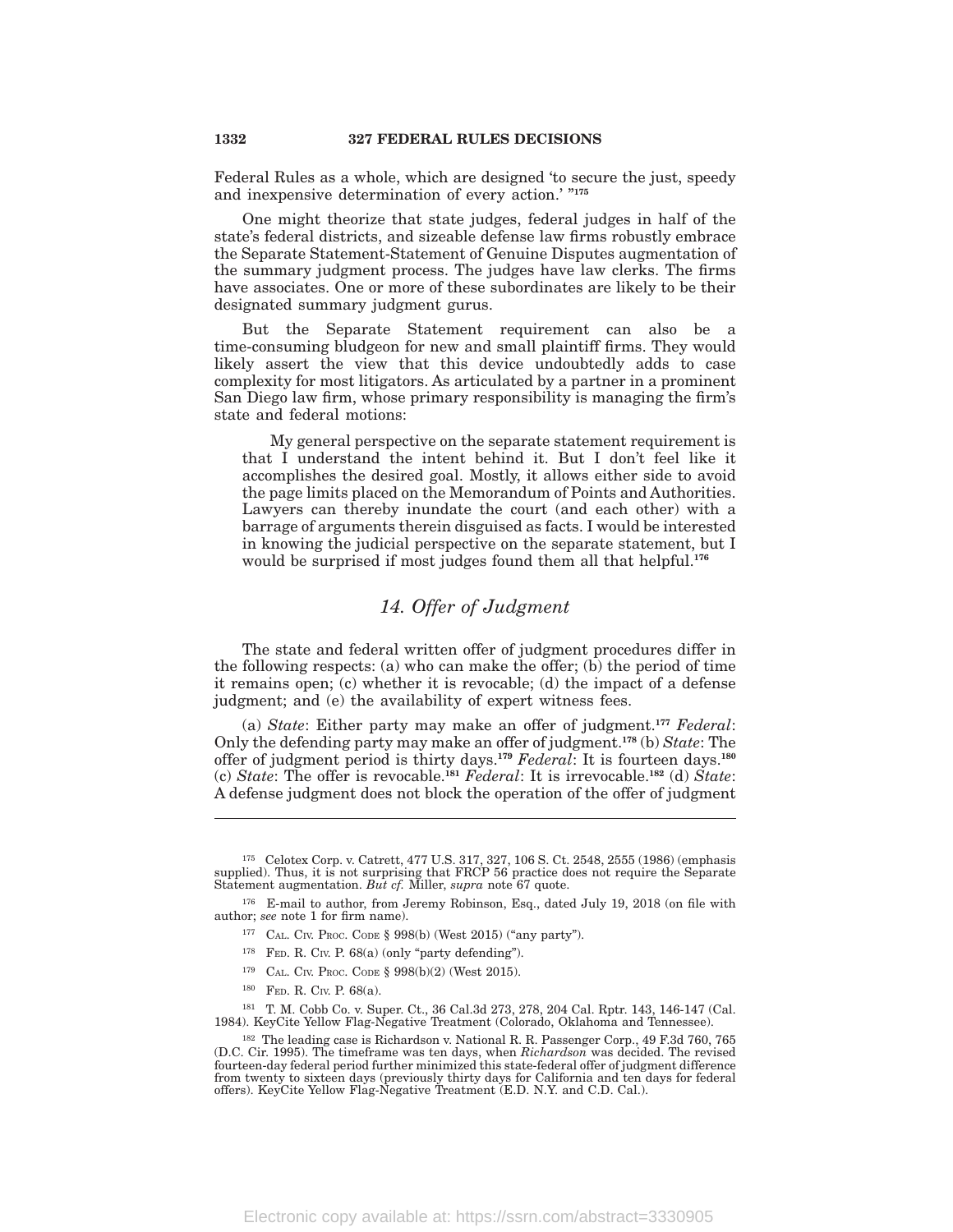Federal Rules as a whole, which are designed 'to secure the just, speedy and inexpensive determination of every action.' "[175]

One might theorize that state judges, federal judges in half of the state's federal districts, and sizeable defense law firms robustly embrace the Separate Statement-Statement of Genuine Disputes augmentation of the summary judgment process. The judges have law clerks. The firms have associates. One or more of these subordinates are likely to be their designated summary judgment gurus.

But the Separate Statement requirement can also be a time-consuming bludgeon for new and small plaintiff firms. They would likely assert the view that this device undoubtedly adds to case complexity for most litigators. As articulated by a partner in a prominent San Diego law firm, whose primary responsibility is managing the firm's state and federal motions:

> My general perspective on the separate statement requirement is that I understand the intent behind it. But I don't feel like it accomplishes the desired goal. Mostly, it allows either side to avoid the page limits placed on the Memorandum of Points and Authorities. Lawyers can thereby inundate the court (and each other) with a barrage of arguments therein disguised as facts. I would be interested in knowing the judicial perspective on the separate statement, but I would be surprised if most judges found them all that helpful.[176]

### *14. Offer of Judgment*

The state and federal written offer of judgment procedures differ in the following respects: (a) who can make the offer; (b) the period of time it remains open; (c) whether it is revocable; (d) the impact of a defense judgment; and (e) the availability of expert witness fees.

(a) *State*: Either party may make an offer of judgment.[177] *Federal*: Only the defending party may make an offer of judgment.[178] (b) *State*: The offer of judgment period is thirty days.[179] *Federal*: It is fourteen days.[180] (c) *State*: The offer is revocable.[181] *Federal*: It is irrevocable.[182] (d) *State*: A defense judgment does not block the operation of the offer of judgment

---

[175] Celotex Corp. v. Catrett, 477 U.S. 317, 327, 106 S. Ct. 2548, 2555 (1986) (emphasis supplied). Thus, it is not surprising that FRCP 56 practice does not require the Separate Statement augmentation. *But cf.* Miller, *supra* note 67 quote.

[176] E-mail to author, from Jeremy Robinson, Esq., dated July 19, 2018 (on file with author; *see* note 1 for firm name).

[177] Cal. Civ. Proc. Code § 998(b) (West 2015) ("any party").

[178] Fed. R. Civ. P. 68(a) (only "party defending").

[179] Cal. Civ. Proc. Code § 998(b)(2) (West 2015).

[180] Fed. R. Civ. P. 68(a).

[181] T. M. Cobb Co. v. Super. Ct., 36 Cal.3d 273, 278, 204 Cal. Rptr. 143, 146-147 (Cal. 1984). KeyCite Yellow Flag-Negative Treatment (Colorado, Oklahoma and Tennessee).

[182] The leading case is Richardson v. National R. R. Passenger Corp., 49 F.3d 760, 765 (D.C. Cir. 1995). The timeframe was ten days, when *Richardson* was decided. The revised fourteen-day federal period further minimized this state-federal offer of judgment difference from twenty to sixteen days (previously thirty days for California and ten days for federal offers). KeyCite Yellow Flag-Negative Treatment (E.D. N.Y. and C.D. Cal.).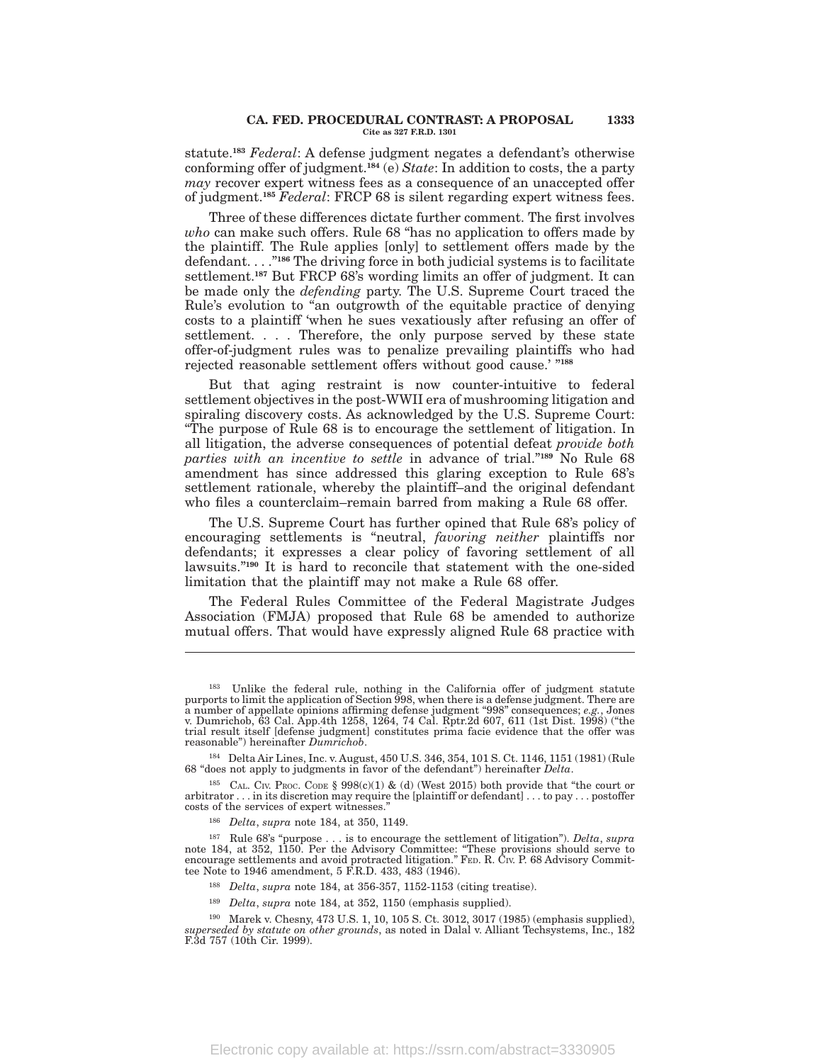statute.[183] *Federal*: A defense judgment negates a defendant's otherwise conforming offer of judgment.[184] (e) *State*: In addition to costs, the a party *may* recover expert witness fees as a consequence of an unaccepted offer of judgment.[185] *Federal*: FRCP 68 is silent regarding expert witness fees.

Three of these differences dictate further comment. The first involves *who* can make such offers. Rule 68 "has no application to offers made by the plaintiff. The Rule applies [only] to settlement offers made by the defendant. . . ."[186] The driving force in both judicial systems is to facilitate settlement.[187] But FRCP 68's wording limits an offer of judgment. It can be made only the *defending* party. The U.S. Supreme Court traced the Rule's evolution to "an outgrowth of the equitable practice of denying costs to a plaintiff 'when he sues vexatiously after refusing an offer of settlement. . . . Therefore, the only purpose served by these state offer-of-judgment rules was to penalize prevailing plaintiffs who had rejected reasonable settlement offers without good cause.' "[188]

But that aging restraint is now counter-intuitive to federal settlement objectives in the post-WWII era of mushrooming litigation and spiraling discovery costs. As acknowledged by the U.S. Supreme Court: "The purpose of Rule 68 is to encourage the settlement of litigation. In all litigation, the adverse consequences of potential defeat *provide both parties with an incentive to settle* in advance of trial."[189] No Rule 68 amendment has since addressed this glaring exception to Rule 68's settlement rationale, whereby the plaintiff–and the original defendant who files a counterclaim–remain barred from making a Rule 68 offer.

The U.S. Supreme Court has further opined that Rule 68's policy of encouraging settlements is "neutral, *favoring neither* plaintiffs nor defendants; it expresses a clear policy of favoring settlement of all lawsuits."[190] It is hard to reconcile that statement with the one-sided limitation that the plaintiff may not make a Rule 68 offer.

The Federal Rules Committee of the Federal Magistrate Judges Association (FMJA) proposed that Rule 68 be amended to authorize mutual offers. That would have expressly aligned Rule 68 practice with

---

[183] Unlike the federal rule, nothing in the California offer of judgment statute purports to limit the application of Section 998, when there is a defense judgment. There are a number of appellate opinions affirming defense judgment "998" consequences; *e.g.*, Jones v. Dumrichob, 63 Cal. App.4th 1258, 1264, 74 Cal. Rptr.2d 607, 611 (1st Dist. 1998) ("the trial result itself [defense judgment] constitutes prima facie evidence that the offer was reasonable") hereinafter *Dumrichob*.

[184] Delta Air Lines, Inc. v. August, 450 U.S. 346, 354, 101 S. Ct. 1146, 1151 (1981) (Rule 68 "does not apply to judgments in favor of the defendant") hereinafter *Delta*.

[185] CAL. CIV. PROC. CODE § 998(c)(1) & (d) (West 2015) both provide that "the court or arbitrator . . . in its discretion may require the [plaintiff or defendant] . . . to pay . . . postoffer costs of the services of expert witnesses."

[186] *Delta*, *supra* note 184, at 350, 1149.

[187] Rule 68's "purpose . . . is to encourage the settlement of litigation"). *Delta*, *supra* note 184, at 352, 1150. Per the Advisory Committee: "These provisions should serve to encourage settlements and avoid protracted litigation." FED. R. CIV. P. 68 Advisory Committee Note to 1946 amendment, 5 F.R.D. 433, 483 (1946).

[188] *Delta*, *supra* note 184, at 356-357, 1152-1153 (citing treatise).

[189] *Delta*, *supra* note 184, at 352, 1150 (emphasis supplied).

[190] Marek v. Chesny, 473 U.S. 1, 10, 105 S. Ct. 3012, 3017 (1985) (emphasis supplied), *superseded by statute on other grounds*, as noted in Dalal v. Alliant Techsystems, Inc., 182 F.3d 757 (10th Cir. 1999).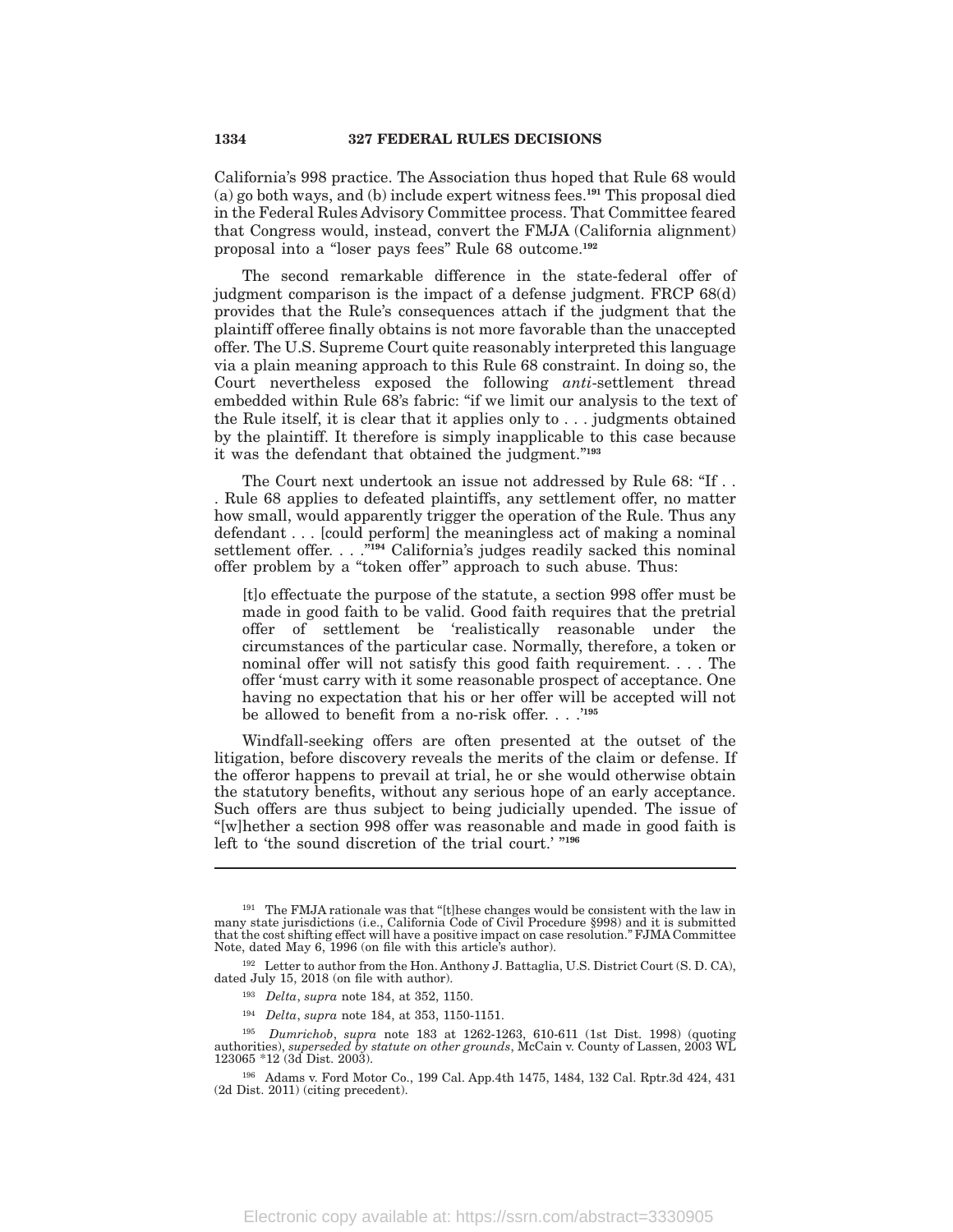California's 998 practice. The Association thus hoped that Rule 68 would (a) go both ways, and (b) include expert witness fees.[191] This proposal died in the Federal Rules Advisory Committee process. That Committee feared that Congress would, instead, convert the FMJA (California alignment) proposal into a "loser pays fees" Rule 68 outcome.[192]

The second remarkable difference in the state-federal offer of judgment comparison is the impact of a defense judgment. FRCP 68(d) provides that the Rule's consequences attach if the judgment that the plaintiff offeree finally obtains is not more favorable than the unaccepted offer. The U.S. Supreme Court quite reasonably interpreted this language via a plain meaning approach to this Rule 68 constraint. In doing so, the Court nevertheless exposed the following *anti*-settlement thread embedded within Rule 68's fabric: "if we limit our analysis to the text of the Rule itself, it is clear that it applies only to . . . judgments obtained by the plaintiff. It therefore is simply inapplicable to this case because it was the defendant that obtained the judgment."[193]

The Court next undertook an issue not addressed by Rule 68: "If . . . Rule 68 applies to defeated plaintiffs, any settlement offer, no matter how small, would apparently trigger the operation of the Rule. Thus any defendant . . . [could perform] the meaningless act of making a nominal settlement offer. . . ."[194] California's judges readily sacked this nominal offer problem by a "token offer" approach to such abuse. Thus:

> [t]o effectuate the purpose of the statute, a section 998 offer must be made in good faith to be valid. Good faith requires that the pretrial offer of settlement be 'realistically reasonable under the circumstances of the particular case. Normally, therefore, a token or nominal offer will not satisfy this good faith requirement. . . . The offer 'must carry with it some reasonable prospect of acceptance. One having no expectation that his or her offer will be accepted will not be allowed to benefit from a no-risk offer. . . .'[195]

Windfall-seeking offers are often presented at the outset of the litigation, before discovery reveals the merits of the claim or defense. If the offeror happens to prevail at trial, he or she would otherwise obtain the statutory benefits, without any serious hope of an early acceptance. Such offers are thus subject to being judicially upended. The issue of "[w]hether a section 998 offer was reasonable and made in good faith is left to 'the sound discretion of the trial court.' "[196]

---

[191] The FMJA rationale was that "[t]hese changes would be consistent with the law in many state jurisdictions (i.e., California Code of Civil Procedure §998) and it is submitted that the cost shifting effect will have a positive impact on case resolution." FJMA Committee Note, dated May 6, 1996 (on file with this article's author).

[192] Letter to author from the Hon. Anthony J. Battaglia, U.S. District Court (S. D. CA), dated July 15, 2018 (on file with author).

[193] *Delta*, *supra* note 184, at 352, 1150.

[194] *Delta*, *supra* note 184, at 353, 1150-1151.

[195] *Dumrichob*, *supra* note 183 at 1262-1263, 610-611 (1st Dist. 1998) (quoting authorities), *superseded by statute on other grounds*, McCain v. County of Lassen, 2003 WL 123065 *12 (3d Dist. 2003).

[196] Adams v. Ford Motor Co., 199 Cal. App.4th 1475, 1484, 132 Cal. Rptr.3d 424, 431 (2d Dist. 2011) (citing precedent).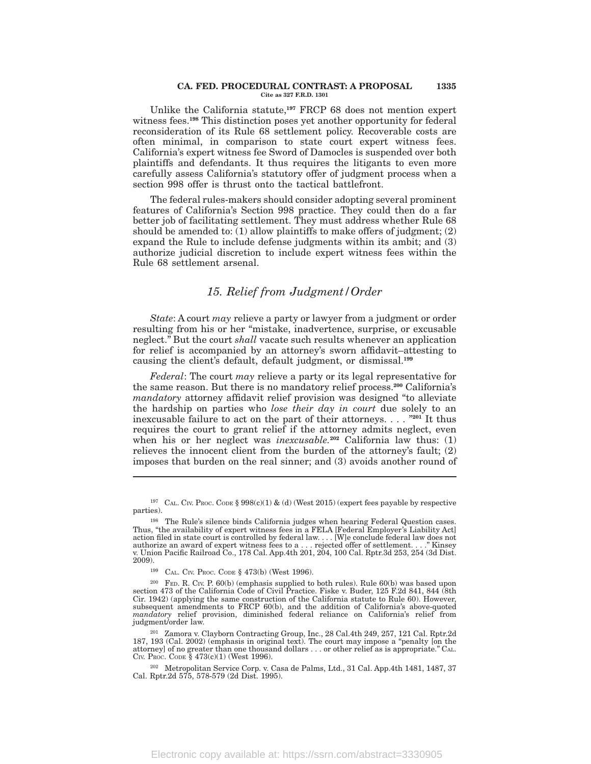Unlike the California statute,[197] FRCP 68 does not mention expert witness fees.[198] This distinction poses yet another opportunity for federal reconsideration of its Rule 68 settlement policy. Recoverable costs are often minimal, in comparison to state court expert witness fees. California's expert witness fee Sword of Damocles is suspended over both plaintiffs and defendants. It thus requires the litigants to even more carefully assess California's statutory offer of judgment process when a section 998 offer is thrust onto the tactical battlefront.

The federal rules-makers should consider adopting several prominent features of California's Section 998 practice. They could then do a far better job of facilitating settlement. They must address whether Rule 68 should be amended to: (1) allow plaintiffs to make offers of judgment; (2) expand the Rule to include defense judgments within its ambit; and (3) authorize judicial discretion to include expert witness fees within the Rule 68 settlement arsenal.

### *15. Relief from Judgment/Order*

*State*: A court *may* relieve a party or lawyer from a judgment or order resulting from his or her "mistake, inadvertence, surprise, or excusable neglect." But the court *shall* vacate such results whenever an application for relief is accompanied by an attorney's sworn affidavit–attesting to causing the client's default, default judgment, or dismissal.[199]

*Federal*: The court *may* relieve a party or its legal representative for the same reason. But there is no mandatory relief process.[200] California's *mandatory* attorney affidavit relief provision was designed "to alleviate the hardship on parties who *lose their day in court* due solely to an inexcusable failure to act on the part of their attorneys. . . . "[201] It thus requires the court to grant relief if the attorney admits neglect, even when his or her neglect was *inexcusable.*[202] California law thus: (1) relieves the innocent client from the burden of the attorney's fault; (2) imposes that burden on the real sinner; and (3) avoids another round of

---

[197] Cal. Civ. Proc. Code § 998(c)(1) & (d) (West 2015) (expert fees payable by respective parties).

[198] The Rule's silence binds California judges when hearing Federal Question cases. Thus, "the availability of expert witness fees in a FELA [Federal Employer's Liability Act] action filed in state court is controlled by federal law. . . . [W]e conclude federal law does not authorize an award of expert witness fees to a . . . rejected offer of settlement. . . ." Kinsey v. Union Pacific Railroad Co., 178 Cal. App.4th 201, 204, 100 Cal. Rptr.3d 253, 254 (3d Dist. 2009).

[199] Cal. Civ. Proc. Code § 473(b) (West 1996).

[200] Fed. R. Civ. P. 60(b) (emphasis supplied to both rules). Rule 60(b) was based upon section 473 of the California Code of Civil Practice. Fiske v. Buder, 125 F.2d 841, 844 (8th Cir. 1942) (applying the same construction of the California statute to Rule 60). However, subsequent amendments to FRCP 60(b), and the addition of California's above-quoted *mandatory* relief provision, diminished federal reliance on California's relief from judgment/order law.

[201] Zamora v. Clayborn Contracting Group, Inc., 28 Cal.4th 249, 257, 121 Cal. Rptr.2d 187, 193 (Cal. 2002) (emphasis in original text). The court may impose a "penalty [on the attorney] of no greater than one thousand dollars . . . or other relief as is appropriate." Cal. Civ. Proc. Code § 473(c)(1) (West 1996).

[202] Metropolitan Service Corp. v. Casa de Palms, Ltd., 31 Cal. App.4th 1481, 1487, 37 Cal. Rptr.2d 575, 578-579 (2d Dist. 1995).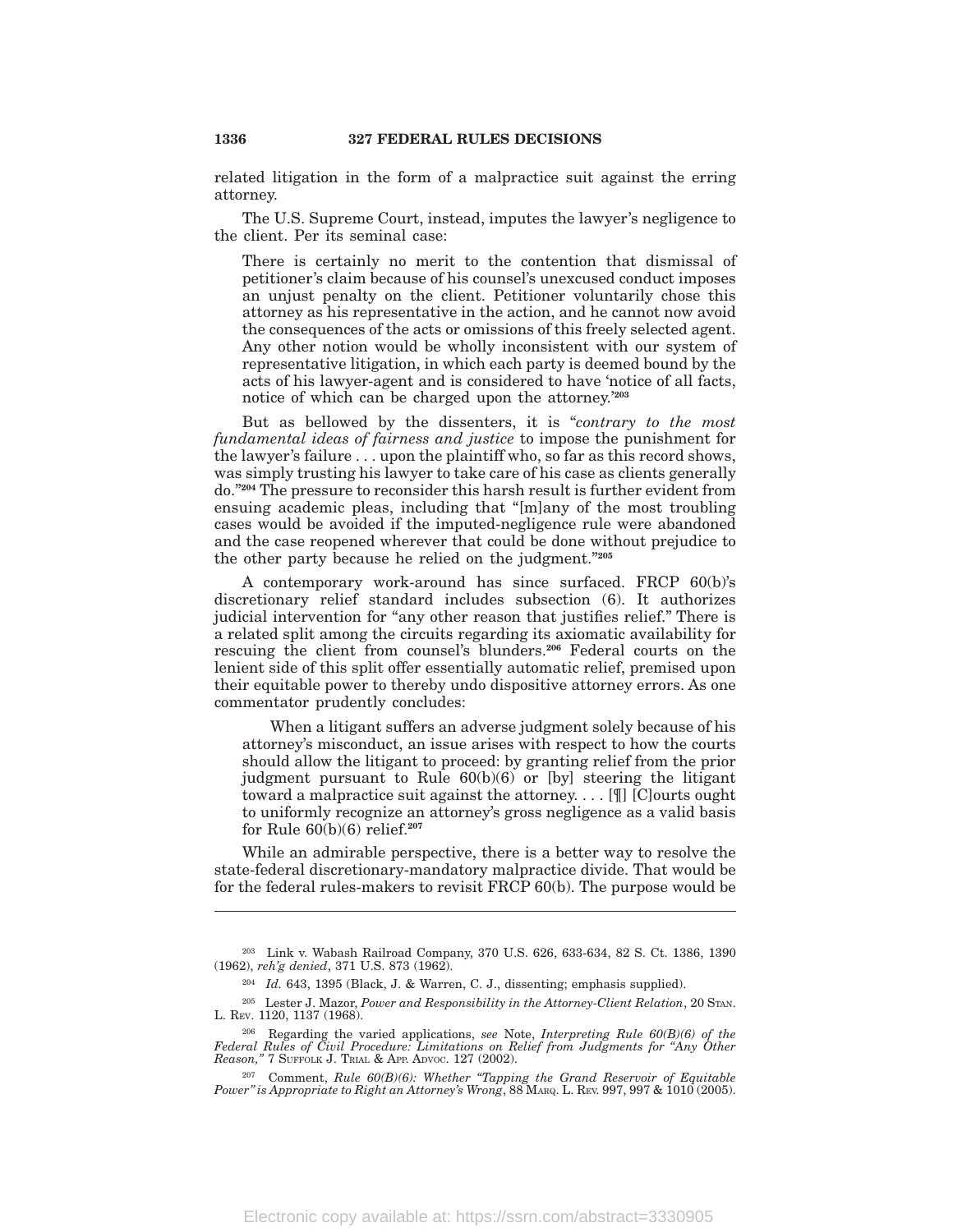related litigation in the form of a malpractice suit against the erring attorney.

The U.S. Supreme Court, instead, imputes the lawyer's negligence to the client. Per its seminal case:

> There is certainly no merit to the contention that dismissal of petitioner's claim because of his counsel's unexcused conduct imposes an unjust penalty on the client. Petitioner voluntarily chose this attorney as his representative in the action, and he cannot now avoid the consequences of the acts or omissions of this freely selected agent. Any other notion would be wholly inconsistent with our system of representative litigation, in which each party is deemed bound by the acts of his lawyer-agent and is considered to have 'notice of all facts, notice of which can be charged upon the attorney.'[203]

But as bellowed by the dissenters, it is "*contrary to the most fundamental ideas of fairness and justice* to impose the punishment for the lawyer's failure . . . upon the plaintiff who, so far as this record shows, was simply trusting his lawyer to take care of his case as clients generally do."[204] The pressure to reconsider this harsh result is further evident from ensuing academic pleas, including that "[m]any of the most troubling cases would be avoided if the imputed-negligence rule were abandoned and the case reopened wherever that could be done without prejudice to the other party because he relied on the judgment."[205]

A contemporary work-around has since surfaced. FRCP 60(b)'s discretionary relief standard includes subsection (6). It authorizes judicial intervention for "any other reason that justifies relief." There is a related split among the circuits regarding its axiomatic availability for rescuing the client from counsel's blunders.[206] Federal courts on the lenient side of this split offer essentially automatic relief, premised upon their equitable power to thereby undo dispositive attorney errors. As one commentator prudently concludes:

> When a litigant suffers an adverse judgment solely because of his attorney's misconduct, an issue arises with respect to how the courts should allow the litigant to proceed: by granting relief from the prior judgment pursuant to Rule 60(b)(6) or [by] steering the litigant toward a malpractice suit against the attorney. . . . [¶] [C]ourts ought to uniformly recognize an attorney's gross negligence as a valid basis for Rule 60(b)(6) relief.[207]

While an admirable perspective, there is a better way to resolve the state-federal discretionary-mandatory malpractice divide. That would be for the federal rules-makers to revisit FRCP 60(b). The purpose would be

---

[203] Link v. Wabash Railroad Company, 370 U.S. 626, 633-634, 82 S. Ct. 1386, 1390 (1962), *reh'g denied*, 371 U.S. 873 (1962).

[204] *Id.* 643, 1395 (Black, J. & Warren, C. J., dissenting; emphasis supplied).

[205] Lester J. Mazor, *Power and Responsibility in the Attorney-Client Relation*, 20 Stan. L. Rev. 1120, 1137 (1968).

[206] Regarding the varied applications, *see* Note, *Interpreting Rule 60(B)(6) of the Federal Rules of Civil Procedure: Limitations on Relief from Judgments for "Any Other Reason,"* 7 Suffolk J. Trial & App. Advoc. 127 (2002).

[207] Comment, *Rule 60(B)(6): Whether "Tapping the Grand Reservoir of Equitable Power" is Appropriate to Right an Attorney's Wrong*, 88 Marq. L. Rev. 997, 997 & 1010 (2005).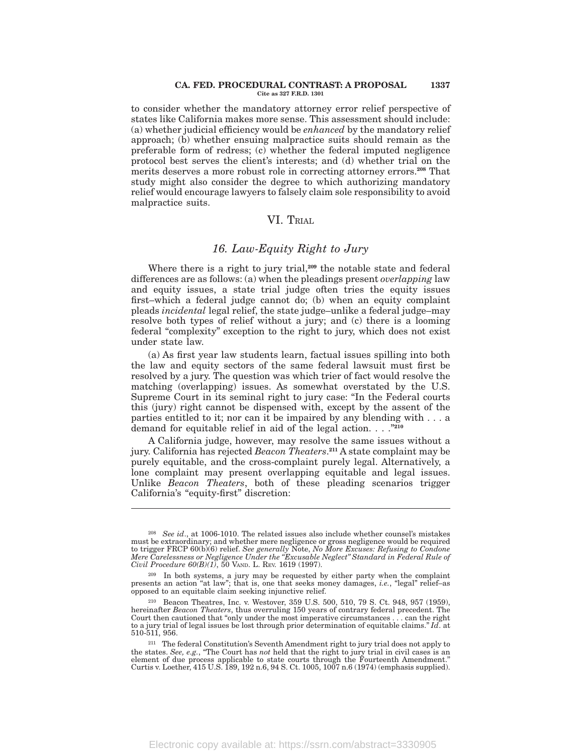to consider whether the mandatory attorney error relief perspective of states like California makes more sense. This assessment should include: (a) whether judicial efficiency would be *enhanced* by the mandatory relief approach; (b) whether ensuing malpractice suits should remain as the preferable form of redress; (c) whether the federal imputed negligence protocol best serves the client's interests; and (d) whether trial on the merits deserves a more robust role in correcting attorney errors.[208] That study might also consider the degree to which authorizing mandatory relief would encourage lawyers to falsely claim sole responsibility to avoid malpractice suits.

## VI. Trial

### *16. Law-Equity Right to Jury*

Where there is a right to jury trial,[209] the notable state and federal differences are as follows: (a) when the pleadings present *overlapping* law and equity issues, a state trial judge often tries the equity issues first–which a federal judge cannot do; (b) when an equity complaint pleads *incidental* legal relief, the state judge–unlike a federal judge–may resolve both types of relief without a jury; and (c) there is a looming federal "complexity" exception to the right to jury, which does not exist under state law.

(a) As first year law students learn, factual issues spilling into both the law and equity sectors of the same federal lawsuit must first be resolved by a jury. The question was which trier of fact would resolve the matching (overlapping) issues. As somewhat overstated by the U.S. Supreme Court in its seminal right to jury case: "In the Federal courts this (jury) right cannot be dispensed with, except by the assent of the parties entitled to it; nor can it be impaired by any blending with . . . a demand for equitable relief in aid of the legal action. . . ."[210]

A California judge, however, may resolve the same issues without a jury. California has rejected *Beacon Theaters*.[211] A state complaint may be purely equitable, and the cross-complaint purely legal. Alternatively, a lone complaint may present overlapping equitable and legal issues. Unlike *Beacon Theaters*, both of these pleading scenarios trigger California's "equity-first" discretion:

---

[208] *See id*., at 1006-1010. The related issues also include whether counsel's mistakes must be extraordinary; and whether mere negligence or gross negligence would be required to trigger FRCP 60(b)(6) relief. *See generally* Note, *No More Excuses: Refusing to Condone Mere Carelessness or Negligence Under the "Excusable Neglect" Standard in Federal Rule of Civil Procedure 60(B)(1)*, 50 Vand. L. Rev. 1619 (1997).

[209] In both systems, a jury may be requested by either party when the complaint presents an action "at law"; that is, one that seeks money damages, *i.e.*, "legal" relief–as opposed to an equitable claim seeking injunctive relief.

[210] Beacon Theatres, Inc. v. Westover, 359 U.S. 500, 510, 79 S. Ct. 948, 957 (1959), hereinafter *Beacon Theaters*, thus overruling 150 years of contrary federal precedent. The Court then cautioned that "only under the most imperative circumstances . . . can the right to a jury trial of legal issues be lost through prior determination of equitable claims." *Id*. at 510-511, 956.

[211] The federal Constitution's Seventh Amendment right to jury trial does not apply to the states. *See, e.g.*, "The Court has *not* held that the right to jury trial in civil cases is an element of due process applicable to state courts through the Fourteenth Amendment." Curtis v. Loether, 415 U.S. 189, 192 n.6, 94 S. Ct. 1005, 1007 n.6 (1974) (emphasis supplied).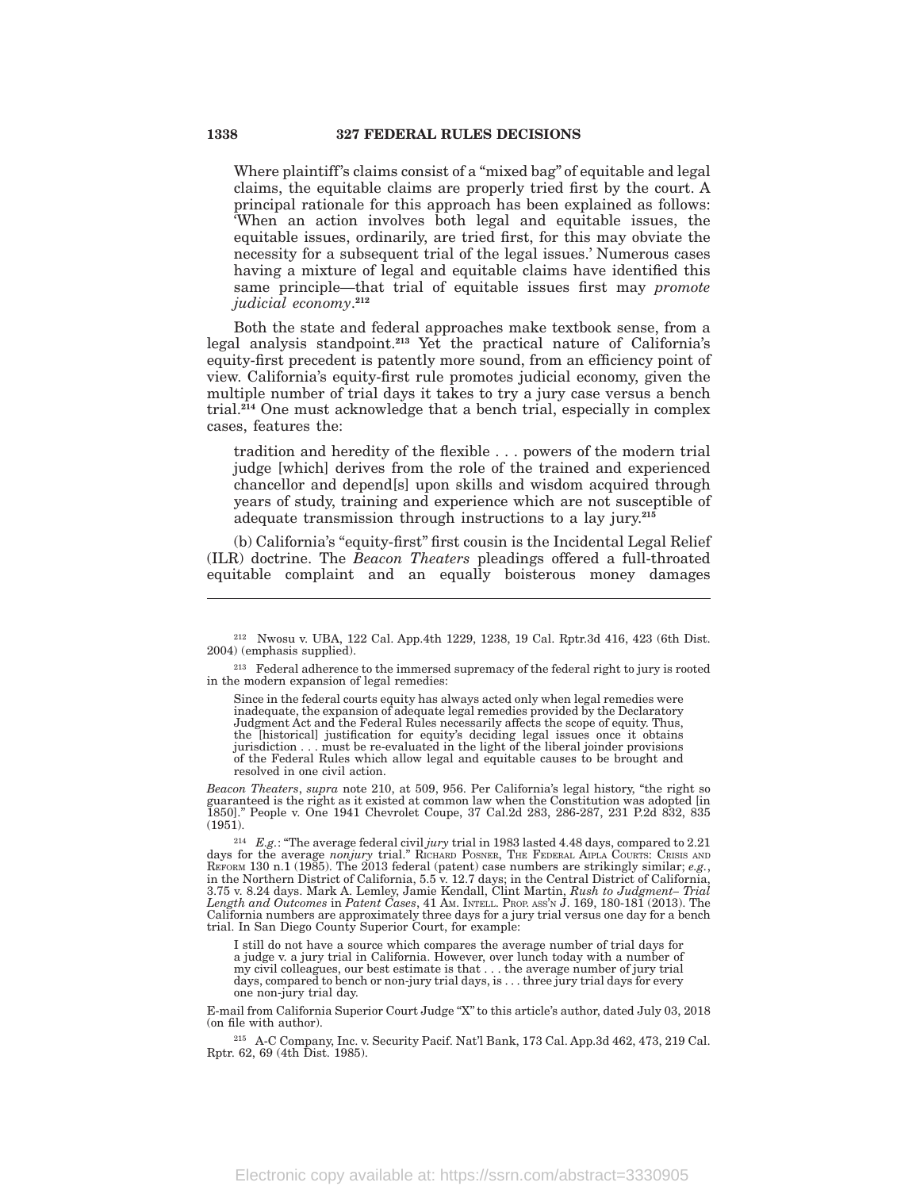> Where plaintiff's claims consist of a "mixed bag" of equitable and legal claims, the equitable claims are properly tried first by the court. A principal rationale for this approach has been explained as follows: 'When an action involves both legal and equitable issues, the equitable issues, ordinarily, are tried first, for this may obviate the necessity for a subsequent trial of the legal issues.' Numerous cases having a mixture of legal and equitable claims have identified this same principle—that trial of equitable issues first may *promote judicial economy*.[212]

Both the state and federal approaches make textbook sense, from a legal analysis standpoint.[213] Yet the practical nature of California's equity-first precedent is patently more sound, from an efficiency point of view. California's equity-first rule promotes judicial economy, given the multiple number of trial days it takes to try a jury case versus a bench trial.[214] One must acknowledge that a bench trial, especially in complex cases, features the:

> tradition and heredity of the flexible . . . powers of the modern trial judge [which] derives from the role of the trained and experienced chancellor and depend[s] upon skills and wisdom acquired through years of study, training and experience which are not susceptible of adequate transmission through instructions to a lay jury.[215]

(b) California's "equity-first" first cousin is the Incidental Legal Relief (ILR) doctrine. The *Beacon Theaters* pleadings offered a full-throated equitable complaint and an equally boisterous money damages

---

[212] Nwosu v. UBA, 122 Cal. App.4th 1229, 1238, 19 Cal. Rptr.3d 416, 423 (6th Dist. 2004) (emphasis supplied).

[213] Federal adherence to the immersed supremacy of the federal right to jury is rooted in the modern expansion of legal remedies:

> Since in the federal courts equity has always acted only when legal remedies were inadequate, the expansion of adequate legal remedies provided by the Declaratory Judgment Act and the Federal Rules necessarily affects the scope of equity. Thus, the [historical] justification for equity's deciding legal issues once it obtains jurisdiction . . . must be re-evaluated in the light of the liberal joinder provisions of the Federal Rules which allow legal and equitable causes to be brought and resolved in one civil action.

*Beacon Theaters*, *supra* note 210, at 509, 956. Per California's legal history, "the right so guaranteed is the right as it existed at common law when the Constitution was adopted [in 1850]." People v. One 1941 Chevrolet Coupe, 37 Cal.2d 283, 286-287, 231 P.2d 832, 835 (1951).

[214] *E.g.*: "The average federal civil *jury* trial in 1983 lasted 4.48 days, compared to 2.21 days for the average *nonjury* trial." Richard Posner, The Federal Aipla Courts: Crisis and Reform 130 n.1 (1985). The 2013 federal (patent) case numbers are strikingly similar; *e.g.*, in the Northern District of California, 5.5 v. 12.7 days; in the Central District of California, 3.75 v. 8.24 days. Mark A. Lemley, Jamie Kendall, Clint Martin, *Rush to Judgment– Trial Length and Outcomes* in *Patent Cases*, 41 Am. Intell. Prop. ass'n J. 169, 180-181 (2013). The California numbers are approximately three days for a jury trial versus one day for a bench trial. In San Diego County Superior Court, for example:

> I still do not have a source which compares the average number of trial days for a judge v. a jury trial in California. However, over lunch today with a number of my civil colleagues, our best estimate is that . . . the average number of jury trial days, compared to bench or non-jury trial days, is . . . three jury trial days for every one non-jury trial day.

E-mail from California Superior Court Judge "X" to this article's author, dated July 03, 2018 (on file with author).

[215] A-C Company, Inc. v. Security Pacif. Nat'l Bank, 173 Cal. App.3d 462, 473, 219 Cal. Rptr. 62, 69 (4th Dist. 1985).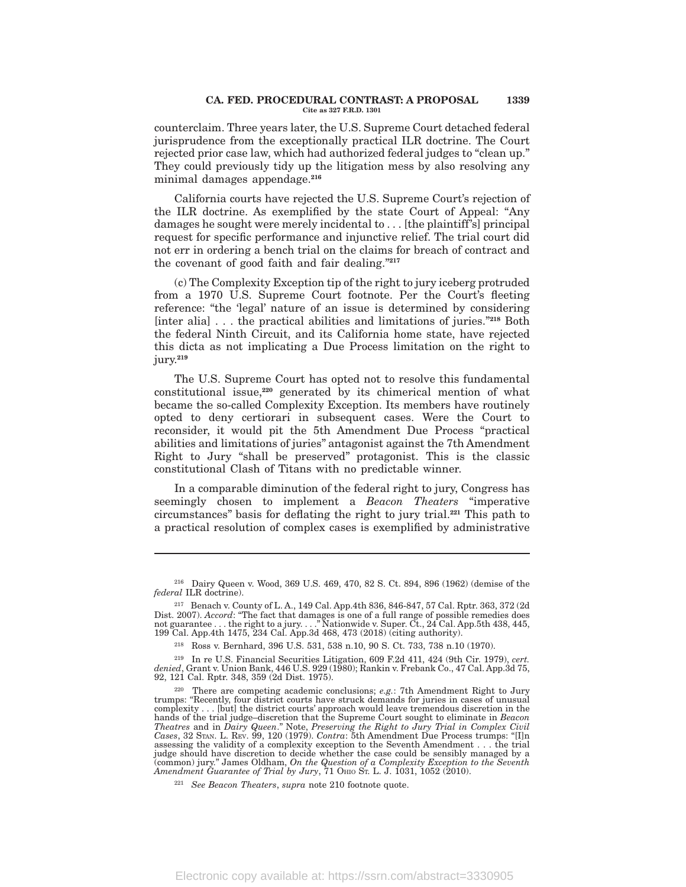counterclaim. Three years later, the U.S. Supreme Court detached federal jurisprudence from the exceptionally practical ILR doctrine. The Court rejected prior case law, which had authorized federal judges to "clean up." They could previously tidy up the litigation mess by also resolving any minimal damages appendage.[216]

California courts have rejected the U.S. Supreme Court's rejection of the ILR doctrine. As exemplified by the state Court of Appeal: "Any damages he sought were merely incidental to . . . [the plaintiff's] principal request for specific performance and injunctive relief. The trial court did not err in ordering a bench trial on the claims for breach of contract and the covenant of good faith and fair dealing."[217]

(c) The Complexity Exception tip of the right to jury iceberg protruded from a 1970 U.S. Supreme Court footnote. Per the Court's fleeting reference: "the 'legal' nature of an issue is determined by considering [inter alia] . . . the practical abilities and limitations of juries."[218] Both the federal Ninth Circuit, and its California home state, have rejected this dicta as not implicating a Due Process limitation on the right to jury.[219]

The U.S. Supreme Court has opted not to resolve this fundamental constitutional issue,[220] generated by its chimerical mention of what became the so-called Complexity Exception. Its members have routinely opted to deny certiorari in subsequent cases. Were the Court to reconsider, it would pit the 5th Amendment Due Process "practical abilities and limitations of juries" antagonist against the 7th Amendment Right to Jury "shall be preserved" protagonist. This is the classic constitutional Clash of Titans with no predictable winner.

In a comparable diminution of the federal right to jury, Congress has seemingly chosen to implement a *Beacon Theaters* "imperative circumstances" basis for deflating the right to jury trial.[221] This path to a practical resolution of complex cases is exemplified by administrative

---

[216] Dairy Queen v. Wood, 369 U.S. 469, 470, 82 S. Ct. 894, 896 (1962) (demise of the *federal* ILR doctrine).

[217] Benach v. County of L. A., 149 Cal. App.4th 836, 846-847, 57 Cal. Rptr. 363, 372 (2d Dist. 2007). *Accord*: "The fact that damages is one of a full range of possible remedies does not guarantee . . . the right to a jury. . . ." Nationwide v. Super. Ct., 24 Cal. App.5th 438, 445, 199 Cal. App.4th 1475, 234 Cal. App.3d 468, 473 (2018) (citing authority).

[218] Ross v. Bernhard, 396 U.S. 531, 538 n.10, 90 S. Ct. 733, 738 n.10 (1970).

[219] In re U.S. Financial Securities Litigation, 609 F.2d 411, 424 (9th Cir. 1979), *cert. denied*, Grant v. Union Bank, 446 U.S. 929 (1980); Rankin v. Frebank Co., 47 Cal. App.3d 75, 92, 121 Cal. Rptr. 348, 359 (2d Dist. 1975).

[220] There are competing academic conclusions; *e.g.*: 7th Amendment Right to Jury trumps: "Recently, four district courts have struck demands for juries in cases of unusual complexity . . . [but] the district courts' approach would leave tremendous discretion in the hands of the trial judge–discretion that the Supreme Court sought to eliminate in *Beacon Theatres* and in *Dairy Queen*." Note, *Preserving the Right to Jury Trial in Complex Civil Cases*, 32 STAN. L. REV. 99, 120 (1979). *Contra*: 5th Amendment Due Process trumps: "[I]n assessing the validity of a complexity exception to the Seventh Amendment . . . the trial judge should have discretion to decide whether the case could be sensibly managed by a (common) jury." James Oldham, *On the Question of a Complexity Exception to the Seventh Amendment Guarantee of Trial by Jury*, 71 OHIO ST. L. J. 1031, 1052 (2010).

[221] *See Beacon Theaters*, *supra* note 210 footnote quote.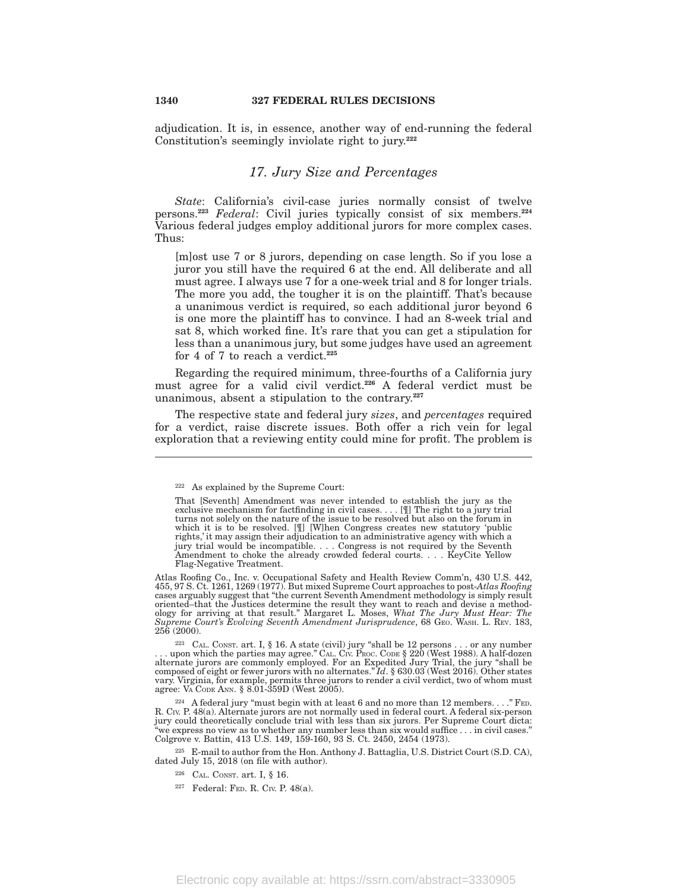adjudication. It is, in essence, another way of end-running the federal Constitution's seemingly inviolate right to jury.[222]

### 17. Jury Size and Percentages

*State*: California's civil-case juries normally consist of twelve persons.[223] *Federal*: Civil juries typically consist of six members.[224] Various federal judges employ additional jurors for more complex cases. Thus:

> [m]ost use 7 or 8 jurors, depending on case length. So if you lose a juror you still have the required 6 at the end. All deliberate and all must agree. I always use 7 for a one-week trial and 8 for longer trials. The more you add, the tougher it is on the plaintiff. That's because a unanimous verdict is required, so each additional juror beyond 6 is one more the plaintiff has to convince. I had an 8-week trial and sat 8, which worked fine. It's rare that you can get a stipulation for less than a unanimous jury, but some judges have used an agreement for 4 of 7 to reach a verdict.[225]

Regarding the required minimum, three-fourths of a California jury must agree for a valid civil verdict.[226] A federal verdict must be unanimous, absent a stipulation to the contrary.[227]

The respective state and federal jury *sizes*, and *percentages* required for a verdict, raise discrete issues. Both offer a rich vein for legal exploration that a reviewing entity could mine for profit. The problem is

---

[222] As explained by the Supreme Court:

> That [Seventh] Amendment was never intended to establish the jury as the exclusive mechanism for factfinding in civil cases. . . . [¶] The right to a jury trial turns not solely on the nature of the issue to be resolved but also on the forum in which it is to be resolved. [¶] [W]hen Congress creates new statutory 'public rights,' it may assign their adjudication to an administrative agency with which a jury trial would be incompatible. . . . Congress is not required by the Seventh Amendment to choke the already crowded federal courts. . . . KeyCite Yellow Flag-Negative Treatment.

Atlas Roofing Co., Inc. v. Occupational Safety and Health Review Comm'n, 430 U.S. 442, 455, 97 S. Ct. 1261, 1269 (1977). But mixed Supreme Court approaches to post-*Atlas Roofing* cases arguably suggest that "the current Seventh Amendment methodology is simply result oriented–that the Justices determine the result they want to reach and devise a methodology for arriving at that result." Margaret L. Moses, *What The Jury Must Hear: The Supreme Court's Evolving Seventh Amendment Jurisprudence*, 68 GEO. WASH. L. REV. 183, 256 (2000).

[223] CAL. CONST. art. I, § 16. A state (civil) jury "shall be 12 persons . . . or any number . . . upon which the parties may agree." CAL. CIV. PROC. CODE § 220 (West 1988). A half-dozen alternate jurors are commonly employed. For an Expedited Jury Trial, the jury "shall be composed of eight or fewer jurors with no alternates." *Id*. § 630.03 (West 2016). Other states vary. Virginia, for example, permits three jurors to render a civil verdict, two of whom must agree: VA CODE ANN. § 8.01-359D (West 2005).

[224] A federal jury "must begin with at least 6 and no more than 12 members. . . ." FED. R. CIV. P. 48(a). Alternate jurors are not normally used in federal court. A federal six-person jury could theoretically conclude trial with less than six jurors. Per Supreme Court dicta: "we express no view as to whether any number less than six would suffice . . . in civil cases." Colgrove v. Battin, 413 U.S. 149, 159-160, 93 S. Ct. 2450, 2454 (1973).

[225] E-mail to author from the Hon. Anthony J. Battaglia, U.S. District Court (S.D. CA), dated July 15, 2018 (on file with author).

[226] CAL. CONST. art. I, § 16.

[227] Federal: FED. R. CIV. P. 48(a).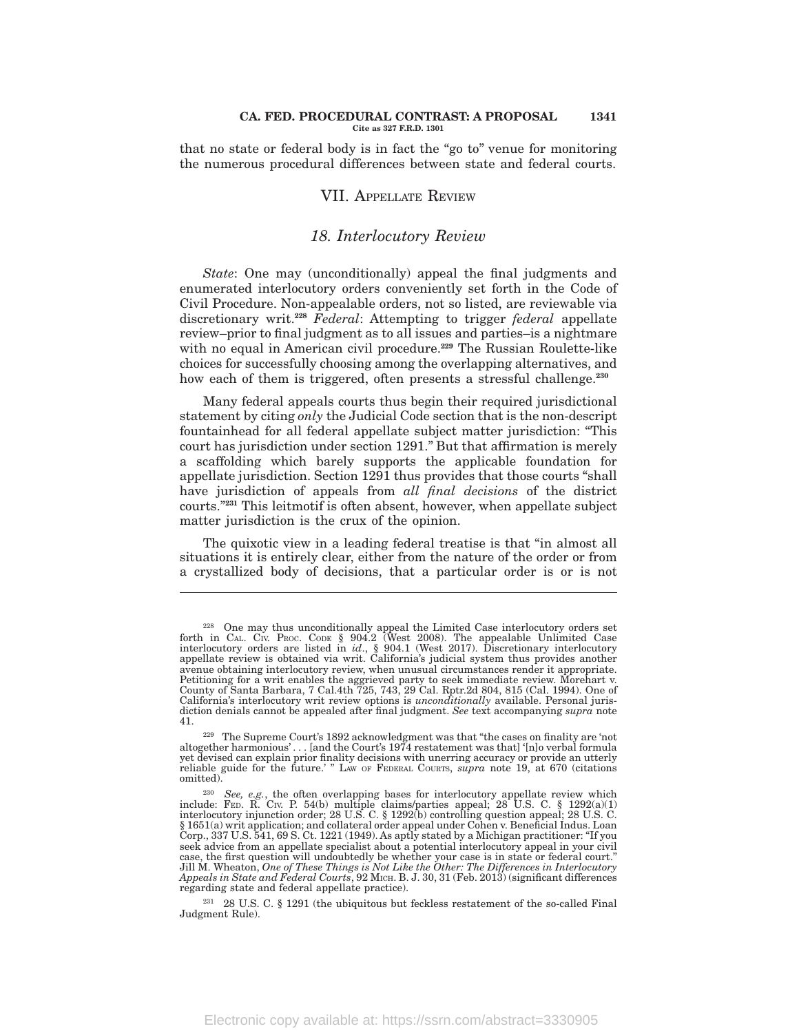that no state or federal body is in fact the "go to" venue for monitoring the numerous procedural differences between state and federal courts.

## VII. Appellate Review

### *18. Interlocutory Review*

*State*: One may (unconditionally) appeal the final judgments and enumerated interlocutory orders conveniently set forth in the Code of Civil Procedure. Non-appealable orders, not so listed, are reviewable via discretionary writ.[228] *Federal*: Attempting to trigger *federal* appellate review–prior to final judgment as to all issues and parties–is a nightmare with no equal in American civil procedure.[229] The Russian Roulette-like choices for successfully choosing among the overlapping alternatives, and how each of them is triggered, often presents a stressful challenge.[230]

Many federal appeals courts thus begin their required jurisdictional statement by citing *only* the Judicial Code section that is the non-descript fountainhead for all federal appellate subject matter jurisdiction: "This court has jurisdiction under section 1291." But that affirmation is merely a scaffolding which barely supports the applicable foundation for appellate jurisdiction. Section 1291 thus provides that those courts "shall have jurisdiction of appeals from *all final decisions* of the district courts."[231] This leitmotif is often absent, however, when appellate subject matter jurisdiction is the crux of the opinion.

The quixotic view in a leading federal treatise is that "in almost all situations it is entirely clear, either from the nature of the order or from a crystallized body of decisions, that a particular order is or is not

---

[228] One may thus unconditionally appeal the Limited Case interlocutory orders set forth in Cal. Civ. Proc. Code § 904.2 (West 2008). The appealable Unlimited Case interlocutory orders are listed in *id*., § 904.1 (West 2017). Discretionary interlocutory appellate review is obtained via writ. California's judicial system thus provides another avenue obtaining interlocutory review, when unusual circumstances render it appropriate. Petitioning for a writ enables the aggrieved party to seek immediate review. Morehart v. County of Santa Barbara, 7 Cal.4th 725, 743, 29 Cal. Rptr.2d 804, 815 (Cal. 1994). One of California's interlocutory writ review options is *unconditionally* available. Personal jurisdiction denials cannot be appealed after final judgment. *See* text accompanying *supra* note 41.

[229] The Supreme Court's 1892 acknowledgment was that "the cases on finality are 'not altogether harmonious' . . . [and the Court's 1974 restatement was that] '[n]o verbal formula yet devised can explain prior finality decisions with unerring accuracy or provide an utterly reliable guide for the future.' " Law of Federal Courts, *supra* note 19, at 670 (citations omitted).

[230] *See, e.g.*, the often overlapping bases for interlocutory appellate review which include: Fed. R. Civ. P. 54(b) multiple claims/parties appeal; 28 U.S. C. § 1292(a)(1) interlocutory injunction order; 28 U.S. C. § 1292(b) controlling question appeal; 28 U.S. C. § 1651(a) writ application; and collateral order appeal under Cohen v. Beneficial Indus. Loan Corp., 337 U.S. 541, 69 S. Ct. 1221 (1949). As aptly stated by a Michigan practitioner: "If you seek advice from an appellate specialist about a potential interlocutory appeal in your civil case, the first question will undoubtedly be whether your case is in state or federal court." Jill M. Wheaton, *One of These Things is Not Like the Other: The Differences in Interlocutory Appeals in State and Federal Courts*, 92 Mich. B. J. 30, 31 (Feb. 2013) (significant differences regarding state and federal appellate practice).

[231] 28 U.S. C. § 1291 (the ubiquitous but feckless restatement of the so-called Final Judgment Rule).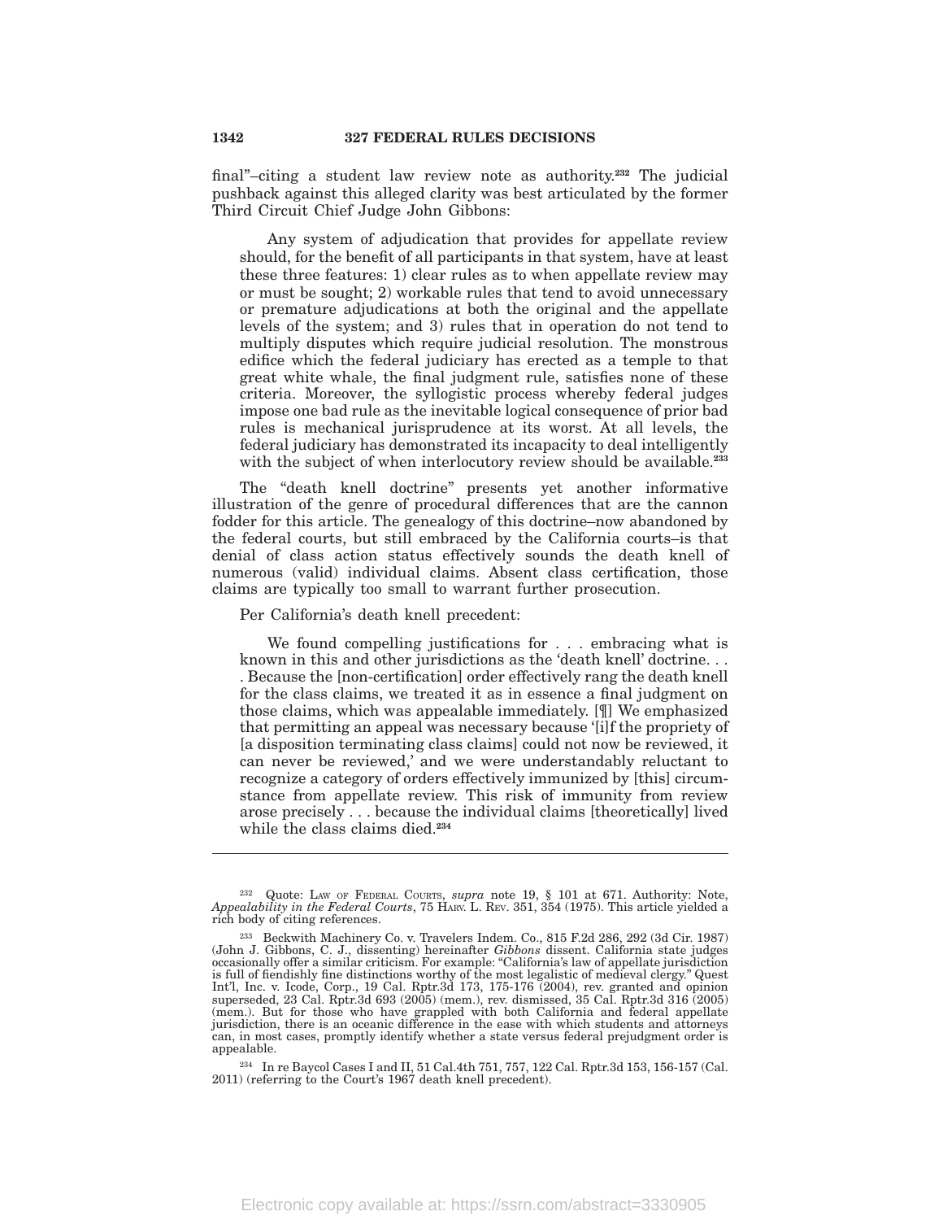final"–citing a student law review note as authority.[232] The judicial pushback against this alleged clarity was best articulated by the former Third Circuit Chief Judge John Gibbons:

> Any system of adjudication that provides for appellate review should, for the benefit of all participants in that system, have at least these three features: 1) clear rules as to when appellate review may or must be sought; 2) workable rules that tend to avoid unnecessary or premature adjudications at both the original and the appellate levels of the system; and 3) rules that in operation do not tend to multiply disputes which require judicial resolution. The monstrous edifice which the federal judiciary has erected as a temple to that great white whale, the final judgment rule, satisfies none of these criteria. Moreover, the syllogistic process whereby federal judges impose one bad rule as the inevitable logical consequence of prior bad rules is mechanical jurisprudence at its worst. At all levels, the federal judiciary has demonstrated its incapacity to deal intelligently with the subject of when interlocutory review should be available.[233]

The "death knell doctrine" presents yet another informative illustration of the genre of procedural differences that are the cannon fodder for this article. The genealogy of this doctrine–now abandoned by the federal courts, but still embraced by the California courts–is that denial of class action status effectively sounds the death knell of numerous (valid) individual claims. Absent class certification, those claims are typically too small to warrant further prosecution.

Per California's death knell precedent:

> We found compelling justifications for . . . embracing what is known in this and other jurisdictions as the 'death knell' doctrine. . . . Because the [non-certification] order effectively rang the death knell for the class claims, we treated it as in essence a final judgment on those claims, which was appealable immediately. [¶] We emphasized that permitting an appeal was necessary because '[i]f the propriety of [a disposition terminating class claims] could not now be reviewed, it can never be reviewed,' and we were understandably reluctant to recognize a category of orders effectively immunized by [this] circumstance from appellate review. This risk of immunity from review arose precisely . . . because the individual claims [theoretically] lived while the class claims died.[234]

---

[232] Quote: Law of Federal Courts, *supra* note 19, § 101 at 671. Authority: Note, *Appealability in the Federal Courts*, 75 Harv. L. Rev. 351, 354 (1975). This article yielded a rich body of citing references.

[233] Beckwith Machinery Co. v. Travelers Indem. Co., 815 F.2d 286, 292 (3d Cir. 1987) (John J. Gibbons, C. J., dissenting) hereinafter *Gibbons* dissent. California state judges occasionally offer a similar criticism. For example: "California's law of appellate jurisdiction is full of fiendishly fine distinctions worthy of the most legalistic of medieval clergy." Quest Int'l, Inc. v. Icode, Corp., 19 Cal. Rptr.3d 173, 175-176 (2004), rev. granted and opinion superseded, 23 Cal. Rptr.3d 693 (2005) (mem.), rev. dismissed, 35 Cal. Rptr.3d 316 (2005) (mem.). But for those who have grappled with both California and federal appellate jurisdiction, there is an oceanic difference in the ease with which students and attorneys can, in most cases, promptly identify whether a state versus federal prejudgment order is appealable.

[234] In re Baycol Cases I and II, 51 Cal.4th 751, 757, 122 Cal. Rptr.3d 153, 156-157 (Cal. 2011) (referring to the Court's 1967 death knell precedent).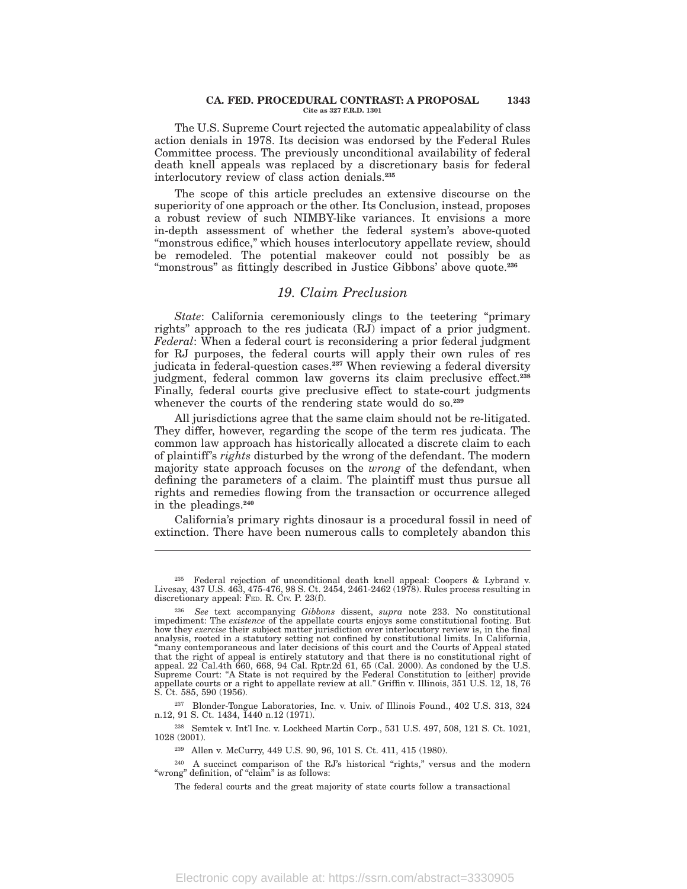The U.S. Supreme Court rejected the automatic appealability of class action denials in 1978. Its decision was endorsed by the Federal Rules Committee process. The previously unconditional availability of federal death knell appeals was replaced by a discretionary basis for federal interlocutory review of class action denials.[235]

The scope of this article precludes an extensive discourse on the superiority of one approach or the other. Its Conclusion, instead, proposes a robust review of such NIMBY-like variances. It envisions a more in-depth assessment of whether the federal system's above-quoted "monstrous edifice," which houses interlocutory appellate review, should be remodeled. The potential makeover could not possibly be as "monstrous" as fittingly described in Justice Gibbons' above quote.[236]

## 19. Claim Preclusion

*State*: California ceremoniously clings to the teetering "primary rights" approach to the res judicata (RJ) impact of a prior judgment. *Federal*: When a federal court is reconsidering a prior federal judgment for RJ purposes, the federal courts will apply their own rules of res judicata in federal-question cases.[237] When reviewing a federal diversity judgment, federal common law governs its claim preclusive effect.[238] Finally, federal courts give preclusive effect to state-court judgments whenever the courts of the rendering state would do so.[239]

All jurisdictions agree that the same claim should not be re-litigated. They differ, however, regarding the scope of the term res judicata. The common law approach has historically allocated a discrete claim to each of plaintiff's *rights* disturbed by the wrong of the defendant. The modern majority state approach focuses on the *wrong* of the defendant, when defining the parameters of a claim. The plaintiff must thus pursue all rights and remedies flowing from the transaction or occurrence alleged in the pleadings.[240]

California's primary rights dinosaur is a procedural fossil in need of extinction. There have been numerous calls to completely abandon this

---

[235] Federal rejection of unconditional death knell appeal: Coopers & Lybrand v. Livesay, 437 U.S. 463, 475-476, 98 S. Ct. 2454, 2461-2462 (1978). Rules process resulting in discretionary appeal: FED. R. CIV. P. 23(f).

[236] *See* text accompanying *Gibbons* dissent, *supra* note 233. No constitutional impediment: The *existence* of the appellate courts enjoys some constitutional footing. But how they *exercise* their subject matter jurisdiction over interlocutory review is, in the final analysis, rooted in a statutory setting not confined by constitutional limits. In California, "many contemporaneous and later decisions of this court and the Courts of Appeal stated that the right of appeal is entirely statutory and that there is no constitutional right of appeal. 22 Cal.4th 660, 668, 94 Cal. Rptr.2d 61, 65 (Cal. 2000). As condoned by the U.S. Supreme Court: "A State is not required by the Federal Constitution to [either] provide appellate courts or a right to appellate review at all." Griffin v. Illinois, 351 U.S. 12, 18, 76 S. Ct. 585, 590 (1956).

[237] Blonder-Tongue Laboratories, Inc. v. Univ. of Illinois Found., 402 U.S. 313, 324 n.12, 91 S. Ct. 1434, 1440 n.12 (1971).

[238] Semtek v. Int'l Inc. v. Lockheed Martin Corp., 531 U.S. 497, 508, 121 S. Ct. 1021, 1028 (2001).

[239] Allen v. McCurry, 449 U.S. 90, 96, 101 S. Ct. 411, 415 (1980).

[240] A succinct comparison of the RJ's historical "rights," versus and the modern "wrong" definition, of "claim" is as follows:

The federal courts and the great majority of state courts follow a transactional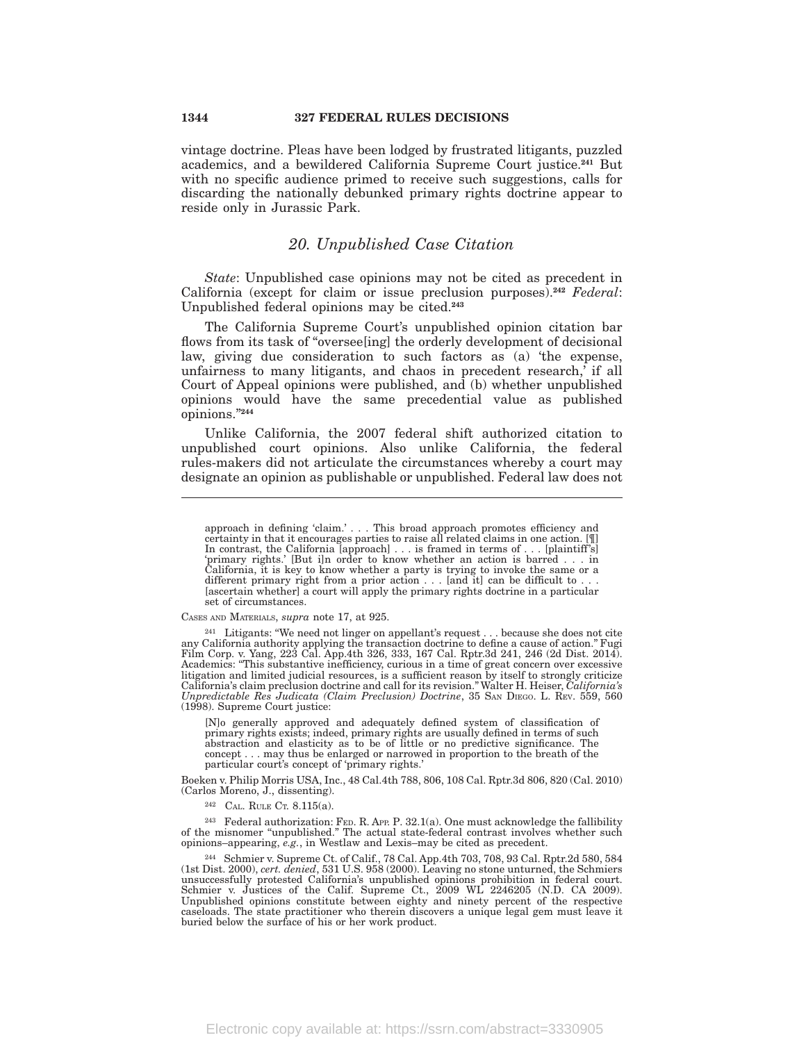vintage doctrine. Pleas have been lodged by frustrated litigants, puzzled academics, and a bewildered California Supreme Court justice.[241] But with no specific audience primed to receive such suggestions, calls for discarding the nationally debunked primary rights doctrine appear to reside only in Jurassic Park.

### *20. Unpublished Case Citation*

*State*: Unpublished case opinions may not be cited as precedent in California (except for claim or issue preclusion purposes).[242] *Federal*: Unpublished federal opinions may be cited.[243]

The California Supreme Court's unpublished opinion citation bar flows from its task of "oversee[ing] the orderly development of decisional law, giving due consideration to such factors as (a) 'the expense, unfairness to many litigants, and chaos in precedent research,' if all Court of Appeal opinions were published, and (b) whether unpublished opinions would have the same precedential value as published opinions."[244]

Unlike California, the 2007 federal shift authorized citation to unpublished court opinions. Also unlike California, the federal rules-makers did not articulate the circumstances whereby a court may designate an opinion as publishable or unpublished. Federal law does not

---

approach in defining 'claim.' . . . This broad approach promotes efficiency and certainty in that it encourages parties to raise all related claims in one action. [¶] In contrast, the California [approach] . . . is framed in terms of . . . [plaintiff's] 'primary rights.' [But i]n order to know whether an action is barred . . . in California, it is key to know whether a party is trying to invoke the same or a different primary right from a prior action . . . [and it] can be difficult to . . . [ascertain whether] a court will apply the primary rights doctrine in a particular set of circumstances.

CASES AND MATERIALS, *supra* note 17, at 925.

[241] Litigants: "We need not linger on appellant's request . . . because she does not cite any California authority applying the transaction doctrine to define a cause of action." Fugi Film Corp. v. Yang, 223 Cal. App.4th 326, 333, 167 Cal. Rptr.3d 241, 246 (2d Dist. 2014). Academics: "This substantive inefficiency, curious in a time of great concern over excessive litigation and limited judicial resources, is a sufficient reason by itself to strongly criticize California's claim preclusion doctrine and call for its revision." Walter H. Heiser, *California's Unpredictable Res Judicata (Claim Preclusion) Doctrine*, 35 SAN DIEGO. L. REV. 559, 560 (1998). Supreme Court justice:

> [N]o generally approved and adequately defined system of classification of primary rights exists; indeed, primary rights are usually defined in terms of such abstraction and elasticity as to be of little or no predictive significance. The concept . . . may thus be enlarged or narrowed in proportion to the breath of the particular court's concept of 'primary rights.'

Boeken v. Philip Morris USA, Inc., 48 Cal.4th 788, 806, 108 Cal. Rptr.3d 806, 820 (Cal. 2010) (Carlos Moreno, J., dissenting).

[242] CAL. RULE CT. 8.115(a).

[243] Federal authorization: FED. R. APP. P. 32.1(a). One must acknowledge the fallibility of the misnomer "unpublished." The actual state-federal contrast involves whether such opinions–appearing, *e.g.*, in Westlaw and Lexis–may be cited as precedent.

[244] Schmier v. Supreme Ct. of Calif., 78 Cal.App.4th 703, 708, 93 Cal. Rptr.2d 580, 584 (1st Dist. 2000), *cert. denied*, 531 U.S. 958 (2000). Leaving no stone unturned, the Schmiers unsuccessfully protested California's unpublished opinions prohibition in federal court. Schmier v. Justices of the Calif. Supreme Ct., 2009 WL 2246205 (N.D. CA 2009). Unpublished opinions constitute between eighty and ninety percent of the respective caseloads. The state practitioner who therein discovers a unique legal gem must leave it buried below the surface of his or her work product.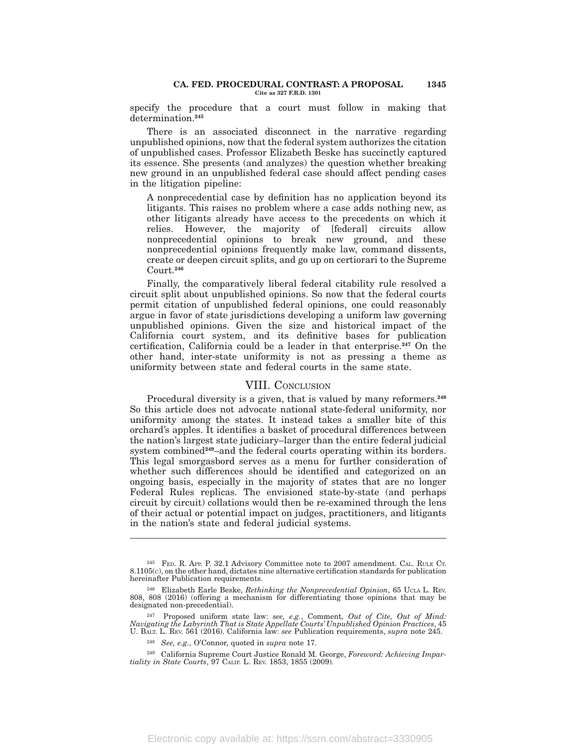specify the procedure that a court must follow in making that determination.[245]

There is an associated disconnect in the narrative regarding unpublished opinions, now that the federal system authorizes the citation of unpublished cases. Professor Elizabeth Beske has succinctly captured its essence. She presents (and analyzes) the question whether breaking new ground in an unpublished federal case should affect pending cases in the litigation pipeline:

> A nonprecedential case by definition has no application beyond its litigants. This raises no problem where a case adds nothing new, as other litigants already have access to the precedents on which it relies. However, the majority of [federal] circuits allow nonprecedential opinions to break new ground, and these nonprecedential opinions frequently make law, command dissents, create or deepen circuit splits, and go up on certiorari to the Supreme Court.[246]

Finally, the comparatively liberal federal citability rule resolved a circuit split about unpublished opinions. So now that the federal courts permit citation of unpublished federal opinions, one could reasonably argue in favor of state jurisdictions developing a uniform law governing unpublished opinions. Given the size and historical impact of the California court system, and its definitive bases for publication certification, California could be a leader in that enterprise.[247] On the other hand, inter-state uniformity is not as pressing a theme as uniformity between state and federal courts in the same state.

## VIII. Conclusion

Procedural diversity is a given, that is valued by many reformers.[248] So this article does not advocate national state-federal uniformity, nor uniformity among the states. It instead takes a smaller bite of this orchard's apples. It identifies a basket of procedural differences between the nation's largest state judiciary–larger than the entire federal judicial system combined[249]–and the federal courts operating within its borders. This legal smorgasbord serves as a menu for further consideration of whether such differences should be identified and categorized on an ongoing basis, especially in the majority of states that are no longer Federal Rules replicas. The envisioned state-by-state (and perhaps circuit by circuit) collations would then be re-examined through the lens of their actual or potential impact on judges, practitioners, and litigants in the nation's state and federal judicial systems.

---

[245] Fed. R. App. P. 32.1 Advisory Committee note to 2007 amendment. Cal. Rule Ct. 8.1105(c), on the other hand, dictates nine alternative certification standards for publication hereinafter Publication requirements.

[246] Elizabeth Earle Beske, *Rethinking the Nonprecedential Opinion*, 65 UCLA L. Rev. 808, 808 (2016) (offering a mechanism for differentiating those opinions that may be designated non-precedential).

[247] Proposed uniform state law: *see, e.g.*, Comment*, Out of Cite, Out of Mind: Navigating the Labyrinth That is State Appellate Courts' Unpublished Opinion Practices*, 45 U. Balt. L. Rev. 561 (2016). California law: *see* Publication requirements, *supra* note 245.

[248] *See, e.g.*, O'Connor, quoted in *supra* note 17.

[249] California Supreme Court Justice Ronald M. George, *Foreword: Achieving Impartiality in State Courts*, 97 Calif. L. Rev. 1853, 1855 (2009).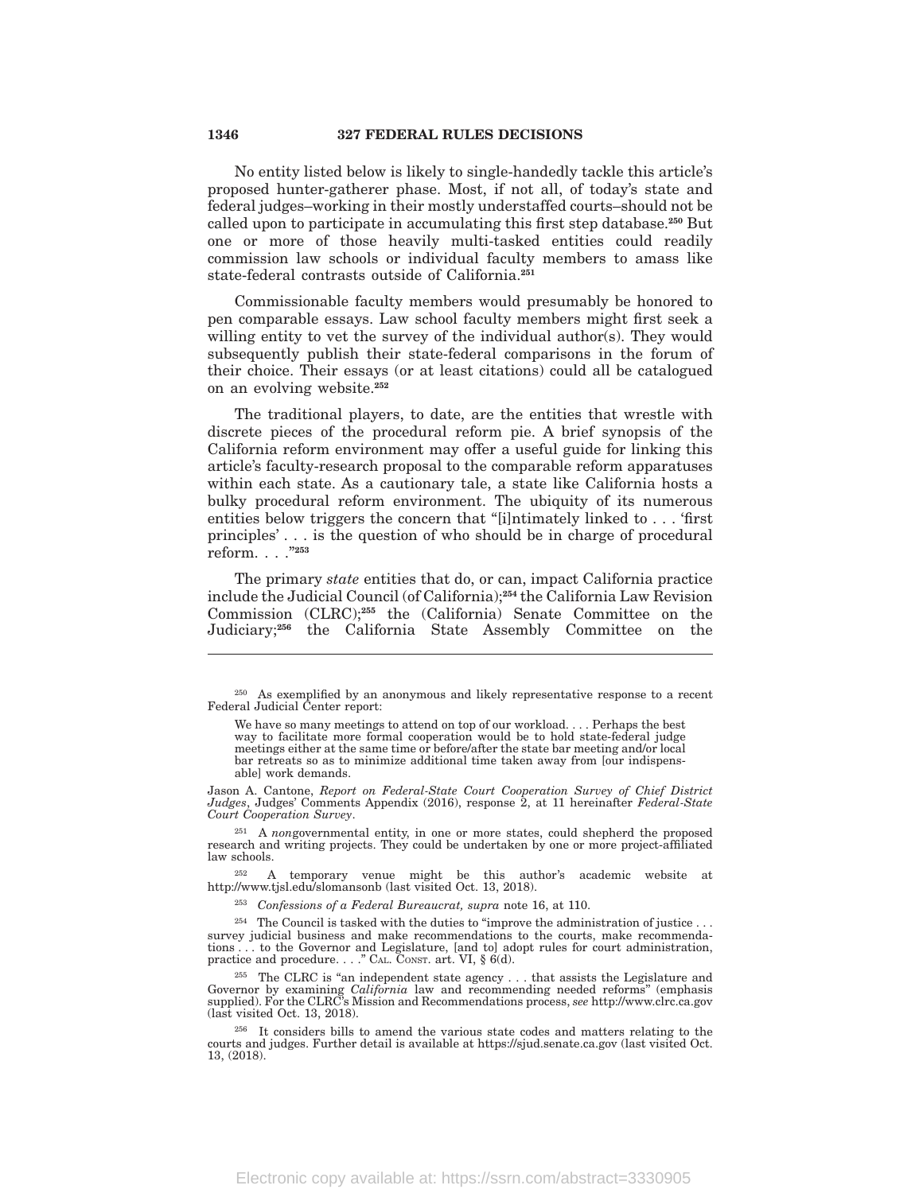No entity listed below is likely to single-handedly tackle this article's proposed hunter-gatherer phase. Most, if not all, of today's state and federal judges–working in their mostly understaffed courts–should not be called upon to participate in accumulating this first step database.[250] But one or more of those heavily multi-tasked entities could readily commission law schools or individual faculty members to amass like state-federal contrasts outside of California.[251]

Commissionable faculty members would presumably be honored to pen comparable essays. Law school faculty members might first seek a willing entity to vet the survey of the individual author(s). They would subsequently publish their state-federal comparisons in the forum of their choice. Their essays (or at least citations) could all be catalogued on an evolving website.[252]

The traditional players, to date, are the entities that wrestle with discrete pieces of the procedural reform pie. A brief synopsis of the California reform environment may offer a useful guide for linking this article's faculty-research proposal to the comparable reform apparatuses within each state. As a cautionary tale, a state like California hosts a bulky procedural reform environment. The ubiquity of its numerous entities below triggers the concern that "[i]ntimately linked to . . . 'first principles' . . . is the question of who should be in charge of procedural reform. . . ."[253]

The primary *state* entities that do, or can, impact California practice include the Judicial Council (of California);[254] the California Law Revision Commission (CLRC);[255] the (California) Senate Committee on the Judiciary;[256] the California State Assembly Committee on the

---

[250] As exemplified by an anonymous and likely representative response to a recent Federal Judicial Center report:

> We have so many meetings to attend on top of our workload. . . . Perhaps the best way to facilitate more formal cooperation would be to hold state-federal judge meetings either at the same time or before/after the state bar meeting and/or local bar retreats so as to minimize additional time taken away from [our indispensable] work demands.

Jason A. Cantone, *Report on Federal-State Court Cooperation Survey of Chief District Judges*, Judges' Comments Appendix (2016), response 2, at 11 hereinafter *Federal-State Court Cooperation Survey*.

[251] A *non*governmental entity, in one or more states, could shepherd the proposed research and writing projects. They could be undertaken by one or more project-affiliated law schools.

[252] A temporary venue might be this author's academic website at http://www.tjsl.edu/slomansonb (last visited Oct. 13, 2018).

[253] *Confessions of a Federal Bureaucrat, supra* note 16, at 110.

[254] The Council is tasked with the duties to "improve the administration of justice . . . survey judicial business and make recommendations to the courts, make recommendations . . . to the Governor and Legislature, [and to] adopt rules for court administration, practice and procedure. . . ." CAL. CONST. art. VI, § 6(d).

[255] The CLRC is "an independent state agency . . . that assists the Legislature and Governor by examining *California* law and recommending needed reforms" (emphasis supplied). For the CLRC's Mission and Recommendations process, *see* http://www.clrc.ca.gov (last visited Oct. 13, 2018).

[256] It considers bills to amend the various state codes and matters relating to the courts and judges. Further detail is available at https://sjud.senate.ca.gov (last visited Oct. 13, (2018).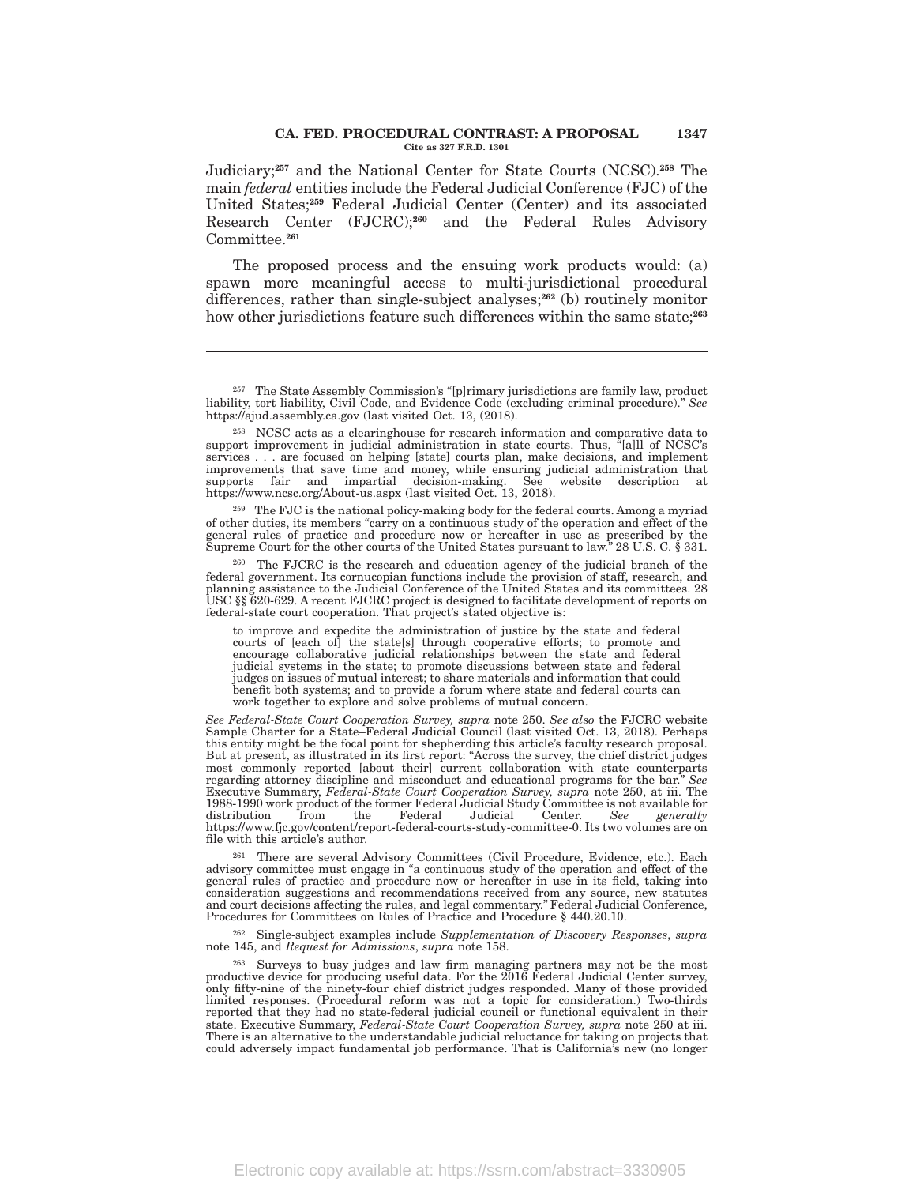Judiciary;[257] and the National Center for State Courts (NCSC).[258] The main *federal* entities include the Federal Judicial Conference (FJC) of the United States;[259] Federal Judicial Center (Center) and its associated Research Center (FJCRC);[260] and the Federal Rules Advisory Committee.[261]

The proposed process and the ensuing work products would: (a) spawn more meaningful access to multi-jurisdictional procedural differences, rather than single-subject analyses;[262] (b) routinely monitor how other jurisdictions feature such differences within the same state;[263]

---

[257] The State Assembly Commission's "[p]rimary jurisdictions are family law, product liability, tort liability, Civil Code, and Evidence Code (excluding criminal procedure)." *See* https://ajud.assembly.ca.gov (last visited Oct. 13, (2018).

[258] NCSC acts as a clearinghouse for research information and comparative data to support improvement in judicial administration in state courts. Thus, "[a]ll of NCSC's services . . . are focused on helping [state] courts plan, make decisions, and implement improvements that save time and money, while ensuring judicial administration that supports fair and impartial decision-making. See website description at https://www.ncsc.org/About-us.aspx (last visited Oct. 13, 2018).

[259] The FJC is the national policy-making body for the federal courts. Among a myriad of other duties, its members "carry on a continuous study of the operation and effect of the general rules of practice and procedure now or hereafter in use as prescribed by the Supreme Court for the other courts of the United States pursuant to law." 28 U.S. C. § 331.

[260] The FJCRC is the research and education agency of the judicial branch of the federal government. Its cornucopian functions include the provision of staff, research, and planning assistance to the Judicial Conference of the United States and its committees. 28 USC §§ 620-629. A recent FJCRC project is designed to facilitate development of reports on federal-state court cooperation. That project's stated objective is:

> to improve and expedite the administration of justice by the state and federal courts of [each of] the state[s] through cooperative efforts; to promote and encourage collaborative judicial relationships between the state and federal judicial systems in the state; to promote discussions between state and federal judges on issues of mutual interest; to share materials and information that could benefit both systems; and to provide a forum where state and federal courts can work together to explore and solve problems of mutual concern.

*See Federal-State Court Cooperation Survey, supra* note 250. *See also* the FJCRC website Sample Charter for a State–Federal Judicial Council (last visited Oct. 13, 2018). Perhaps this entity might be the focal point for shepherding this article's faculty research proposal. But at present, as illustrated in its first report: "Across the survey, the chief district judges most commonly reported [about their] current collaboration with state counterparts regarding attorney discipline and misconduct and educational programs for the bar." *See* Executive Summary, *Federal-State Court Cooperation Survey, supra* note 250, at iii. The 1988-1990 work product of the former Federal Judicial Study Committee is not available for distribution from the Federal Judicial Center. *See generally* https://www.fjc.gov/content/report-federal-courts-study-committee-0. Its two volumes are on file with this article's author.

[261] There are several Advisory Committees (Civil Procedure, Evidence, etc.). Each advisory committee must engage in "a continuous study of the operation and effect of the general rules of practice and procedure now or hereafter in use in its field, taking into consideration suggestions and recommendations received from any source, new statutes and court decisions affecting the rules, and legal commentary." Federal Judicial Conference, Procedures for Committees on Rules of Practice and Procedure § 440.20.10.

[262] Single-subject examples include *Supplementation of Discovery Responses*, *supra* note 145, and *Request for Admissions*, *supra* note 158.

[263] Surveys to busy judges and law firm managing partners may not be the most productive device for producing useful data. For the 2016 Federal Judicial Center survey, only fifty-nine of the ninety-four chief district judges responded. Many of those provided limited responses. (Procedural reform was not a topic for consideration.) Two-thirds reported that they had no state-federal judicial council or functional equivalent in their state. Executive Summary, *Federal-State Court Cooperation Survey, supra* note 250 at iii. There is an alternative to the understandable judicial reluctance for taking on projects that could adversely impact fundamental job performance. That is California's new (no longer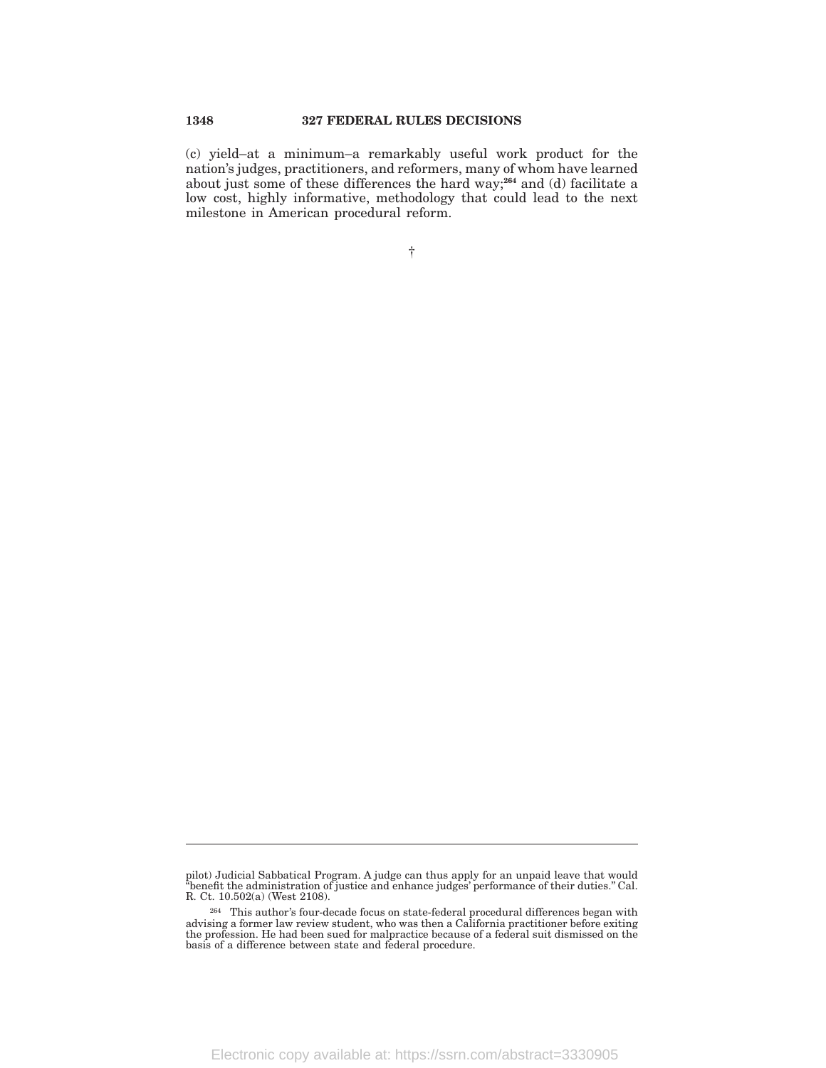(c) yield–at a minimum–a remarkably useful work product for the nation's judges, practitioners, and reformers, many of whom have learned about just some of these differences the hard way;[264] and (d) facilitate a low cost, highly informative, methodology that could lead to the next milestone in American procedural reform.

†

---

pilot) Judicial Sabbatical Program. A judge can thus apply for an unpaid leave that would "benefit the administration of justice and enhance judges' performance of their duties." Cal. R. Ct. 10.502(a) (West 2108).

[264] This author's four-decade focus on state-federal procedural differences began with advising a former law review student, who was then a California practitioner before exiting the profession. He had been sued for malpractice because of a federal suit dismissed on the basis of a difference between state and federal procedure.